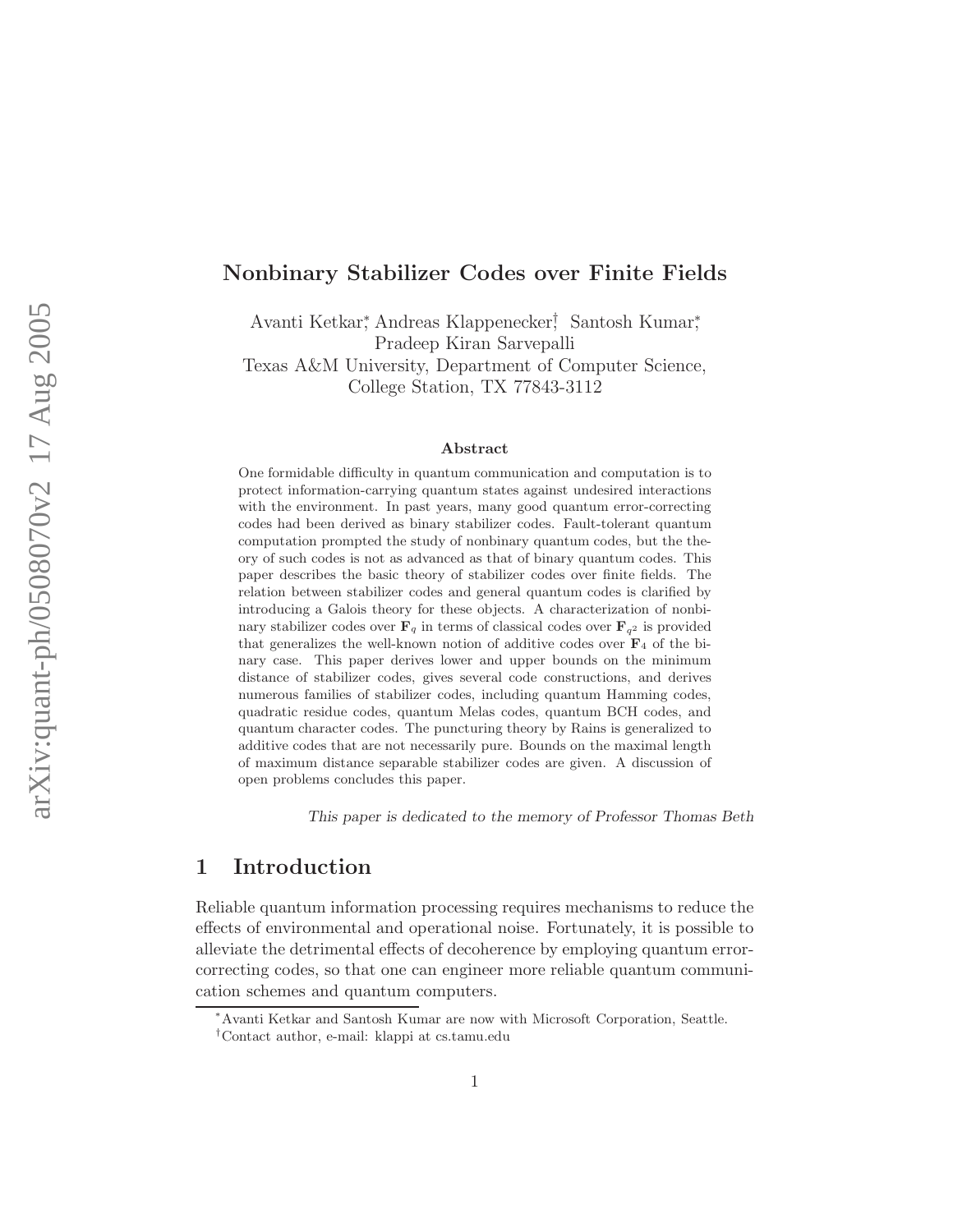# Nonbinary Stabilizer Codes over Finite Fields

Avanti Ketkar[*], Andreas Klappenecker[†], Santosh Kumar[*], Pradeep Kiran Sarvepalli

Texas A&M University, Department of Computer Science, College Station, TX 77843-3112

### Abstract

One formidable difficulty in quantum communication and computation is to protect information-carrying quantum states against undesired interactions with the environment. In past years, many good quantum error-correcting codes had been derived as binary stabilizer codes. Fault-tolerant quantum computation prompted the study of nonbinary quantum codes, but the theory of such codes is not as advanced as that of binary quantum codes. This paper describes the basic theory of stabilizer codes over finite fields. The relation between stabilizer codes and general quantum codes is clarified by introducing a Galois theory for these objects. A characterization of nonbinary stabilizer codes over $\mathbf{F}_q$ in terms of classical codes over $\mathbf{F}_{q^2}$ is provided that generalizes the well-known notion of additive codes over $\mathbf{F}_4$ of the binary case. This paper derives lower and upper bounds on the minimum distance of stabilizer codes, gives several code constructions, and derives numerous families of stabilizer codes, including quantum Hamming codes, quadratic residue codes, quantum Melas codes, quantum BCH codes, and quantum character codes. The puncturing theory by Rains is generalized to additive codes that are not necessarily pure. Bounds on the maximal length of maximum distance separable stabilizer codes are given. A discussion of open problems concludes this paper.

*This paper is dedicated to the memory of Professor Thomas Beth*

## 1 Introduction

Reliable quantum information processing requires mechanisms to reduce the effects of environmental and operational noise. Fortunately, it is possible to alleviate the detrimental effects of decoherence by employing quantum error-correcting codes, so that one can engineer more reliable quantum communication schemes and quantum computers.

[*]Avanti Ketkar and Santosh Kumar are now with Microsoft Corporation, Seattle.

[†]Contact author, e-mail: klappi at cs.tamu.edu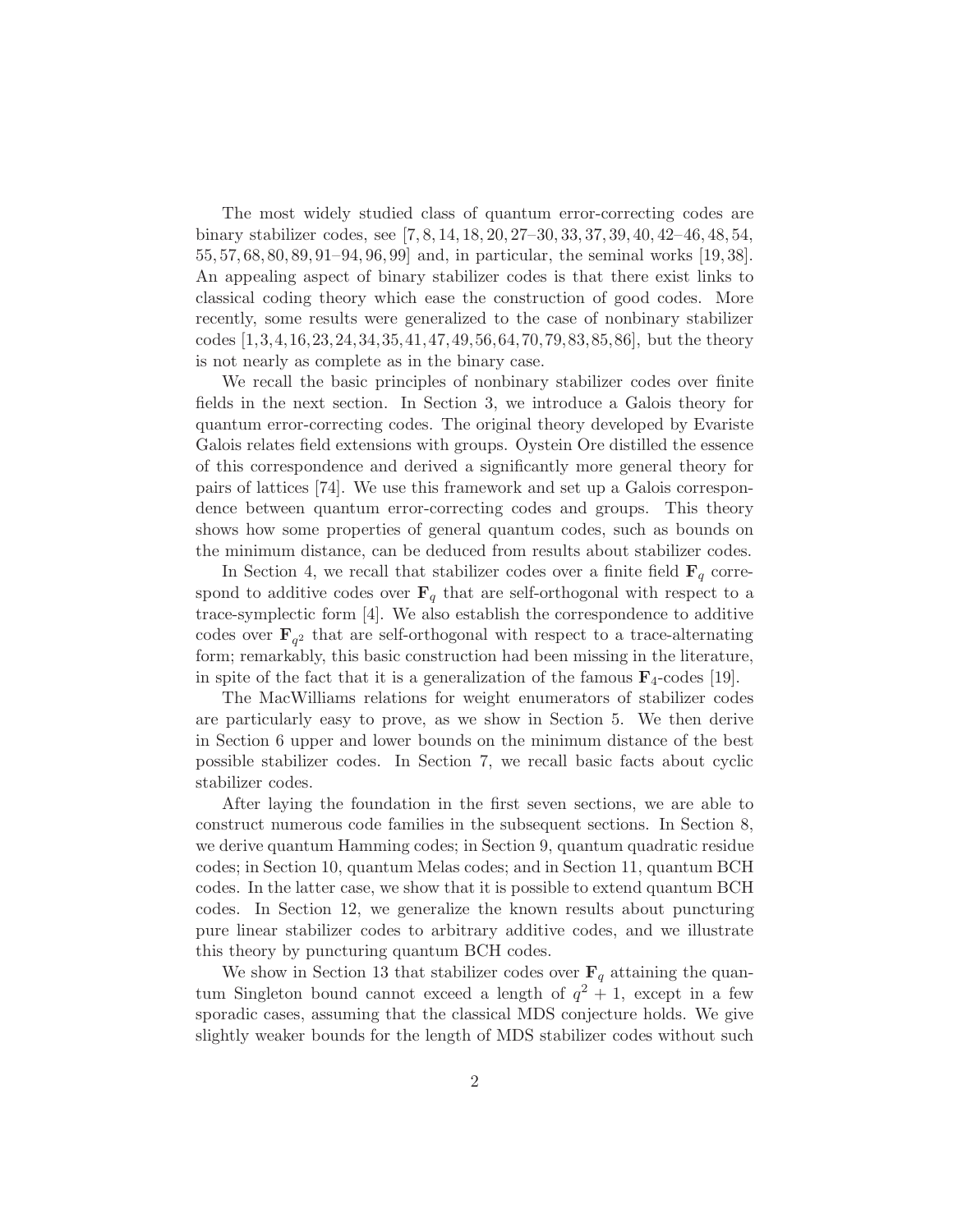The most widely studied class of quantum error-correcting codes are binary stabilizer codes, see [7, 8, 14, 18, 20, 27–30, 33, 37, 39, 40, 42–46, 48, 54, 55, 57, 68, 80, 89, 91–94, 96, 99] and, in particular, the seminal works [19, 38]. An appealing aspect of binary stabilizer codes is that there exist links to classical coding theory which ease the construction of good codes. More recently, some results were generalized to the case of nonbinary stabilizer codes [1, 3, 4, 16, 23, 24, 34, 35, 41, 47, 49, 56, 64, 70, 79, 83, 85, 86], but the theory is not nearly as complete as in the binary case.

We recall the basic principles of nonbinary stabilizer codes over finite fields in the next section. In Section 3, we introduce a Galois theory for quantum error-correcting codes. The original theory developed by Evariste Galois relates field extensions with groups. Oystein Ore distilled the essence of this correspondence and derived a significantly more general theory for pairs of lattices [74]. We use this framework and set up a Galois correspondence between quantum error-correcting codes and groups. This theory shows how some properties of general quantum codes, such as bounds on the minimum distance, can be deduced from results about stabilizer codes.

In Section 4, we recall that stabilizer codes over a finite field $\mathbf{F}_q$ correspond to additive codes over $\mathbf{F}_q$ that are self-orthogonal with respect to a trace-symplectic form [4]. We also establish the correspondence to additive codes over $\mathbf{F}_{q^2}$ that are self-orthogonal with respect to a trace-alternating form; remarkably, this basic construction had been missing in the literature, in spite of the fact that it is a generalization of the famous $\mathbf{F}_4$-codes [19].

The MacWilliams relations for weight enumerators of stabilizer codes are particularly easy to prove, as we show in Section 5. We then derive in Section 6 upper and lower bounds on the minimum distance of the best possible stabilizer codes. In Section 7, we recall basic facts about cyclic stabilizer codes.

After laying the foundation in the first seven sections, we are able to construct numerous code families in the subsequent sections. In Section 8, we derive quantum Hamming codes; in Section 9, quantum quadratic residue codes; in Section 10, quantum Melas codes; and in Section 11, quantum BCH codes. In the latter case, we show that it is possible to extend quantum BCH codes. In Section 12, we generalize the known results about puncturing pure linear stabilizer codes to arbitrary additive codes, and we illustrate this theory by puncturing quantum BCH codes.

We show in Section 13 that stabilizer codes over $\mathbf{F}_q$ attaining the quantum Singleton bound cannot exceed a length of $q^2 + 1$, except in a few sporadic cases, assuming that the classical MDS conjecture holds. We give slightly weaker bounds for the length of MDS stabilizer codes without such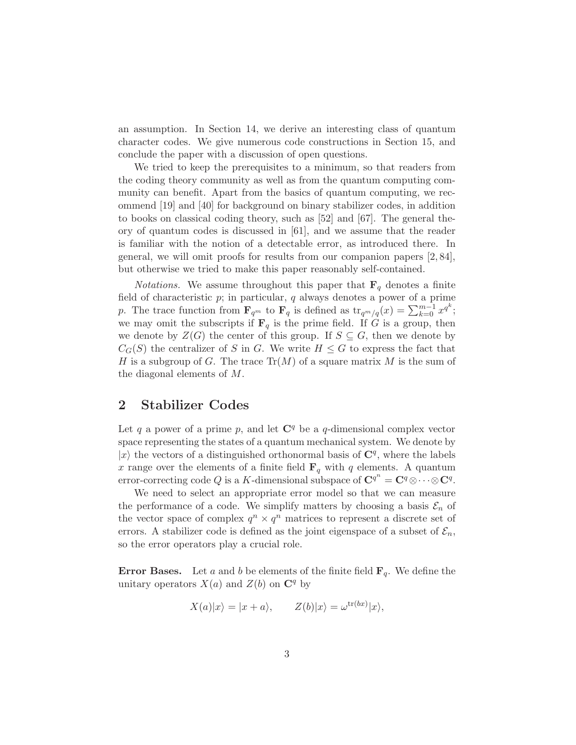an assumption. In Section 14, we derive an interesting class of quantum character codes. We give numerous code constructions in Section 15, and conclude the paper with a discussion of open questions.

We tried to keep the prerequisites to a minimum, so that readers from the coding theory community as well as from the quantum computing community can benefit. Apart from the basics of quantum computing, we recommend [19] and [40] for background on binary stabilizer codes, in addition to books on classical coding theory, such as [52] and [67]. The general theory of quantum codes is discussed in [61], and we assume that the reader is familiar with the notion of a detectable error, as introduced there. In general, we will omit proofs for results from our companion papers [2, 84], but otherwise we tried to make this paper reasonably self-contained.

*Notations.* We assume throughout this paper that $\mathbf{F}_q$ denotes a finite field of characteristic $p$; in particular, $q$ always denotes a power of a prime $p$. The trace function from $\mathbf{F}_{q^m}$ to $\mathbf{F}_q$ is defined as $\operatorname{tr}_{q^m/q}(x) = \sum_{k=0}^{m-1} x^{q^k}$; we may omit the subscripts if $\mathbf{F}_q$ is the prime field. If $G$ is a group, then we denote by $Z(G)$ the center of this group. If $S \subseteq G$, then we denote by $C_G(S)$ the centralizer of $S$ in $G$. We write $H \leq G$ to express the fact that $H$ is a subgroup of $G$. The trace $\operatorname{Tr}(M)$ of a square matrix $M$ is the sum of the diagonal elements of $M$.

## 2 Stabilizer Codes

Let $q$ a power of a prime $p$, and let $\mathbf{C}^q$ be a $q$-dimensional complex vector space representing the states of a quantum mechanical system. We denote by $|x\rangle$ the vectors of a distinguished orthonormal basis of $\mathbf{C}^q$, where the labels $x$ range over the elements of a finite field $\mathbf{F}_q$ with $q$ elements. A quantum error-correcting code $Q$ is a $K$-dimensional subspace of $\mathbf{C}^{q^n} = \mathbf{C}^q \otimes \cdots \otimes \mathbf{C}^q$.

We need to select an appropriate error model so that we can measure the performance of a code. We simplify matters by choosing a basis $\mathcal{E}_n$ of the vector space of complex $q^n \times q^n$ matrices to represent a discrete set of errors. A stabilizer code is defined as the joint eigenspace of a subset of $\mathcal{E}_n$, so the error operators play a crucial role.

**Error Bases.** Let $a$ and $b$ be elements of the finite field $\mathbf{F}_q$. We define the unitary operators $X(a)$ and $Z(b)$ on $\mathbf{C}^q$ by

$$X(a)|x\rangle = |x + a\rangle, \qquad Z(b)|x\rangle = \omega^{\operatorname{tr}(bx)}|x\rangle,$$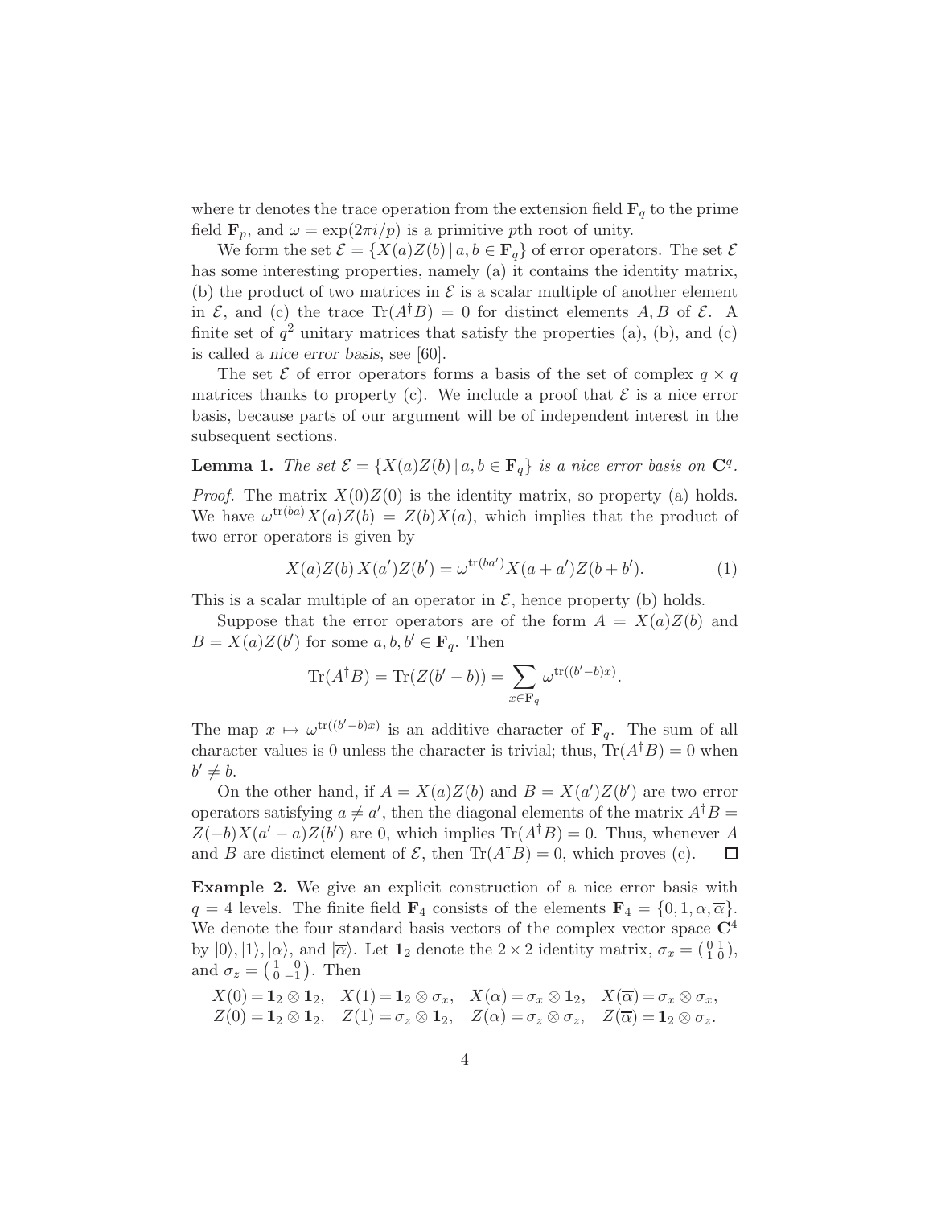where tr denotes the trace operation from the extension field $\mathbf{F}_q$ to the prime field $\mathbf{F}_p$, and $\omega = \exp(2\pi i/p)$ is a primitive $p$th root of unity.

We form the set $\mathcal{E} = \{X(a)Z(b) \,|\, a, b \in \mathbf{F}_q\}$ of error operators. The set $\mathcal{E}$ has some interesting properties, namely (a) it contains the identity matrix, (b) the product of two matrices in $\mathcal{E}$ is a scalar multiple of another element in $\mathcal{E}$, and (c) the trace $\mathrm{Tr}(A^\dagger B) = 0$ for distinct elements $A, B$ of $\mathcal{E}$. A finite set of $q^2$ unitary matrices that satisfy the properties (a), (b), and (c) is called a *nice error basis*, see [60].

The set $\mathcal{E}$ of error operators forms a basis of the set of complex $q \times q$ matrices thanks to property (c). We include a proof that $\mathcal{E}$ is a nice error basis, because parts of our argument will be of independent interest in the subsequent sections.

**Lemma 1.** *The set $\mathcal{E} = \{X(a)Z(b) \,|\, a, b \in \mathbf{F}_q\}$ is a nice error basis on $\mathbf{C}^q$.*

*Proof.* The matrix $X(0)Z(0)$ is the identity matrix, so property (a) holds. We have $\omega^{\mathrm{tr}(ba)}X(a)Z(b) = Z(b)X(a)$, which implies that the product of two error operators is given by

$$X(a)Z(b)\,X(a')Z(b') = \omega^{\mathrm{tr}(ba')}X(a + a')Z(b + b'). \tag{1}$$

This is a scalar multiple of an operator in $\mathcal{E}$, hence property (b) holds.

Suppose that the error operators are of the form $A = X(a)Z(b)$ and $B = X(a)Z(b')$ for some $a, b, b' \in \mathbf{F}_q$. Then

$$\mathrm{Tr}(A^\dagger B) = \mathrm{Tr}(Z(b' - b)) = \sum_{x \in \mathbf{F}_q} \omega^{\mathrm{tr}((b'-b)x)}.$$

The map $x \mapsto \omega^{\mathrm{tr}((b'-b)x)}$ is an additive character of $\mathbf{F}_q$. The sum of all character values is 0 unless the character is trivial; thus, $\mathrm{Tr}(A^\dagger B) = 0$ when $b' \neq b$.

On the other hand, if $A = X(a)Z(b)$ and $B = X(a')Z(b')$ are two error operators satisfying $a \neq a'$, then the diagonal elements of the matrix $A^\dagger B = Z(-b)X(a' - a)Z(b')$ are 0, which implies $\mathrm{Tr}(A^\dagger B) = 0$. Thus, whenever $A$ and $B$ are distinct element of $\mathcal{E}$, then $\mathrm{Tr}(A^\dagger B) = 0$, which proves (c). $\square$

**Example 2.** We give an explicit construction of a nice error basis with $q = 4$ levels. The finite field $\mathbf{F}_4$ consists of the elements $\mathbf{F}_4 = \{0, 1, \alpha, \overline{\alpha}\}$. We denote the four standard basis vectors of the complex vector space $\mathbf{C}^4$ by $|0\rangle, |1\rangle, |\alpha\rangle$, and $|\overline{\alpha}\rangle$. Let $\mathbf{1}_2$ denote the $2 \times 2$ identity matrix, $\sigma_x = \left(\begin{smallmatrix} 0 & 1 \\ 1 & 0 \end{smallmatrix}\right)$, and $\sigma_z = \left(\begin{smallmatrix} 1 & 0 \\ 0 & -1 \end{smallmatrix}\right)$. Then

$$\begin{array}{llll}
X(0) = \mathbf{1}_2 \otimes \mathbf{1}_2, & X(1) = \mathbf{1}_2 \otimes \sigma_x, & X(\alpha) = \sigma_x \otimes \mathbf{1}_2, & X(\overline{\alpha}) = \sigma_x \otimes \sigma_x, \\
Z(0) = \mathbf{1}_2 \otimes \mathbf{1}_2, & Z(1) = \sigma_z \otimes \mathbf{1}_2, & Z(\alpha) = \sigma_z \otimes \sigma_z, & Z(\overline{\alpha}) = \mathbf{1}_2 \otimes \sigma_z.
\end{array}$$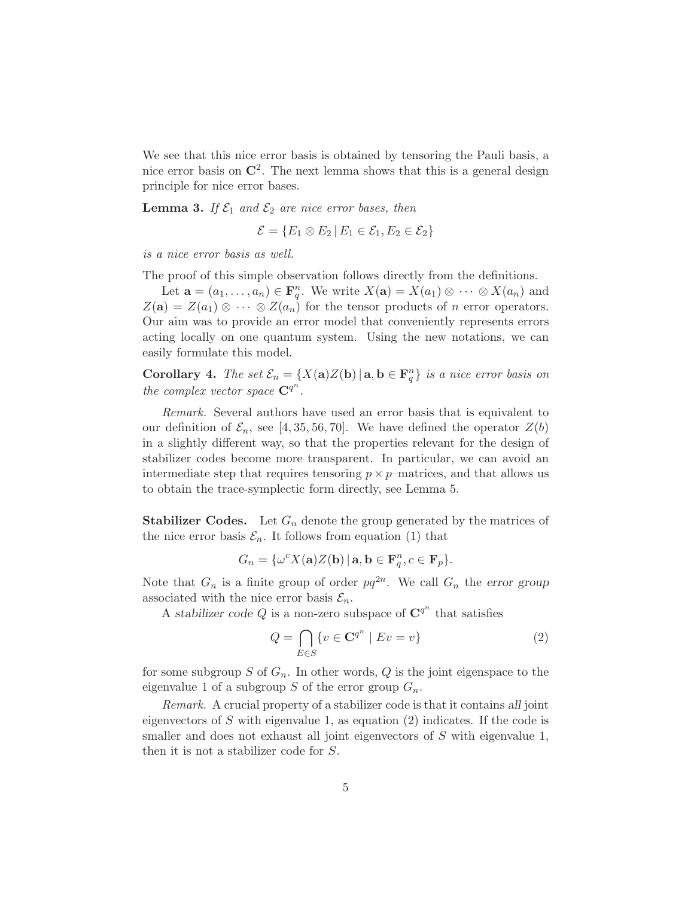We see that this nice error basis is obtained by tensoring the Pauli basis, a nice error basis on $\mathbf{C}^2$. The next lemma shows that this is a general design principle for nice error bases.

**Lemma 3.** *If $\mathcal{E}_1$ and $\mathcal{E}_2$ are nice error bases, then*

$$\mathcal{E} = \{E_1 \otimes E_2 \,|\, E_1 \in \mathcal{E}_1, E_2 \in \mathcal{E}_2\}$$

*is a nice error basis as well.*

The proof of this simple observation follows directly from the definitions.

Let $\mathbf{a} = (a_1, \ldots, a_n) \in \mathbf{F}_q^n$. We write $X(\mathbf{a}) = X(a_1) \otimes \cdots \otimes X(a_n)$ and $Z(\mathbf{a}) = Z(a_1) \otimes \cdots \otimes Z(a_n)$ for the tensor products of $n$ error operators. Our aim was to provide an error model that conveniently represents errors acting locally on one quantum system. Using the new notations, we can easily formulate this model.

**Corollary 4.** *The set $\mathcal{E}_n = \{X(\mathbf{a})Z(\mathbf{b}) \,|\, \mathbf{a}, \mathbf{b} \in \mathbf{F}_q^n\}$ is a nice error basis on the complex vector space $\mathbf{C}^{q^n}$.*

*Remark.* Several authors have used an error basis that is equivalent to our definition of $\mathcal{E}_n$, see [4, 35, 56, 70]. We have defined the operator $Z(b)$ in a slightly different way, so that the properties relevant for the design of stabilizer codes become more transparent. In particular, we can avoid an intermediate step that requires tensoring $p \times p$–matrices, and that allows us to obtain the trace-symplectic form directly, see Lemma 5.

**Stabilizer Codes.** Let $G_n$ denote the group generated by the matrices of the nice error basis $\mathcal{E}_n$. It follows from equation (1) that

$$G_n = \{\omega^c X(\mathbf{a})Z(\mathbf{b}) \,|\, \mathbf{a}, \mathbf{b} \in \mathbf{F}_q^n, c \in \mathbf{F}_p\}.$$

Note that $G_n$ is a finite group of order $pq^{2n}$. We call $G_n$ the *error group* associated with the nice error basis $\mathcal{E}_n$.

A *stabilizer code* $Q$ is a non-zero subspace of $\mathbf{C}^{q^n}$ that satisfies

$$Q = \bigcap_{E \in S} \{v \in \mathbf{C}^{q^n} \mid Ev = v\} \tag{2}$$

for some subgroup $S$ of $G_n$. In other words, $Q$ is the joint eigenspace to the eigenvalue 1 of a subgroup $S$ of the error group $G_n$.

*Remark.* A crucial property of a stabilizer code is that it contains *all* joint eigenvectors of $S$ with eigenvalue 1, as equation (2) indicates. If the code is smaller and does not exhaust all joint eigenvectors of $S$ with eigenvalue 1, then it is not a stabilizer code for $S$.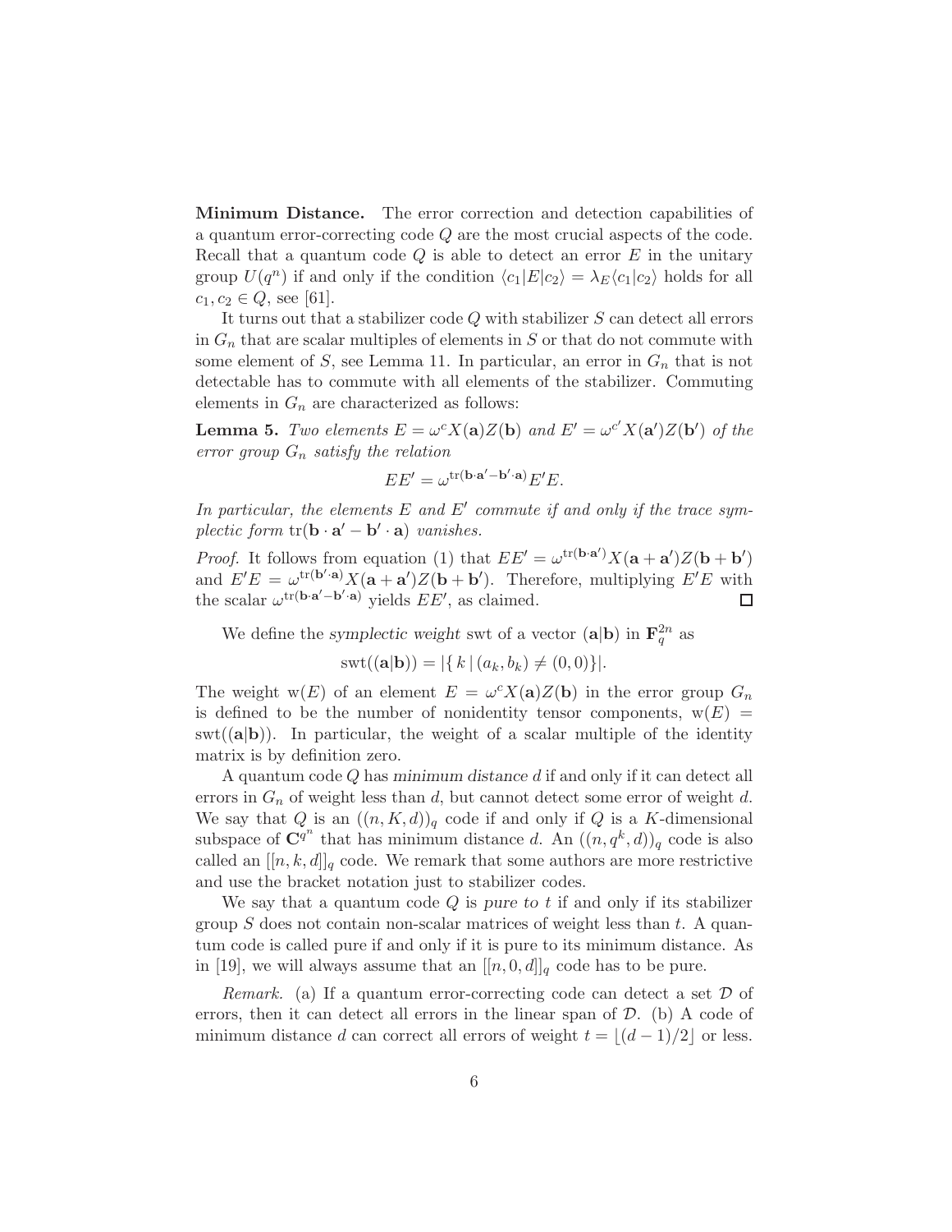**Minimum Distance.** The error correction and detection capabilities of a quantum error-correcting code $Q$ are the most crucial aspects of the code. Recall that a quantum code $Q$ is able to detect an error $E$ in the unitary group $U(q^n)$ if and only if the condition $\langle c_1|E|c_2\rangle = \lambda_E\langle c_1|c_2\rangle$ holds for all $c_1, c_2 \in Q$, see [61].

It turns out that a stabilizer code $Q$ with stabilizer $S$ can detect all errors in $G_n$ that are scalar multiples of elements in $S$ or that do not commute with some element of $S$, see Lemma 11. In particular, an error in $G_n$ that is not detectable has to commute with all elements of the stabilizer. Commuting elements in $G_n$ are characterized as follows:

**Lemma 5.** *Two elements $E = \omega^c X(\mathbf{a})Z(\mathbf{b})$ and $E' = \omega^{c'} X(\mathbf{a}')Z(\mathbf{b}')$ of the error group $G_n$ satisfy the relation*

$$EE' = \omega^{\operatorname{tr}(\mathbf{b}\cdot\mathbf{a}'-\mathbf{b}'\cdot\mathbf{a})}E'E.$$

*In particular, the elements $E$ and $E'$ commute if and only if the trace symplectic form $\operatorname{tr}(\mathbf{b}\cdot\mathbf{a}'-\mathbf{b}'\cdot\mathbf{a})$ vanishes.*

*Proof.* It follows from equation (1) that $EE' = \omega^{\operatorname{tr}(\mathbf{b}\cdot\mathbf{a}')}X(\mathbf{a}+\mathbf{a}')Z(\mathbf{b}+\mathbf{b}')$ and $E'E = \omega^{\operatorname{tr}(\mathbf{b}'\cdot\mathbf{a})}X(\mathbf{a}+\mathbf{a}')Z(\mathbf{b}+\mathbf{b}')$. Therefore, multiplying $E'E$ with the scalar $\omega^{\operatorname{tr}(\mathbf{b}\cdot\mathbf{a}'-\mathbf{b}'\cdot\mathbf{a})}$ yields $EE'$, as claimed. ∎

We define the *symplectic weight* swt of a vector $(\mathbf{a}|\mathbf{b})$ in $\mathbf{F}_q^{2n}$ as

$$\operatorname{swt}((\mathbf{a}|\mathbf{b})) = |\{\, k \mid (a_k, b_k) \neq (0,0)\}|.$$

The weight $\operatorname{w}(E)$ of an element $E = \omega^c X(\mathbf{a})Z(\mathbf{b})$ in the error group $G_n$ is defined to be the number of nonidentity tensor components, $\operatorname{w}(E) = \operatorname{swt}((\mathbf{a}|\mathbf{b}))$. In particular, the weight of a scalar multiple of the identity matrix is by definition zero.

A quantum code $Q$ has *minimum distance* $d$ if and only if it can detect all errors in $G_n$ of weight less than $d$, but cannot detect some error of weight $d$. We say that $Q$ is an $((n,K,d))_q$ code if and only if $Q$ is a $K$-dimensional subspace of $\mathbf{C}^{q^n}$ that has minimum distance $d$. An $((n,q^k,d))_q$ code is also called an $[[n,k,d]]_q$ code. We remark that some authors are more restrictive and use the bracket notation just to stabilizer codes.

We say that a quantum code $Q$ is *pure to* $t$ if and only if its stabilizer group $S$ does not contain non-scalar matrices of weight less than $t$. A quantum code is called pure if and only if it is pure to its minimum distance. As in [19], we will always assume that an $[[n,0,d]]_q$ code has to be pure.

*Remark.* (a) If a quantum error-correcting code can detect a set $\mathcal{D}$ of errors, then it can detect all errors in the linear span of $\mathcal{D}$. (b) A code of minimum distance $d$ can correct all errors of weight $t = \lfloor (d-1)/2 \rfloor$ or less.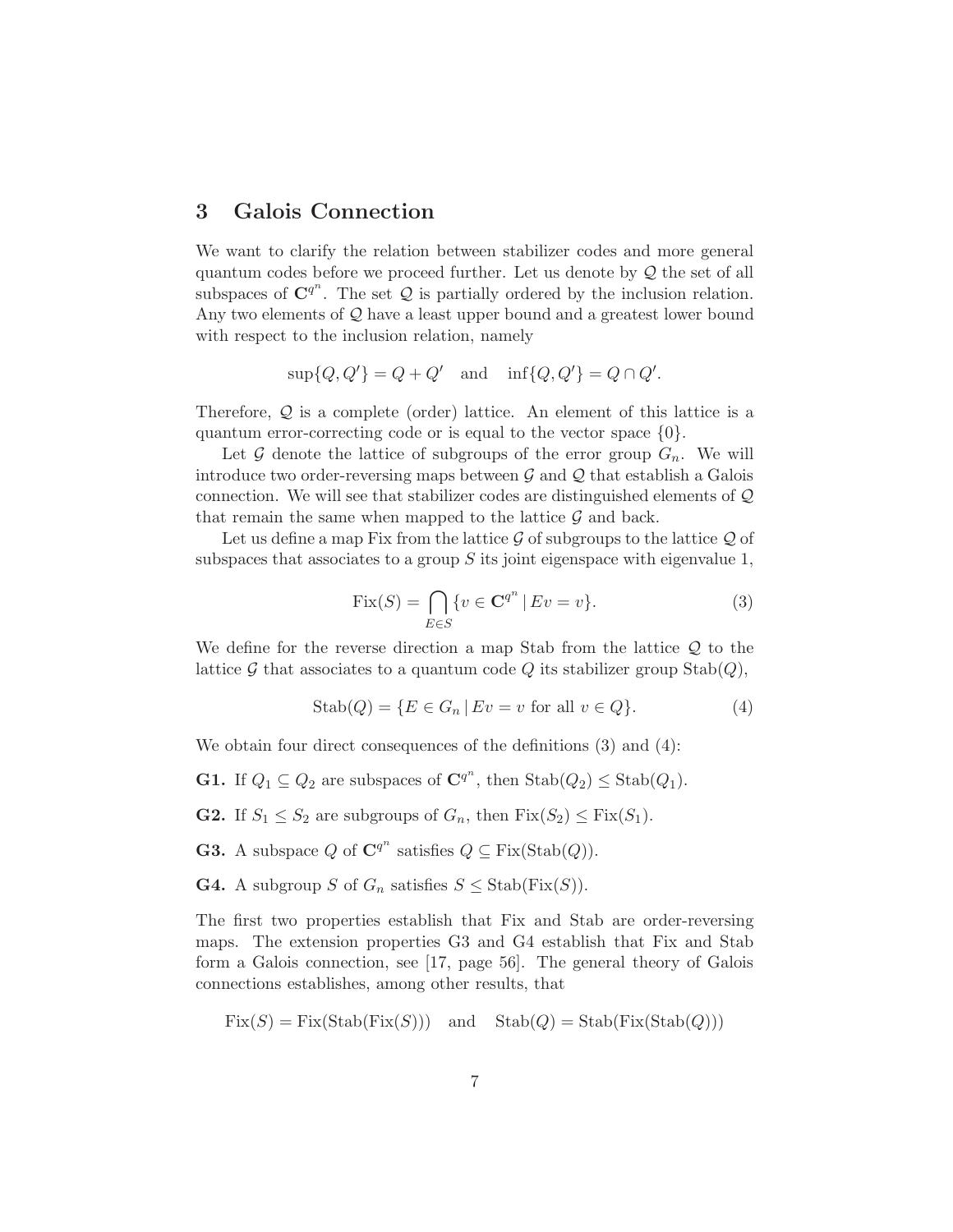## 3 Galois Connection

We want to clarify the relation between stabilizer codes and more general quantum codes before we proceed further. Let us denote by $\mathcal{Q}$ the set of all subspaces of $\mathbf{C}^{q^n}$. The set $\mathcal{Q}$ is partially ordered by the inclusion relation. Any two elements of $\mathcal{Q}$ have a least upper bound and a greatest lower bound with respect to the inclusion relation, namely

$$\sup\{Q, Q'\} = Q + Q' \quad \text{and} \quad \inf\{Q, Q'\} = Q \cap Q'.$$

Therefore, $\mathcal{Q}$ is a complete (order) lattice. An element of this lattice is a quantum error-correcting code or is equal to the vector space $\{0\}$.

Let $\mathcal{G}$ denote the lattice of subgroups of the error group $G_n$. We will introduce two order-reversing maps between $\mathcal{G}$ and $\mathcal{Q}$ that establish a Galois connection. We will see that stabilizer codes are distinguished elements of $\mathcal{Q}$ that remain the same when mapped to the lattice $\mathcal{G}$ and back.

Let us define a map Fix from the lattice $\mathcal{G}$ of subgroups to the lattice $\mathcal{Q}$ of subspaces that associates to a group $S$ its joint eigenspace with eigenvalue 1,

$$\mathrm{Fix}(S) = \bigcap_{E \in S} \{v \in \mathbf{C}^{q^n} \,|\, Ev = v\}. \tag{3}$$

We define for the reverse direction a map Stab from the lattice $\mathcal{Q}$ to the lattice $\mathcal{G}$ that associates to a quantum code $Q$ its stabilizer group $\mathrm{Stab}(Q)$,

$$\mathrm{Stab}(Q) = \{E \in G_n \,|\, Ev = v \text{ for all } v \in Q\}. \tag{4}$$

We obtain four direct consequences of the definitions (3) and (4):

**G1.** If $Q_1 \subseteq Q_2$ are subspaces of $\mathbf{C}^{q^n}$, then $\mathrm{Stab}(Q_2) \leq \mathrm{Stab}(Q_1)$.

**G2.** If $S_1 \leq S_2$ are subgroups of $G_n$, then $\mathrm{Fix}(S_2) \leq \mathrm{Fix}(S_1)$.

**G3.** A subspace $Q$ of $\mathbf{C}^{q^n}$ satisfies $Q \subseteq \mathrm{Fix}(\mathrm{Stab}(Q))$.

**G4.** A subgroup $S$ of $G_n$ satisfies $S \leq \mathrm{Stab}(\mathrm{Fix}(S))$.

The first two properties establish that Fix and Stab are order-reversing maps. The extension properties G3 and G4 establish that Fix and Stab form a Galois connection, see [17, page 56]. The general theory of Galois connections establishes, among other results, that

$$\mathrm{Fix}(S) = \mathrm{Fix}(\mathrm{Stab}(\mathrm{Fix}(S))) \quad \text{and} \quad \mathrm{Stab}(Q) = \mathrm{Stab}(\mathrm{Fix}(\mathrm{Stab}(Q)))$$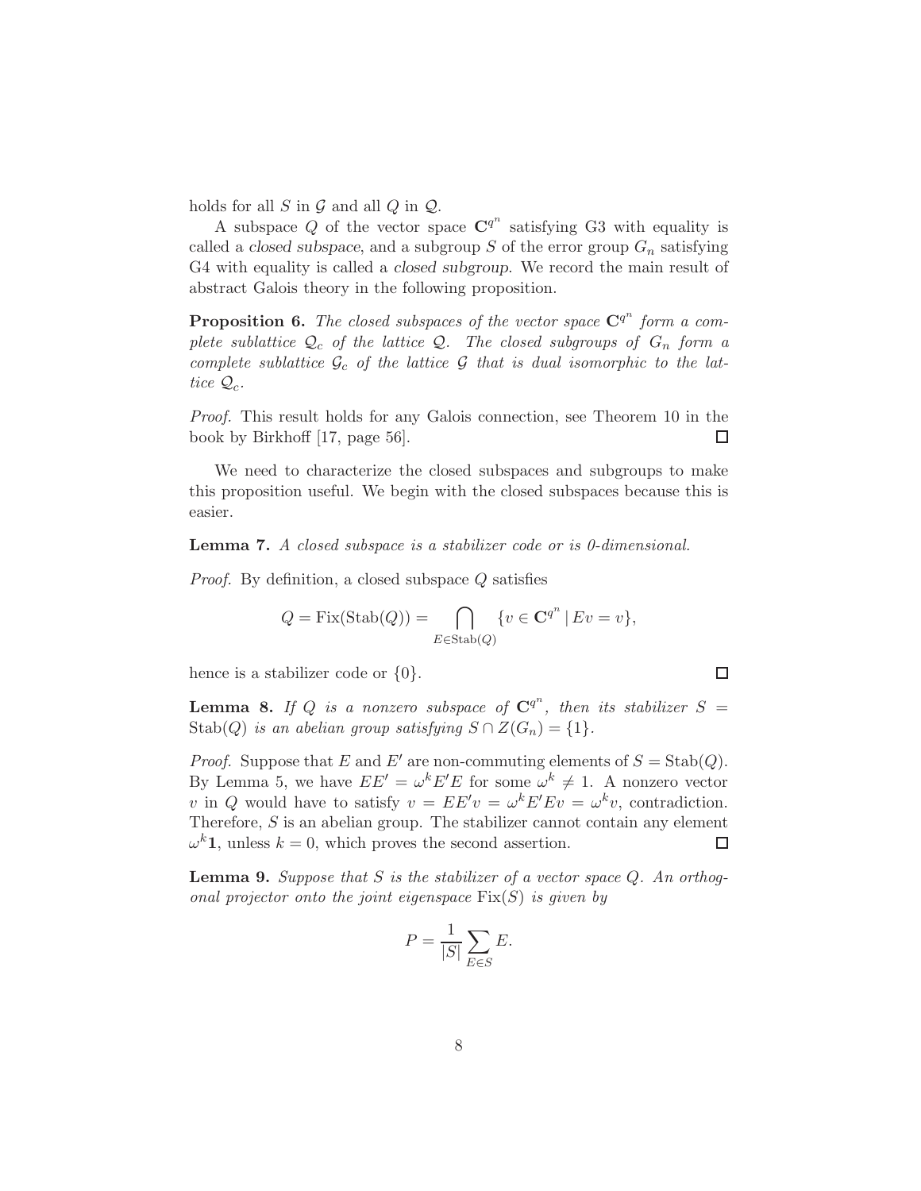holds for all $S$ in $\mathcal{G}$ and all $Q$ in $\mathcal{Q}$.

A subspace $Q$ of the vector space $\mathbf{C}^{q^n}$ satisfying G3 with equality is called a *closed subspace*, and a subgroup $S$ of the error group $G_n$ satisfying G4 with equality is called a *closed subgroup*. We record the main result of abstract Galois theory in the following proposition.

**Proposition 6.** *The closed subspaces of the vector space $\mathbf{C}^{q^n}$ form a complete sublattice $\mathcal{Q}_c$ of the lattice $\mathcal{Q}$. The closed subgroups of $G_n$ form a complete sublattice $\mathcal{G}_c$ of the lattice $\mathcal{G}$ that is dual isomorphic to the lattice $\mathcal{Q}_c$.*

*Proof.* This result holds for any Galois connection, see Theorem 10 in the book by Birkhoff [17, page 56]. $\square$

We need to characterize the closed subspaces and subgroups to make this proposition useful. We begin with the closed subspaces because this is easier.

**Lemma 7.** *A closed subspace is a stabilizer code or is 0-dimensional.*

*Proof.* By definition, a closed subspace $Q$ satisfies

$$Q = \mathrm{Fix}(\mathrm{Stab}(Q)) = \bigcap_{E \in \mathrm{Stab}(Q)} \{v \in \mathbf{C}^{q^n} \,|\, Ev = v\},$$

hence is a stabilizer code or $\{0\}$. $\square$

**Lemma 8.** *If $Q$ is a nonzero subspace of $\mathbf{C}^{q^n}$, then its stabilizer $S = \mathrm{Stab}(Q)$ is an abelian group satisfying $S \cap Z(G_n) = \{1\}$.*

*Proof.* Suppose that $E$ and $E'$ are non-commuting elements of $S = \mathrm{Stab}(Q)$. By Lemma 5, we have $EE' = \omega^k E'E$ for some $\omega^k \neq 1$. A nonzero vector $v$ in $Q$ would have to satisfy $v = EE'v = \omega^k E'Ev = \omega^k v$, contradiction. Therefore, $S$ is an abelian group. The stabilizer cannot contain any element $\omega^k \mathbf{1}$, unless $k = 0$, which proves the second assertion. $\square$

**Lemma 9.** *Suppose that $S$ is the stabilizer of a vector space $Q$. An orthogonal projector onto the joint eigenspace $\mathrm{Fix}(S)$ is given by*

$$P = \frac{1}{|S|} \sum_{E \in S} E.$$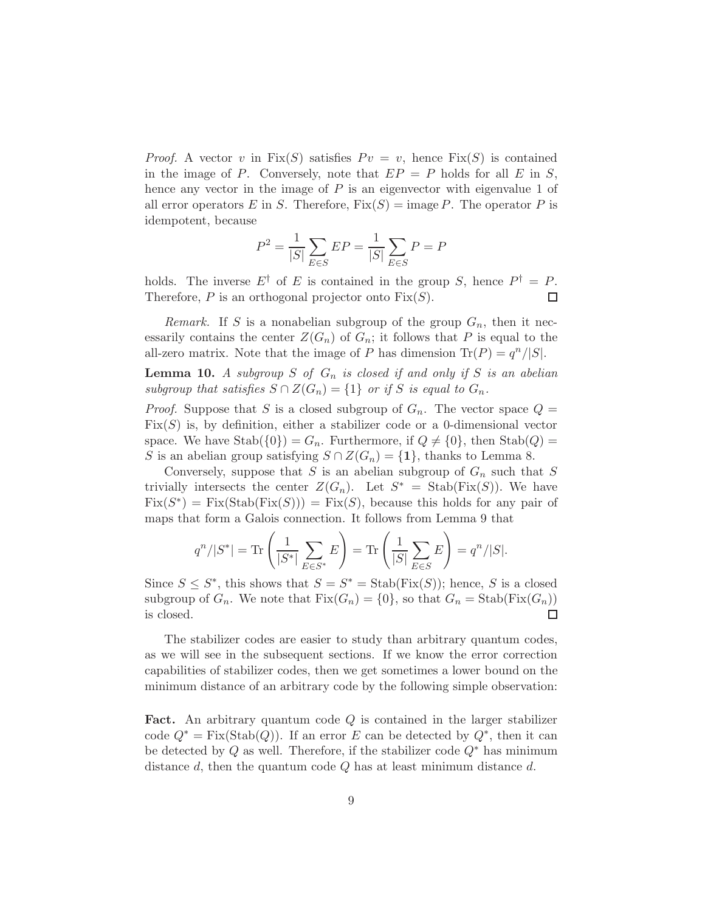*Proof.* A vector $v$ in $\mathrm{Fix}(S)$ satisfies $Pv = v$, hence $\mathrm{Fix}(S)$ is contained in the image of $P$. Conversely, note that $EP = P$ holds for all $E$ in $S$, hence any vector in the image of $P$ is an eigenvector with eigenvalue 1 of all error operators $E$ in $S$. Therefore, $\mathrm{Fix}(S) = \mathrm{image}\, P$. The operator $P$ is idempotent, because

$$P^2 = \frac{1}{|S|}\sum_{E\in S} EP = \frac{1}{|S|}\sum_{E\in S} P = P$$

holds. The inverse $E^\dagger$ of $E$ is contained in the group $S$, hence $P^\dagger = P$. Therefore, $P$ is an orthogonal projector onto $\mathrm{Fix}(S)$. ◻

*Remark.* If $S$ is a nonabelian subgroup of the group $G_n$, then it necessarily contains the center $Z(G_n)$ of $G_n$; it follows that $P$ is equal to the all-zero matrix. Note that the image of $P$ has dimension $\mathrm{Tr}(P) = q^n/|S|$.

**Lemma 10.** *A subgroup $S$ of $G_n$ is closed if and only if $S$ is an abelian subgroup that satisfies $S \cap Z(G_n) = \{1\}$ or if $S$ is equal to $G_n$.*

*Proof.* Suppose that $S$ is a closed subgroup of $G_n$. The vector space $Q = \mathrm{Fix}(S)$ is, by definition, either a stabilizer code or a 0-dimensional vector space. We have $\mathrm{Stab}(\{0\}) = G_n$. Furthermore, if $Q \neq \{0\}$, then $\mathrm{Stab}(Q) = S$ is an abelian group satisfying $S \cap Z(G_n) = \{\mathbf{1}\}$, thanks to Lemma 8.

Conversely, suppose that $S$ is an abelian subgroup of $G_n$ such that $S$ trivially intersects the center $Z(G_n)$. Let $S^* = \mathrm{Stab}(\mathrm{Fix}(S))$. We have $\mathrm{Fix}(S^*) = \mathrm{Fix}(\mathrm{Stab}(\mathrm{Fix}(S))) = \mathrm{Fix}(S)$, because this holds for any pair of maps that form a Galois connection. It follows from Lemma 9 that

$$q^n/|S^*| = \mathrm{Tr}\left(\frac{1}{|S^*|}\sum_{E\in S^*} E\right) = \mathrm{Tr}\left(\frac{1}{|S|}\sum_{E\in S} E\right) = q^n/|S|.$$

Since $S \le S^*$, this shows that $S = S^* = \mathrm{Stab}(\mathrm{Fix}(S))$; hence, $S$ is a closed subgroup of $G_n$. We note that $\mathrm{Fix}(G_n) = \{0\}$, so that $G_n = \mathrm{Stab}(\mathrm{Fix}(G_n))$ is closed. ◻

The stabilizer codes are easier to study than arbitrary quantum codes, as we will see in the subsequent sections. If we know the error correction capabilities of stabilizer codes, then we get sometimes a lower bound on the minimum distance of an arbitrary code by the following simple observation:

**Fact.** An arbitrary quantum code $Q$ is contained in the larger stabilizer code $Q^* = \mathrm{Fix}(\mathrm{Stab}(Q))$. If an error $E$ can be detected by $Q^*$, then it can be detected by $Q$ as well. Therefore, if the stabilizer code $Q^*$ has minimum distance $d$, then the quantum code $Q$ has at least minimum distance $d$.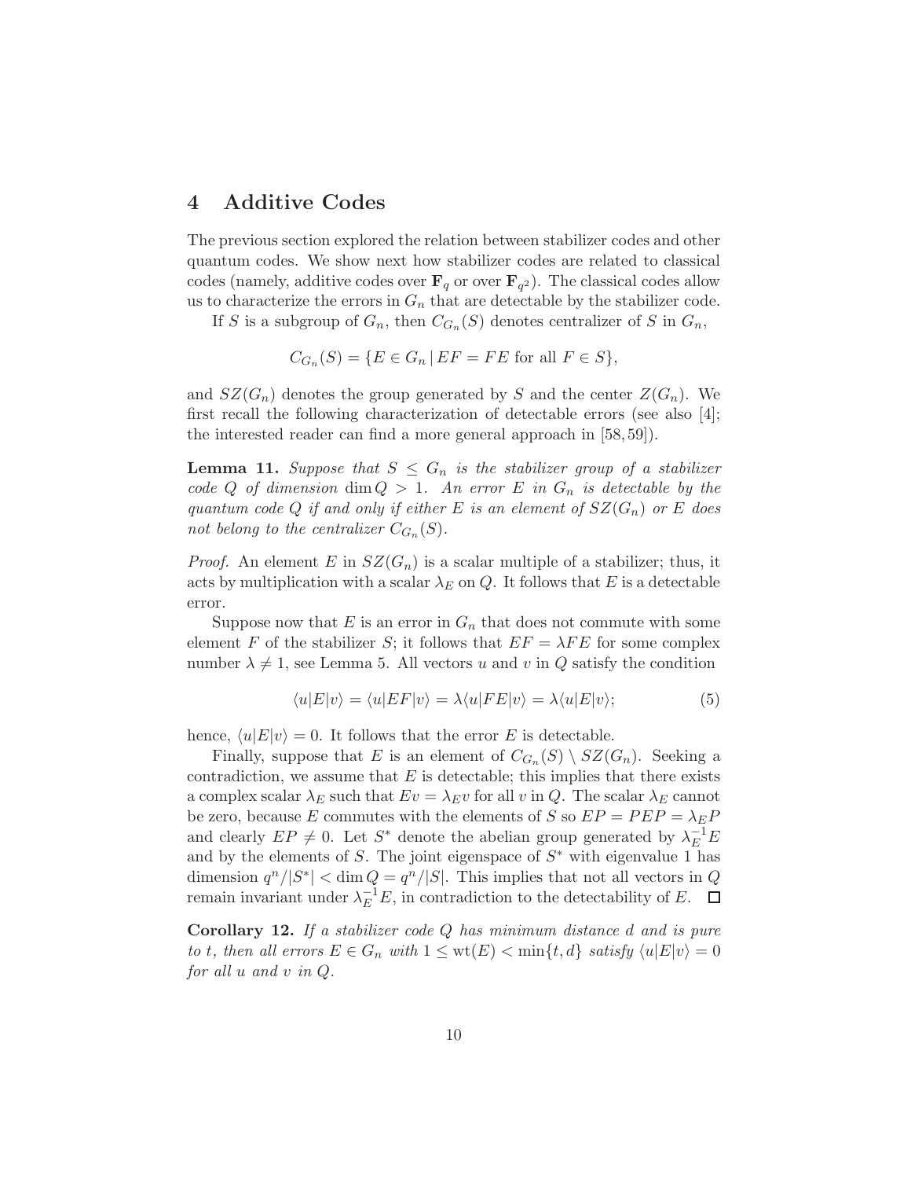## 4 Additive Codes

The previous section explored the relation between stabilizer codes and other quantum codes. We show next how stabilizer codes are related to classical codes (namely, additive codes over $\mathbf{F}_q$ or over $\mathbf{F}_{q^2}$). The classical codes allow us to characterize the errors in $G_n$ that are detectable by the stabilizer code.

If $S$ is a subgroup of $G_n$, then $C_{G_n}(S)$ denotes centralizer of $S$ in $G_n$,

$$C_{G_n}(S) = \{E \in G_n \mid EF = FE \text{ for all } F \in S\},$$

and $SZ(G_n)$ denotes the group generated by $S$ and the center $Z(G_n)$. We first recall the following characterization of detectable errors (see also [4]; the interested reader can find a more general approach in [58, 59]).

**Lemma 11.** *Suppose that $S \leq G_n$ is the stabilizer group of a stabilizer code $Q$ of dimension $\dim Q > 1$. An error $E$ in $G_n$ is detectable by the quantum code $Q$ if and only if either $E$ is an element of $SZ(G_n)$ or $E$ does not belong to the centralizer $C_{G_n}(S)$.*

*Proof.* An element $E$ in $SZ(G_n)$ is a scalar multiple of a stabilizer; thus, it acts by multiplication with a scalar $\lambda_E$ on $Q$. It follows that $E$ is a detectable error.

Suppose now that $E$ is an error in $G_n$ that does not commute with some element $F$ of the stabilizer $S$; it follows that $EF = \lambda FE$ for some complex number $\lambda \neq 1$, see Lemma 5. All vectors $u$ and $v$ in $Q$ satisfy the condition

$$\langle u|E|v\rangle = \langle u|EF|v\rangle = \lambda\langle u|FE|v\rangle = \lambda\langle u|E|v\rangle; \tag{5}$$

hence, $\langle u|E|v\rangle = 0$. It follows that the error $E$ is detectable.

Finally, suppose that $E$ is an element of $C_{G_n}(S) \setminus SZ(G_n)$. Seeking a contradiction, we assume that $E$ is detectable; this implies that there exists a complex scalar $\lambda_E$ such that $Ev = \lambda_E v$ for all $v$ in $Q$. The scalar $\lambda_E$ cannot be zero, because $E$ commutes with the elements of $S$ so $EP = PEP = \lambda_E P$ and clearly $EP \neq 0$. Let $S^*$ denote the abelian group generated by $\lambda_E^{-1}E$ and by the elements of $S$. The joint eigenspace of $S^*$ with eigenvalue 1 has dimension $q^n/|S^*| < \dim Q = q^n/|S|$. This implies that not all vectors in $Q$ remain invariant under $\lambda_E^{-1}E$, in contradiction to the detectability of $E$. $\square$

**Corollary 12.** *If a stabilizer code $Q$ has minimum distance $d$ and is pure to $t$, then all errors $E \in G_n$ with $1 \leq \mathrm{wt}(E) < \min\{t, d\}$ satisfy $\langle u|E|v\rangle = 0$ for all $u$ and $v$ in $Q$.*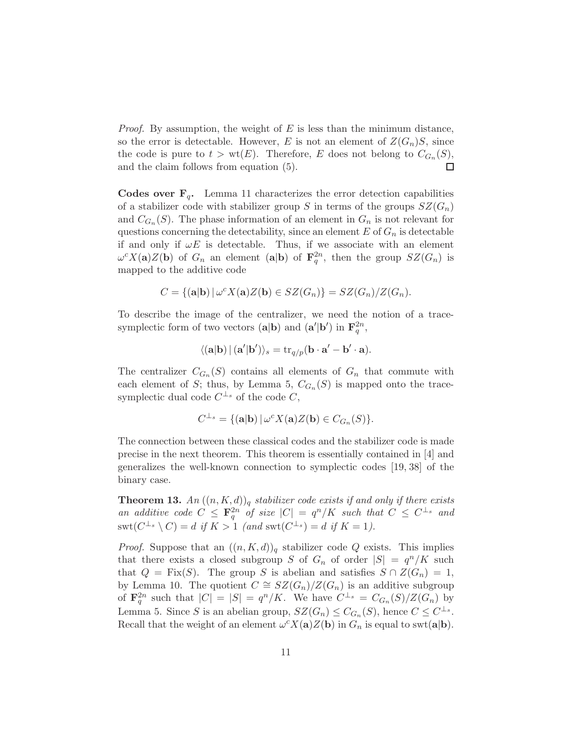*Proof.* By assumption, the weight of $E$ is less than the minimum distance, so the error is detectable. However, $E$ is not an element of $Z(G_n)S$, since the code is pure to $t > \mathrm{wt}(E)$. Therefore, $E$ does not belong to $C_{G_n}(S)$, and the claim follows from equation (5). □

**Codes over $\mathbf{F}_q$.** Lemma 11 characterizes the error detection capabilities of a stabilizer code with stabilizer group $S$ in terms of the groups $SZ(G_n)$ and $C_{G_n}(S)$. The phase information of an element in $G_n$ is not relevant for questions concerning the detectability, since an element $E$ of $G_n$ is detectable if and only if $\omega E$ is detectable. Thus, if we associate with an element $\omega^c X(\mathbf{a})Z(\mathbf{b})$ of $G_n$ an element $(\mathbf{a}|\mathbf{b})$ of $\mathbf{F}_q^{2n}$, then the group $SZ(G_n)$ is mapped to the additive code

$$C = \{(\mathbf{a}|\mathbf{b}) \,|\, \omega^c X(\mathbf{a})Z(\mathbf{b}) \in SZ(G_n)\} = SZ(G_n)/Z(G_n).$$

To describe the image of the centralizer, we need the notion of a trace-symplectic form of two vectors $(\mathbf{a}|\mathbf{b})$ and $(\mathbf{a}'|\mathbf{b}')$ in $\mathbf{F}_q^{2n}$,

$$\langle (\mathbf{a}|\mathbf{b}) \,|\, (\mathbf{a}'|\mathbf{b}') \rangle_s = \mathrm{tr}_{q/p}(\mathbf{b}\cdot\mathbf{a}' - \mathbf{b}'\cdot\mathbf{a}).$$

The centralizer $C_{G_n}(S)$ contains all elements of $G_n$ that commute with each element of $S$; thus, by Lemma 5, $C_{G_n}(S)$ is mapped onto the trace-symplectic dual code $C^{\perp_s}$ of the code $C$,

$$C^{\perp_s} = \{(\mathbf{a}|\mathbf{b}) \,|\, \omega^c X(\mathbf{a})Z(\mathbf{b}) \in C_{G_n}(S)\}.$$

The connection between these classical codes and the stabilizer code is made precise in the next theorem. This theorem is essentially contained in [4] and generalizes the well-known connection to symplectic codes [19, 38] of the binary case.

**Theorem 13.** *An $((n, K, d))_q$ stabilizer code exists if and only if there exists an additive code $C \leq \mathbf{F}_q^{2n}$ of size $|C| = q^n/K$ such that $C \leq C^{\perp_s}$ and $\mathrm{swt}(C^{\perp_s} \setminus C) = d$ if $K > 1$ (and $\mathrm{swt}(C^{\perp_s}) = d$ if $K = 1$).*

*Proof.* Suppose that an $((n, K, d))_q$ stabilizer code $Q$ exists. This implies that there exists a closed subgroup $S$ of $G_n$ of order $|S| = q^n/K$ such that $Q = \mathrm{Fix}(S)$. The group $S$ is abelian and satisfies $S \cap Z(G_n) = 1$, by Lemma 10. The quotient $C \cong SZ(G_n)/Z(G_n)$ is an additive subgroup of $\mathbf{F}_q^{2n}$ such that $|C| = |S| = q^n/K$. We have $C^{\perp_s} = C_{G_n}(S)/Z(G_n)$ by Lemma 5. Since $S$ is an abelian group, $SZ(G_n) \leq C_{G_n}(S)$, hence $C \leq C^{\perp_s}$. Recall that the weight of an element $\omega^c X(\mathbf{a})Z(\mathbf{b})$ in $G_n$ is equal to $\mathrm{swt}(\mathbf{a}|\mathbf{b})$.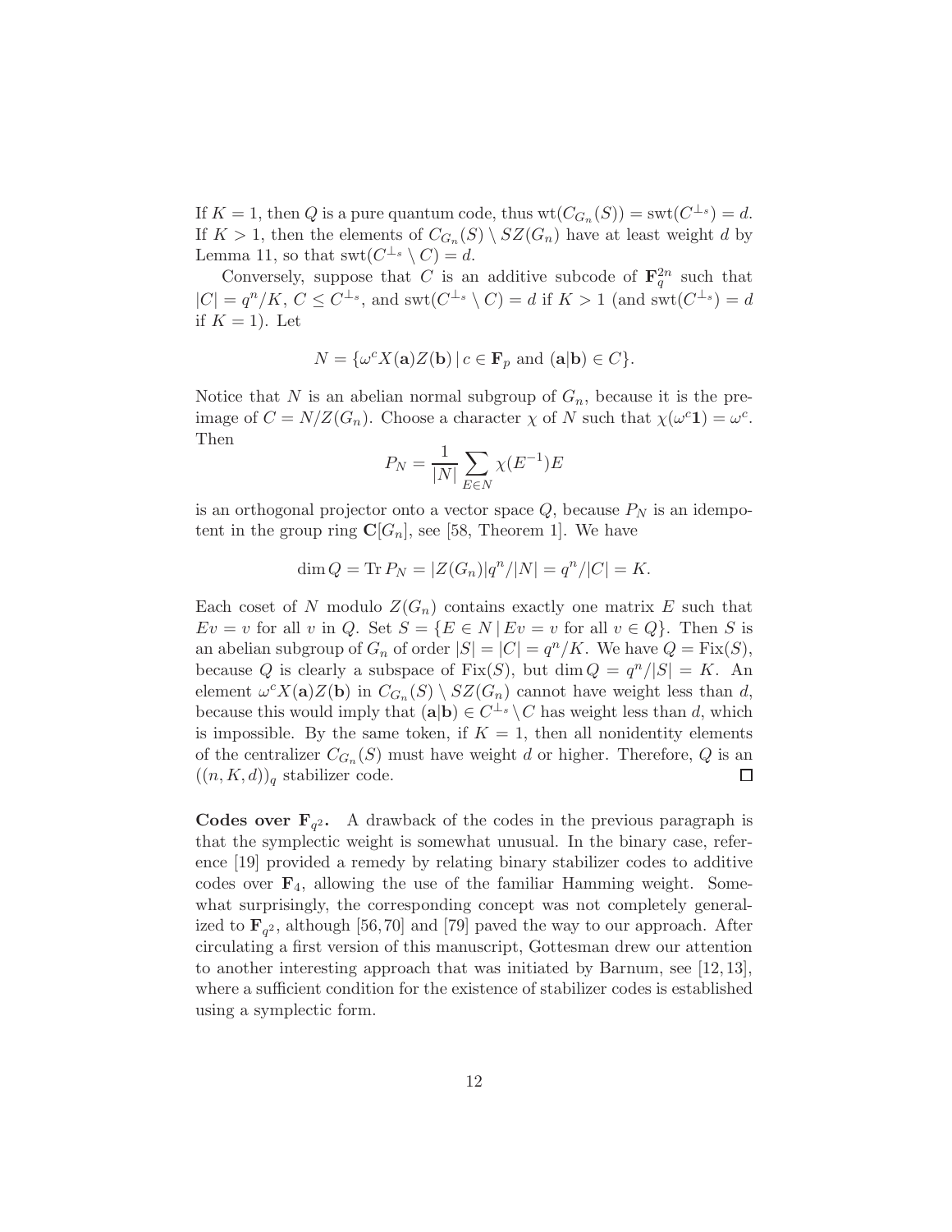If $K = 1$, then $Q$ is a pure quantum code, thus $\mathrm{wt}(C_{G_n}(S)) = \mathrm{swt}(C^{\perp_s}) = d$. If $K > 1$, then the elements of $C_{G_n}(S) \setminus SZ(G_n)$ have at least weight $d$ by Lemma 11, so that $\mathrm{swt}(C^{\perp_s} \setminus C) = d$.

Conversely, suppose that $C$ is an additive subcode of $\mathbf{F}_q^{2n}$ such that $|C| = q^n/K$, $C \leq C^{\perp_s}$, and $\mathrm{swt}(C^{\perp_s} \setminus C) = d$ if $K > 1$ (and $\mathrm{swt}(C^{\perp_s}) = d$ if $K = 1$). Let

$$N = \{\omega^c X(\mathbf{a})Z(\mathbf{b}) \,|\, c \in \mathbf{F}_p \text{ and } (\mathbf{a}|\mathbf{b}) \in C\}.$$

Notice that $N$ is an abelian normal subgroup of $G_n$, because it is the pre-image of $C = N/Z(G_n)$. Choose a character $\chi$ of $N$ such that $\chi(\omega^c \mathbf{1}) = \omega^c$. Then

$$P_N = \frac{1}{|N|} \sum_{E \in N} \chi(E^{-1})E$$

is an orthogonal projector onto a vector space $Q$, because $P_N$ is an idempotent in the group ring $\mathbf{C}[G_n]$, see [58, Theorem 1]. We have

$$\dim Q = \operatorname{Tr} P_N = |Z(G_n)|q^n/|N| = q^n/|C| = K.$$

Each coset of $N$ modulo $Z(G_n)$ contains exactly one matrix $E$ such that $Ev = v$ for all $v$ in $Q$. Set $S = \{E \in N \,|\, Ev = v \text{ for all } v \in Q\}$. Then $S$ is an abelian subgroup of $G_n$ of order $|S| = |C| = q^n/K$. We have $Q = \mathrm{Fix}(S)$, because $Q$ is clearly a subspace of $\mathrm{Fix}(S)$, but $\dim Q = q^n/|S| = K$. An element $\omega^c X(\mathbf{a})Z(\mathbf{b})$ in $C_{G_n}(S) \setminus SZ(G_n)$ cannot have weight less than $d$, because this would imply that $(\mathbf{a}|\mathbf{b}) \in C^{\perp_s} \setminus C$ has weight less than $d$, which is impossible. By the same token, if $K = 1$, then all nonidentity elements of the centralizer $C_{G_n}(S)$ must have weight $d$ or higher. Therefore, $Q$ is an $((n, K, d))_q$ stabilizer code. $\square$

**Codes over $\mathbf{F}_{q^2}$.** A drawback of the codes in the previous paragraph is that the symplectic weight is somewhat unusual. In the binary case, reference [19] provided a remedy by relating binary stabilizer codes to additive codes over $\mathbf{F}_4$, allowing the use of the familiar Hamming weight. Somewhat surprisingly, the corresponding concept was not completely generalized to $\mathbf{F}_{q^2}$, although [56,70] and [79] paved the way to our approach. After circulating a first version of this manuscript, Gottesman drew our attention to another interesting approach that was initiated by Barnum, see [12,13], where a sufficient condition for the existence of stabilizer codes is established using a symplectic form.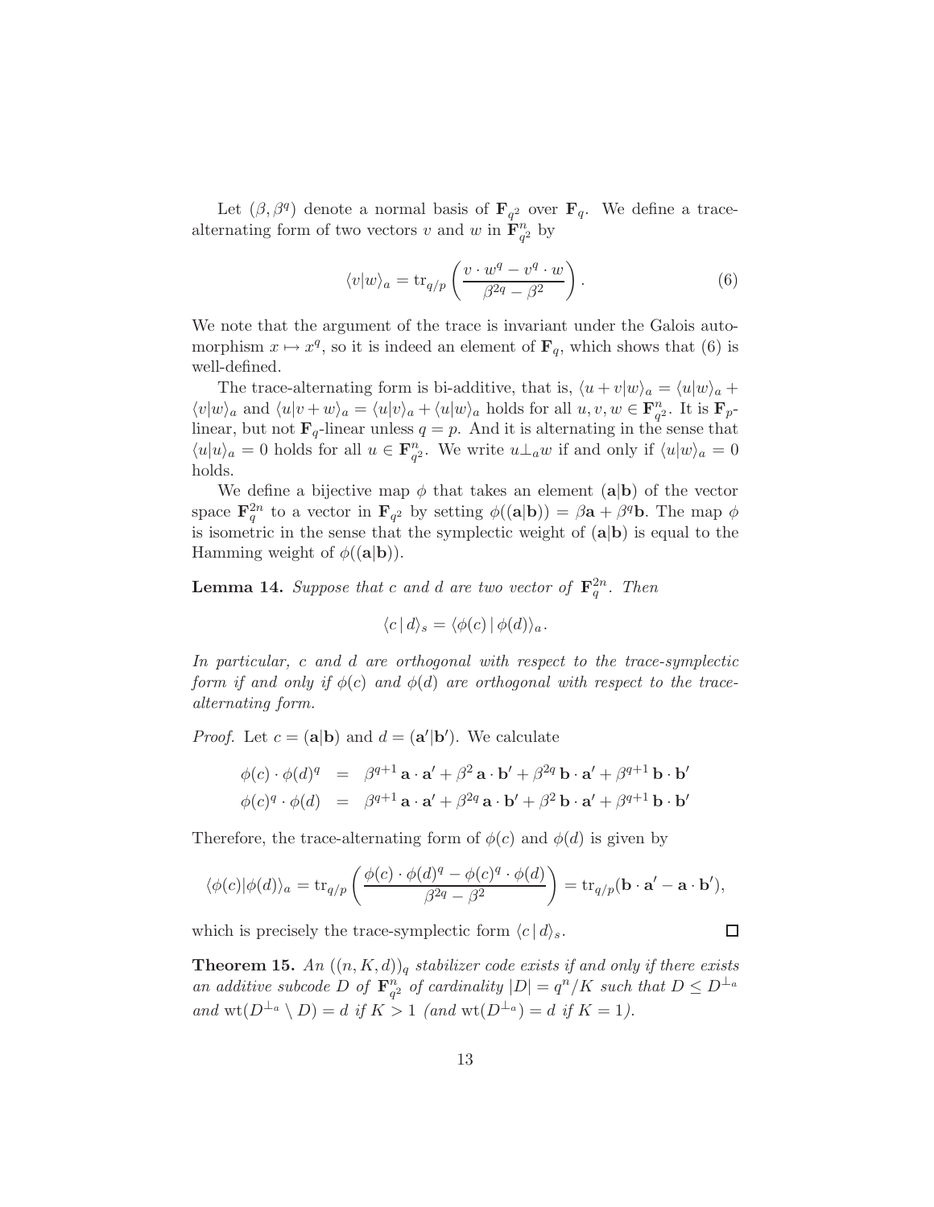Let $(\beta, \beta^q)$ denote a normal basis of $\mathbf{F}_{q^2}$ over $\mathbf{F}_q$. We define a trace-alternating form of two vectors $v$ and $w$ in $\mathbf{F}_{q^2}^n$ by

$$\langle v|w\rangle_a = \operatorname{tr}_{q/p}\left(\frac{v \cdot w^q - v^q \cdot w}{\beta^{2q} - \beta^2}\right). \tag{6}$$

We note that the argument of the trace is invariant under the Galois automorphism $x \mapsto x^q$, so it is indeed an element of $\mathbf{F}_q$, which shows that (6) is well-defined.

The trace-alternating form is bi-additive, that is, $\langle u+v|w\rangle_a = \langle u|w\rangle_a + \langle v|w\rangle_a$ and $\langle u|v+w\rangle_a = \langle u|v\rangle_a + \langle u|w\rangle_a$ holds for all $u, v, w \in \mathbf{F}_{q^2}^n$. It is $\mathbf{F}_p$-linear, but not $\mathbf{F}_q$-linear unless $q = p$. And it is alternating in the sense that $\langle u|u\rangle_a = 0$ holds for all $u \in \mathbf{F}_{q^2}^n$. We write $u \perp_a w$ if and only if $\langle u|w\rangle_a = 0$ holds.

We define a bijective map $\phi$ that takes an element $(\mathbf{a}|\mathbf{b})$ of the vector space $\mathbf{F}_q^{2n}$ to a vector in $\mathbf{F}_{q^2}$ by setting $\phi((\mathbf{a}|\mathbf{b})) = \beta\mathbf{a} + \beta^q\mathbf{b}$. The map $\phi$ is isometric in the sense that the symplectic weight of $(\mathbf{a}|\mathbf{b})$ is equal to the Hamming weight of $\phi((\mathbf{a}|\mathbf{b}))$.

**Lemma 14.** *Suppose that $c$ and $d$ are two vector of $\mathbf{F}_q^{2n}$. Then*

$$\langle c\,|\,d\rangle_s = \langle \phi(c)\,|\,\phi(d)\rangle_a.$$

*In particular, $c$ and $d$ are orthogonal with respect to the trace-symplectic form if and only if $\phi(c)$ and $\phi(d)$ are orthogonal with respect to the trace-alternating form.*

*Proof.* Let $c = (\mathbf{a}|\mathbf{b})$ and $d = (\mathbf{a}'|\mathbf{b}')$. We calculate

$$\begin{aligned}
\phi(c)\cdot\phi(d)^q &= \beta^{q+1}\,\mathbf{a}\cdot\mathbf{a}' + \beta^2\,\mathbf{a}\cdot\mathbf{b}' + \beta^{2q}\,\mathbf{b}\cdot\mathbf{a}' + \beta^{q+1}\,\mathbf{b}\cdot\mathbf{b}'\\
\phi(c)^q\cdot\phi(d) &= \beta^{q+1}\,\mathbf{a}\cdot\mathbf{a}' + \beta^{2q}\,\mathbf{a}\cdot\mathbf{b}' + \beta^2\,\mathbf{b}\cdot\mathbf{a}' + \beta^{q+1}\,\mathbf{b}\cdot\mathbf{b}'
\end{aligned}$$

Therefore, the trace-alternating form of $\phi(c)$ and $\phi(d)$ is given by

$$\langle \phi(c)|\phi(d)\rangle_a = \operatorname{tr}_{q/p}\left(\frac{\phi(c)\cdot\phi(d)^q - \phi(c)^q\cdot\phi(d)}{\beta^{2q}-\beta^2}\right) = \operatorname{tr}_{q/p}(\mathbf{b}\cdot\mathbf{a}' - \mathbf{a}\cdot\mathbf{b}'),$$

which is precisely the trace-symplectic form $\langle c\,|\,d\rangle_s$. $\square$

**Theorem 15.** *An $((n, K, d))_q$ stabilizer code exists if and only if there exists an additive subcode $D$ of $\mathbf{F}_{q^2}^n$ of cardinality $|D| = q^n/K$ such that $D \leq D^{\perp_a}$ and $\operatorname{wt}(D^{\perp_a} \setminus D) = d$ if $K > 1$ (and $\operatorname{wt}(D^{\perp_a}) = d$ if $K = 1$).*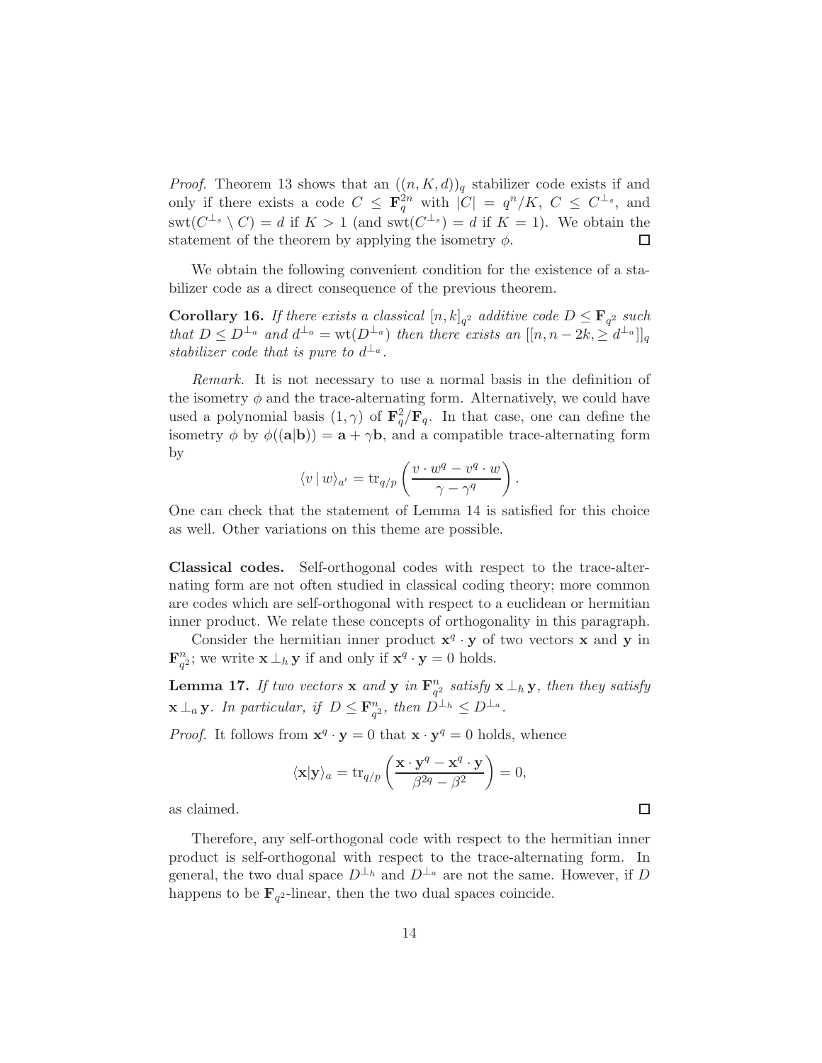*Proof.* Theorem 13 shows that an $((n, K, d))_q$ stabilizer code exists if and only if there exists a code $C \leq \mathbf{F}_q^{2n}$ with $|C| = q^n/K$, $C \leq C^{\perp_s}$, and $\mathrm{swt}(C^{\perp_s} \setminus C) = d$ if $K > 1$ (and $\mathrm{swt}(C^{\perp_s}) = d$ if $K = 1$). We obtain the statement of the theorem by applying the isometry $\phi$. □

We obtain the following convenient condition for the existence of a stabilizer code as a direct consequence of the previous theorem.

**Corollary 16.** *If there exists a classical $[n, k]_{q^2}$ additive code $D \leq \mathbf{F}_{q^2}$ such that $D \leq D^{\perp_a}$ and $d^{\perp_a} = \mathrm{wt}(D^{\perp_a})$ then there exists an $[[n, n-2k, \geq d^{\perp_a}]]_q$ stabilizer code that is pure to $d^{\perp_a}$.*

*Remark.* It is not necessary to use a normal basis in the definition of the isometry $\phi$ and the trace-alternating form. Alternatively, we could have used a polynomial basis $(1, \gamma)$ of $\mathbf{F}_q^2/\mathbf{F}_q$. In that case, one can define the isometry $\phi$ by $\phi((\mathbf{a}|\mathbf{b})) = \mathbf{a} + \gamma\mathbf{b}$, and a compatible trace-alternating form by

$$\langle v \,|\, w \rangle_{a'} = \mathrm{tr}_{q/p}\left(\frac{v \cdot w^q - v^q \cdot w}{\gamma - \gamma^q}\right).$$

One can check that the statement of Lemma 14 is satisfied for this choice as well. Other variations on this theme are possible.

**Classical codes.** Self-orthogonal codes with respect to the trace-alternating form are not often studied in classical coding theory; more common are codes which are self-orthogonal with respect to a euclidean or hermitian inner product. We relate these concepts of orthogonality in this paragraph.

Consider the hermitian inner product $\mathbf{x}^q \cdot \mathbf{y}$ of two vectors $\mathbf{x}$ and $\mathbf{y}$ in $\mathbf{F}_{q^2}^n$; we write $\mathbf{x} \perp_h \mathbf{y}$ if and only if $\mathbf{x}^q \cdot \mathbf{y} = 0$ holds.

**Lemma 17.** *If two vectors $\mathbf{x}$ and $\mathbf{y}$ in $\mathbf{F}_{q^2}^n$ satisfy $\mathbf{x} \perp_h \mathbf{y}$, then they satisfy $\mathbf{x} \perp_a \mathbf{y}$. In particular, if $D \leq \mathbf{F}_{q^2}^n$, then $D^{\perp_h} \leq D^{\perp_a}$.*

*Proof.* It follows from $\mathbf{x}^q \cdot \mathbf{y} = 0$ that $\mathbf{x} \cdot \mathbf{y}^q = 0$ holds, whence

$$\langle \mathbf{x} | \mathbf{y} \rangle_a = \mathrm{tr}_{q/p}\left(\frac{\mathbf{x} \cdot \mathbf{y}^q - \mathbf{x}^q \cdot \mathbf{y}}{\beta^{2q} - \beta^2}\right) = 0,$$

as claimed. □

Therefore, any self-orthogonal code with respect to the hermitian inner product is self-orthogonal with respect to the trace-alternating form. In general, the two dual space $D^{\perp_h}$ and $D^{\perp_a}$ are not the same. However, if $D$ happens to be $\mathbf{F}_{q^2}$-linear, then the two dual spaces coincide.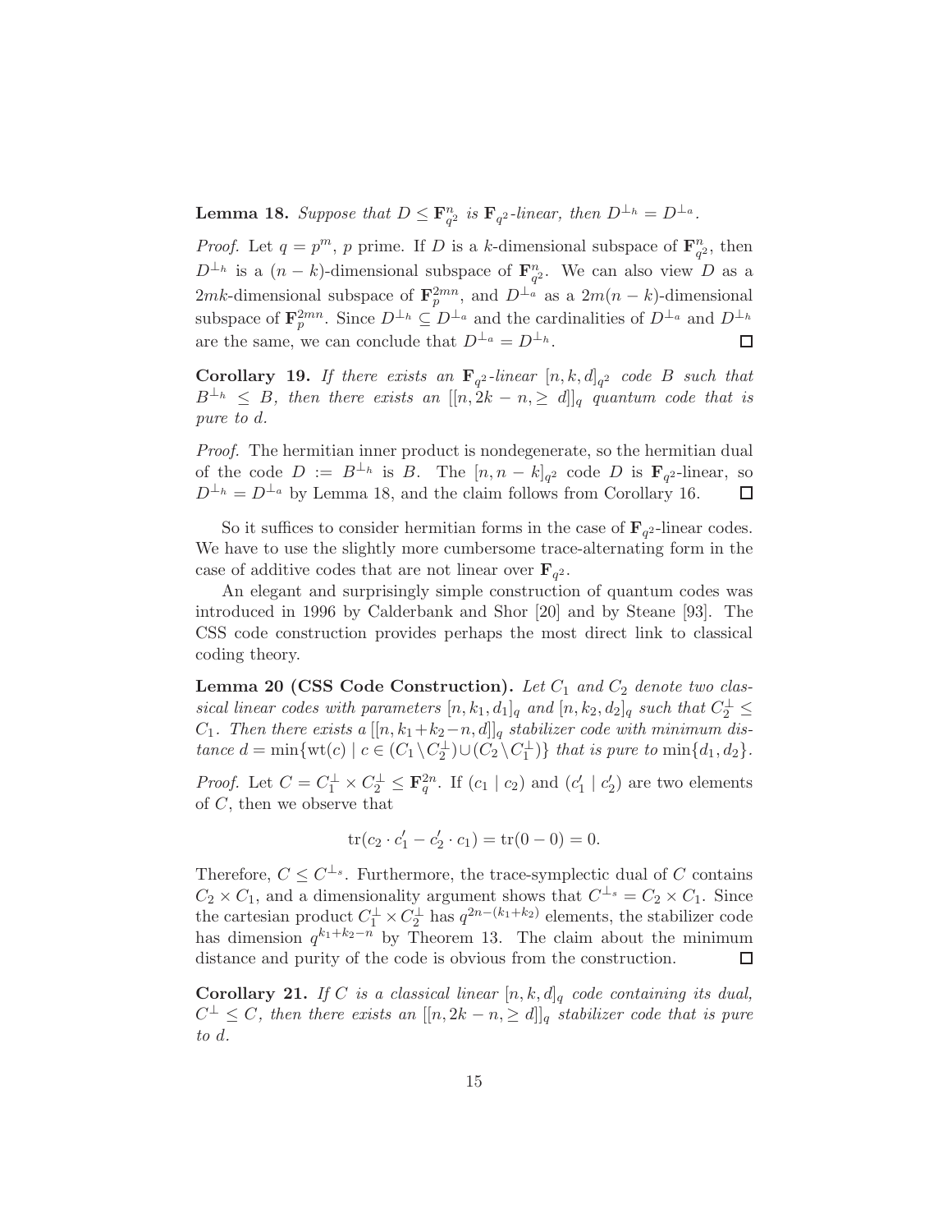**Lemma 18.** *Suppose that $D \leq \mathbf{F}_{q^2}^n$ is $\mathbf{F}_{q^2}$-linear, then $D^{\perp_h} = D^{\perp_a}$.*

*Proof.* Let $q = p^m$, $p$ prime. If $D$ is a $k$-dimensional subspace of $\mathbf{F}_{q^2}^n$, then $D^{\perp_h}$ is a $(n-k)$-dimensional subspace of $\mathbf{F}_{q^2}^n$. We can also view $D$ as a $2mk$-dimensional subspace of $\mathbf{F}_p^{2mn}$, and $D^{\perp_a}$ as a $2m(n-k)$-dimensional subspace of $\mathbf{F}_p^{2mn}$. Since $D^{\perp_h} \subseteq D^{\perp_a}$ and the cardinalities of $D^{\perp_a}$ and $D^{\perp_h}$ are the same, we can conclude that $D^{\perp_a} = D^{\perp_h}$. ∎

**Corollary 19.** *If there exists an $\mathbf{F}_{q^2}$-linear $[n,k,d]_{q^2}$ code $B$ such that $B^{\perp_h} \leq B$, then there exists an $[[n, 2k-n, \geq d]]_q$ quantum code that is pure to $d$.*

*Proof.* The hermitian inner product is nondegenerate, so the hermitian dual of the code $D := B^{\perp_h}$ is $B$. The $[n, n-k]_{q^2}$ code $D$ is $\mathbf{F}_{q^2}$-linear, so $D^{\perp_h} = D^{\perp_a}$ by Lemma 18, and the claim follows from Corollary 16. ∎

So it suffices to consider hermitian forms in the case of $\mathbf{F}_{q^2}$-linear codes. We have to use the slightly more cumbersome trace-alternating form in the case of additive codes that are not linear over $\mathbf{F}_{q^2}$.

An elegant and surprisingly simple construction of quantum codes was introduced in 1996 by Calderbank and Shor [20] and by Steane [93]. The CSS code construction provides perhaps the most direct link to classical coding theory.

**Lemma 20 (CSS Code Construction).** *Let $C_1$ and $C_2$ denote two classical linear codes with parameters $[n,k_1,d_1]_q$ and $[n,k_2,d_2]_q$ such that $C_2^\perp \leq C_1$. Then there exists a $[[n, k_1+k_2-n, d]]_q$ stabilizer code with minimum distance $d = \min\{\mathrm{wt}(c) \mid c \in (C_1 \setminus C_2^\perp) \cup (C_2 \setminus C_1^\perp)\}$ that is pure to $\min\{d_1, d_2\}$.*

*Proof.* Let $C = C_1^\perp \times C_2^\perp \leq \mathbf{F}_q^{2n}$. If $(c_1 \mid c_2)$ and $(c_1' \mid c_2')$ are two elements of $C$, then we observe that

$$\mathrm{tr}(c_2 \cdot c_1' - c_2' \cdot c_1) = \mathrm{tr}(0 - 0) = 0.$$

Therefore, $C \leq C^{\perp_s}$. Furthermore, the trace-symplectic dual of $C$ contains $C_2 \times C_1$, and a dimensionality argument shows that $C^{\perp_s} = C_2 \times C_1$. Since the cartesian product $C_1^\perp \times C_2^\perp$ has $q^{2n-(k_1+k_2)}$ elements, the stabilizer code has dimension $q^{k_1+k_2-n}$ by Theorem 13. The claim about the minimum distance and purity of the code is obvious from the construction. ∎

**Corollary 21.** *If $C$ is a classical linear $[n,k,d]_q$ code containing its dual, $C^\perp \leq C$, then there exists an $[[n, 2k-n, \geq d]]_q$ stabilizer code that is pure to $d$.*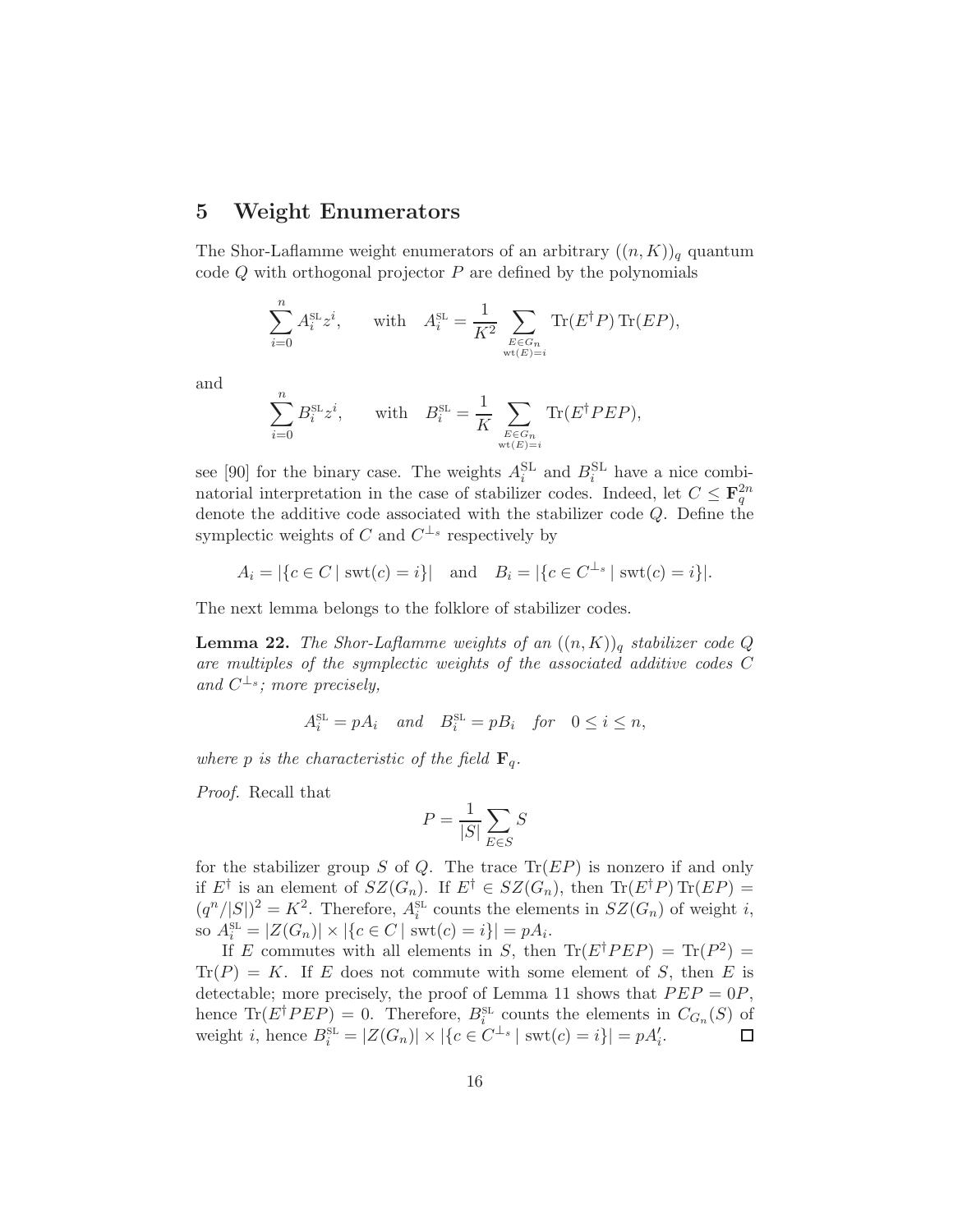## 5 Weight Enumerators

The Shor-Laflamme weight enumerators of an arbitrary $((n, K))_q$ quantum code $Q$ with orthogonal projector $P$ are defined by the polynomials

$$\sum_{i=0}^{n} A_i^{\rm SL} z^i, \qquad \text{with} \quad A_i^{\rm SL} = \frac{1}{K^2} \sum_{\substack{E \in G_n \\ \mathrm{wt}(E)=i}} \mathrm{Tr}(E^\dagger P)\,\mathrm{Tr}(EP),$$

and

$$\sum_{i=0}^{n} B_i^{\rm SL} z^i, \qquad \text{with} \quad B_i^{\rm SL} = \frac{1}{K} \sum_{\substack{E \in G_n \\ \mathrm{wt}(E)=i}} \mathrm{Tr}(E^\dagger PEP),$$

see [90] for the binary case. The weights $A_i^{\rm SL}$ and $B_i^{\rm SL}$ have a nice combinatorial interpretation in the case of stabilizer codes. Indeed, let $C \leq \mathbf{F}_q^{2n}$ denote the additive code associated with the stabilizer code $Q$. Define the symplectic weights of $C$ and $C^{\perp_s}$ respectively by

$$A_i = |\{c \in C \mid \mathrm{swt}(c) = i\}| \quad \text{and} \quad B_i = |\{c \in C^{\perp_s} \mid \mathrm{swt}(c) = i\}|.$$

The next lemma belongs to the folklore of stabilizer codes.

**Lemma 22.** *The Shor-Laflamme weights of an $((n, K))_q$ stabilizer code $Q$ are multiples of the symplectic weights of the associated additive codes $C$ and $C^{\perp_s}$; more precisely,*

$$A_i^{\rm SL} = pA_i \quad \text{and} \quad B_i^{\rm SL} = pB_i \quad \text{for} \quad 0 \leq i \leq n,$$

*where $p$ is the characteristic of the field $\mathbf{F}_q$.*

*Proof.* Recall that

$$P = \frac{1}{|S|} \sum_{E \in S} S$$

for the stabilizer group $S$ of $Q$. The trace $\mathrm{Tr}(EP)$ is nonzero if and only if $E^\dagger$ is an element of $SZ(G_n)$. If $E^\dagger \in SZ(G_n)$, then $\mathrm{Tr}(E^\dagger P)\,\mathrm{Tr}(EP) = (q^n/|S|)^2 = K^2$. Therefore, $A_i^{\rm SL}$ counts the elements in $SZ(G_n)$ of weight $i$, so $A_i^{\rm SL} = |Z(G_n)| \times |\{c \in C \mid \mathrm{swt}(c) = i\}| = pA_i$.

If $E$ commutes with all elements in $S$, then $\mathrm{Tr}(E^\dagger PEP) = \mathrm{Tr}(P^2) = \mathrm{Tr}(P) = K$. If $E$ does not commute with some element of $S$, then $E$ is detectable; more precisely, the proof of Lemma 11 shows that $PEP = 0P$, hence $\mathrm{Tr}(E^\dagger PEP) = 0$. Therefore, $B_i^{\rm SL}$ counts the elements in $C_{G_n}(S)$ of weight $i$, hence $B_i^{\rm SL} = |Z(G_n)| \times |\{c \in C^{\perp_s} \mid \mathrm{swt}(c) = i\}| = pA_i'$. $\square$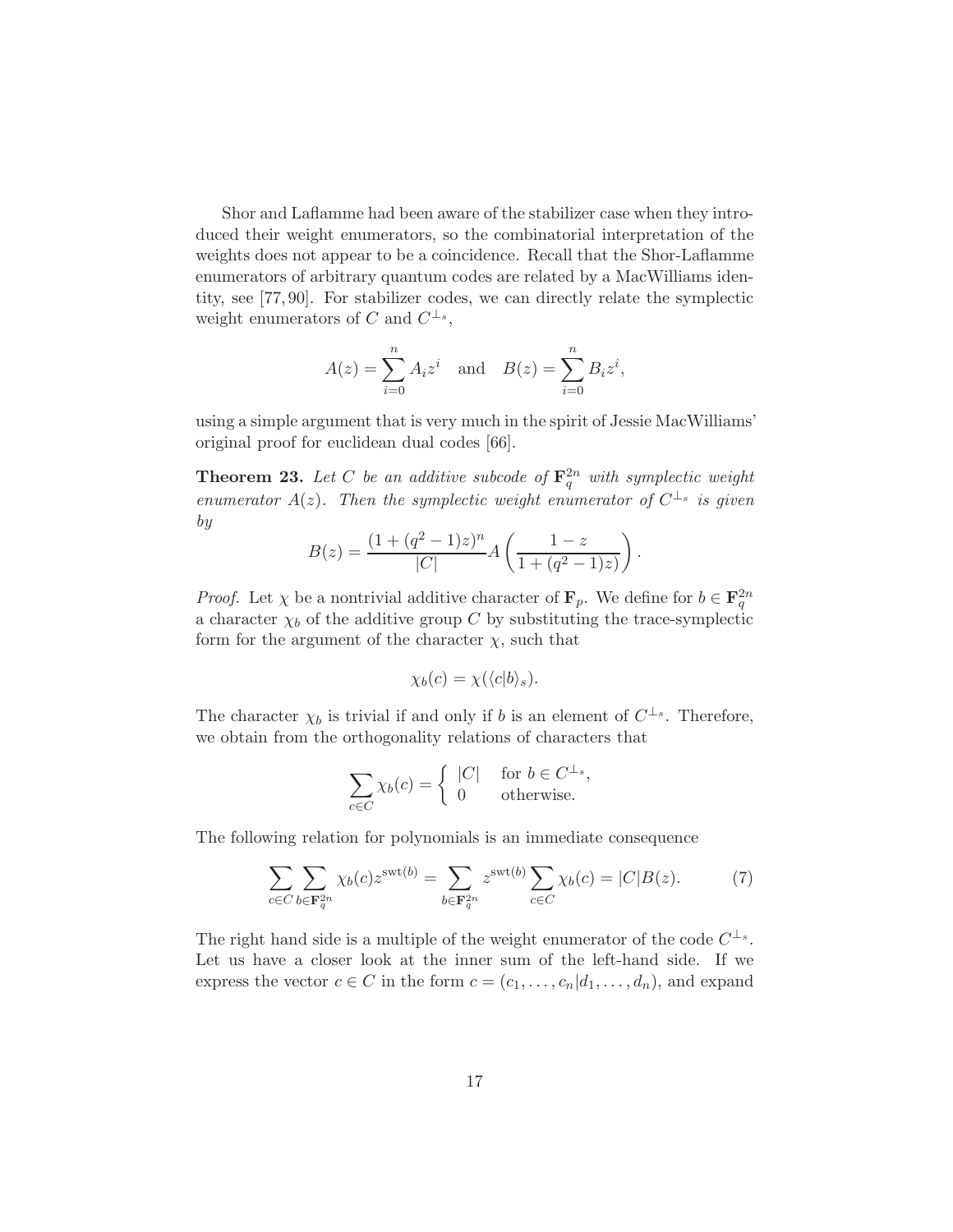Shor and Laflamme had been aware of the stabilizer case when they introduced their weight enumerators, so the combinatorial interpretation of the weights does not appear to be a coincidence. Recall that the Shor-Laflamme enumerators of arbitrary quantum codes are related by a MacWilliams identity, see [77, 90]. For stabilizer codes, we can directly relate the symplectic weight enumerators of $C$ and $C^{\perp_s}$,

$$A(z) = \sum_{i=0}^{n} A_i z^i \quad \text{and} \quad B(z) = \sum_{i=0}^{n} B_i z^i,$$

using a simple argument that is very much in the spirit of Jessie MacWilliams' original proof for euclidean dual codes [66].

**Theorem 23.** *Let $C$ be an additive subcode of $\mathbf{F}_q^{2n}$ with symplectic weight enumerator $A(z)$. Then the symplectic weight enumerator of $C^{\perp_s}$ is given by*

$$B(z) = \frac{(1+(q^2-1)z)^n}{|C|} A\left(\frac{1-z}{1+(q^2-1)z}\right).$$

*Proof.* Let $\chi$ be a nontrivial additive character of $\mathbf{F}_p$. We define for $b \in \mathbf{F}_q^{2n}$ a character $\chi_b$ of the additive group $C$ by substituting the trace-symplectic form for the argument of the character $\chi$, such that

$$\chi_b(c) = \chi(\langle c|b\rangle_s).$$

The character $\chi_b$ is trivial if and only if $b$ is an element of $C^{\perp_s}$. Therefore, we obtain from the orthogonality relations of characters that

$$\sum_{c \in C} \chi_b(c) = \begin{cases} |C| & \text{for } b \in C^{\perp_s}, \\ 0 & \text{otherwise.} \end{cases}$$

The following relation for polynomials is an immediate consequence

$$\sum_{c\in C} \sum_{b \in \mathbf{F}_q^{2n}} \chi_b(c) z^{\mathrm{swt}(b)} = \sum_{b \in \mathbf{F}_q^{2n}} z^{\mathrm{swt}(b)} \sum_{c \in C} \chi_b(c) = |C| B(z). \tag{7}$$

The right hand side is a multiple of the weight enumerator of the code $C^{\perp_s}$. Let us have a closer look at the inner sum of the left-hand side. If we express the vector $c \in C$ in the form $c = (c_1, \ldots, c_n|d_1, \ldots, d_n)$, and expand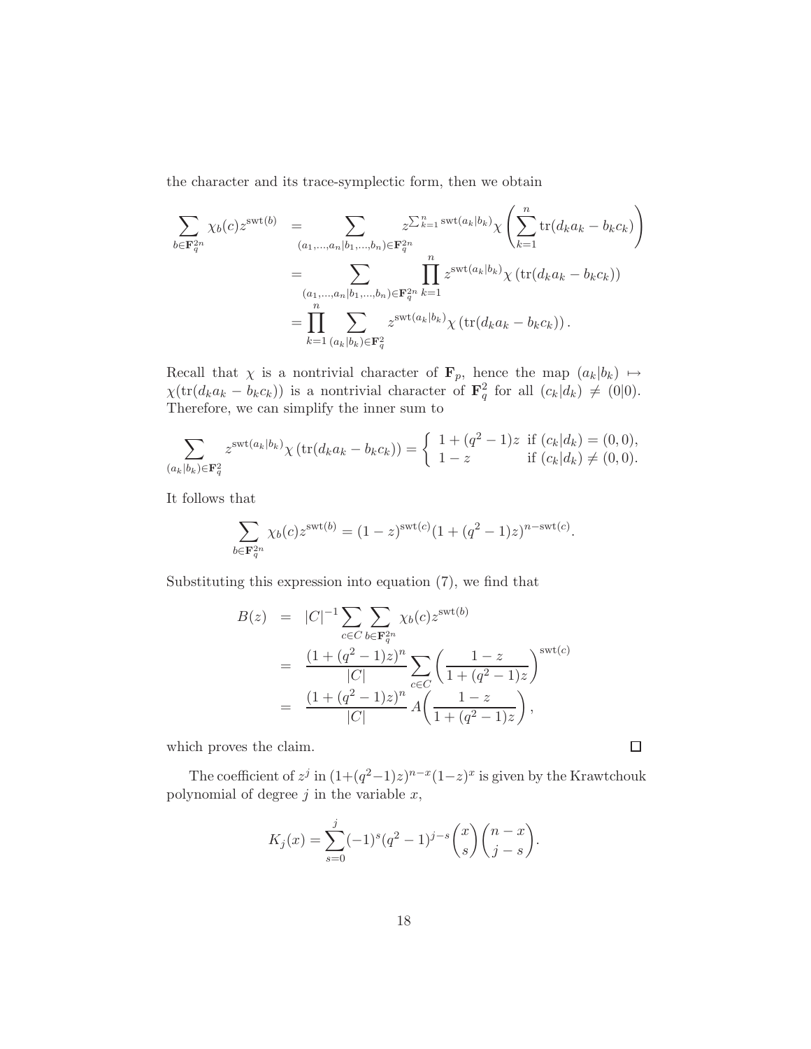the character and its trace-symplectic form, then we obtain

$$
\begin{aligned}
\sum_{b\in \mathbf{F}_q^{2n}} \chi_b(c) z^{\mathrm{swt}(b)} &= \sum_{(a_1,\dots,a_n|b_1,\dots,b_n)\in \mathbf{F}_q^{2n}} z^{\sum_{k=1}^n \mathrm{swt}(a_k|b_k)} \chi\left(\sum_{k=1}^n \mathrm{tr}(d_k a_k - b_k c_k)\right) \\
&= \sum_{(a_1,\dots,a_n|b_1,\dots,b_n)\in \mathbf{F}_q^{2n}} \prod_{k=1}^n z^{\mathrm{swt}(a_k|b_k)} \chi\left(\mathrm{tr}(d_k a_k - b_k c_k)\right) \\
&= \prod_{k=1}^n \sum_{(a_k|b_k)\in \mathbf{F}_q^2} z^{\mathrm{swt}(a_k|b_k)} \chi\left(\mathrm{tr}(d_k a_k - b_k c_k)\right).
\end{aligned}
$$

Recall that $\chi$ is a nontrivial character of $\mathbf{F}_p$, hence the map $(a_k|b_k) \mapsto \chi(\mathrm{tr}(d_k a_k - b_k c_k))$ is a nontrivial character of $\mathbf{F}_q^2$ for all $(c_k|d_k) \neq (0|0)$. Therefore, we can simplify the inner sum to

$$
\sum_{(a_k|b_k)\in \mathbf{F}_q^2} z^{\mathrm{swt}(a_k|b_k)} \chi\left(\mathrm{tr}(d_k a_k - b_k c_k)\right) = \begin{cases} 1+(q^2-1)z & \text{if } (c_k|d_k)=(0,0), \\ 1-z & \text{if } (c_k|d_k)\neq(0,0). \end{cases}
$$

It follows that

$$
\sum_{b\in \mathbf{F}_q^{2n}} \chi_b(c) z^{\mathrm{swt}(b)} = (1-z)^{\mathrm{swt}(c)}(1+(q^2-1)z)^{n-\mathrm{swt}(c)}.
$$

Substituting this expression into equation (7), we find that

$$
\begin{aligned}
B(z) &= |C|^{-1} \sum_{c\in C} \sum_{b\in \mathbf{F}_q^{2n}} \chi_b(c) z^{\mathrm{swt}(b)} \\
&= \frac{(1+(q^2-1)z)^n}{|C|} \sum_{c\in C} \left(\frac{1-z}{1+(q^2-1)z}\right)^{\mathrm{swt}(c)} \\
&= \frac{(1+(q^2-1)z)^n}{|C|} A\!\left(\frac{1-z}{1+(q^2-1)z}\right),
\end{aligned}
$$

which proves the claim. $\square$

The coefficient of $z^j$ in $(1+(q^2-1)z)^{n-x}(1-z)^x$ is given by the Krawtchouk polynomial of degree $j$ in the variable $x$,

$$
K_j(x) = \sum_{s=0}^{j} (-1)^s (q^2-1)^{j-s} \binom{x}{s}\binom{n-x}{j-s}.
$$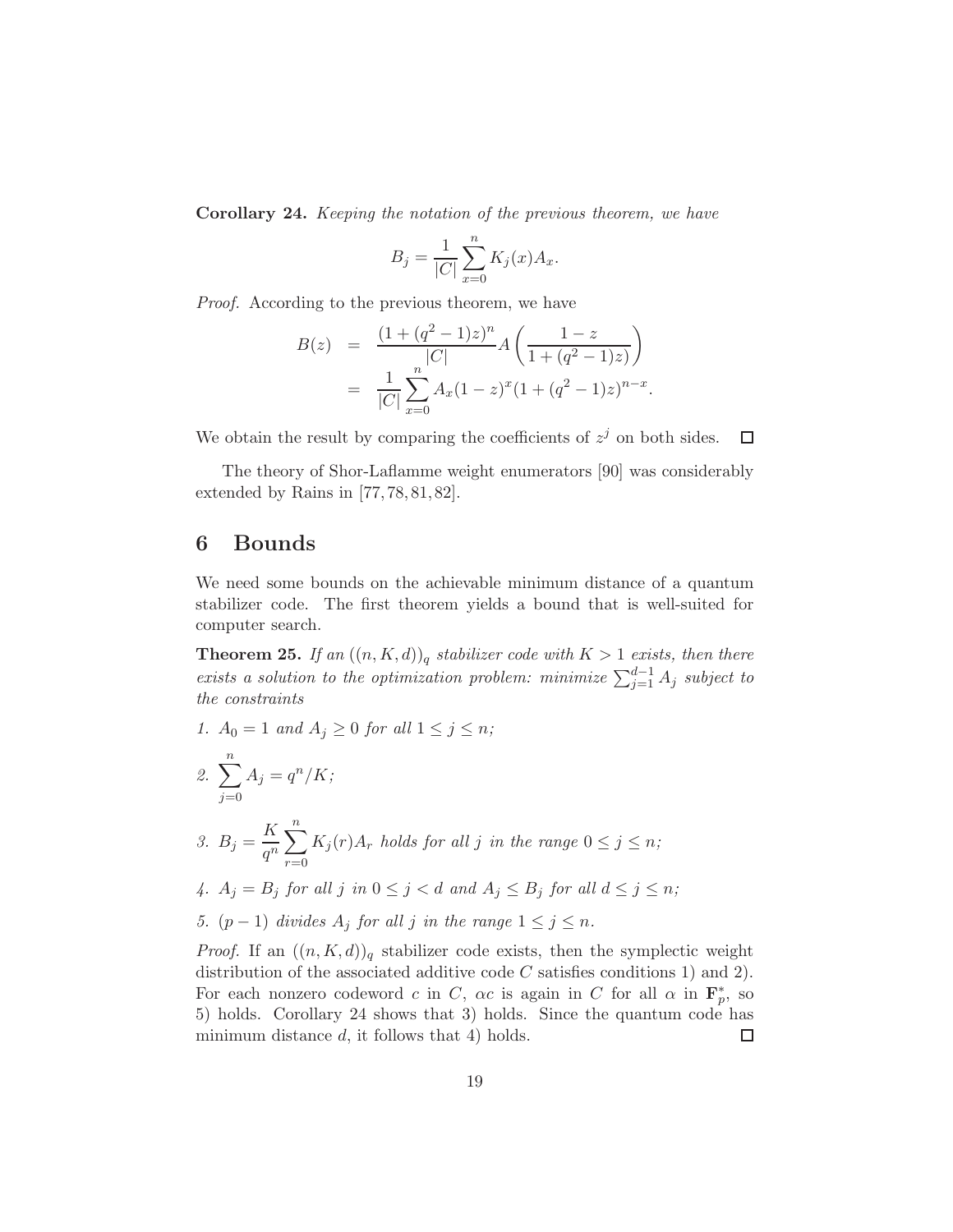**Corollary 24.** *Keeping the notation of the previous theorem, we have*

$$B_j = \frac{1}{|C|}\sum_{x=0}^{n} K_j(x) A_x.$$

*Proof.* According to the previous theorem, we have

$$\begin{aligned} B(z) &= \frac{(1+(q^2-1)z)^n}{|C|} A\left(\frac{1-z}{1+(q^2-1)z)}\right) \\ &= \frac{1}{|C|}\sum_{x=0}^{n} A_x (1-z)^x (1+(q^2-1)z)^{n-x}. \end{aligned}$$

We obtain the result by comparing the coefficients of $z^j$ on both sides. $\square$

The theory of Shor-Laflamme weight enumerators [90] was considerably extended by Rains in [77, 78, 81, 82].

## 6 Bounds

We need some bounds on the achievable minimum distance of a quantum stabilizer code. The first theorem yields a bound that is well-suited for computer search.

**Theorem 25.** *If an $((n, K, d))_q$ stabilizer code with $K > 1$ exists, then there exists a solution to the optimization problem: minimize $\sum_{j=1}^{d-1} A_j$ subject to the constraints*

1. *$A_0 = 1$ and $A_j \geq 0$ for all $1 \leq j \leq n$;*
2. *$\displaystyle\sum_{j=0}^{n} A_j = q^n/K$;*
3. *$B_j = \displaystyle\frac{K}{q^n}\sum_{r=0}^{n} K_j(r) A_r$ holds for all $j$ in the range $0 \leq j \leq n$;*
4. *$A_j = B_j$ for all $j$ in $0 \leq j < d$ and $A_j \leq B_j$ for all $d \leq j \leq n$;*
5. *$(p-1)$ divides $A_j$ for all $j$ in the range $1 \leq j \leq n$.*

*Proof.* If an $((n, K, d))_q$ stabilizer code exists, then the symplectic weight distribution of the associated additive code $C$ satisfies conditions 1) and 2). For each nonzero codeword $c$ in $C$, $\alpha c$ is again in $C$ for all $\alpha$ in $\mathbf{F}_p^*$, so 5) holds. Corollary 24 shows that 3) holds. Since the quantum code has minimum distance $d$, it follows that 4) holds. $\square$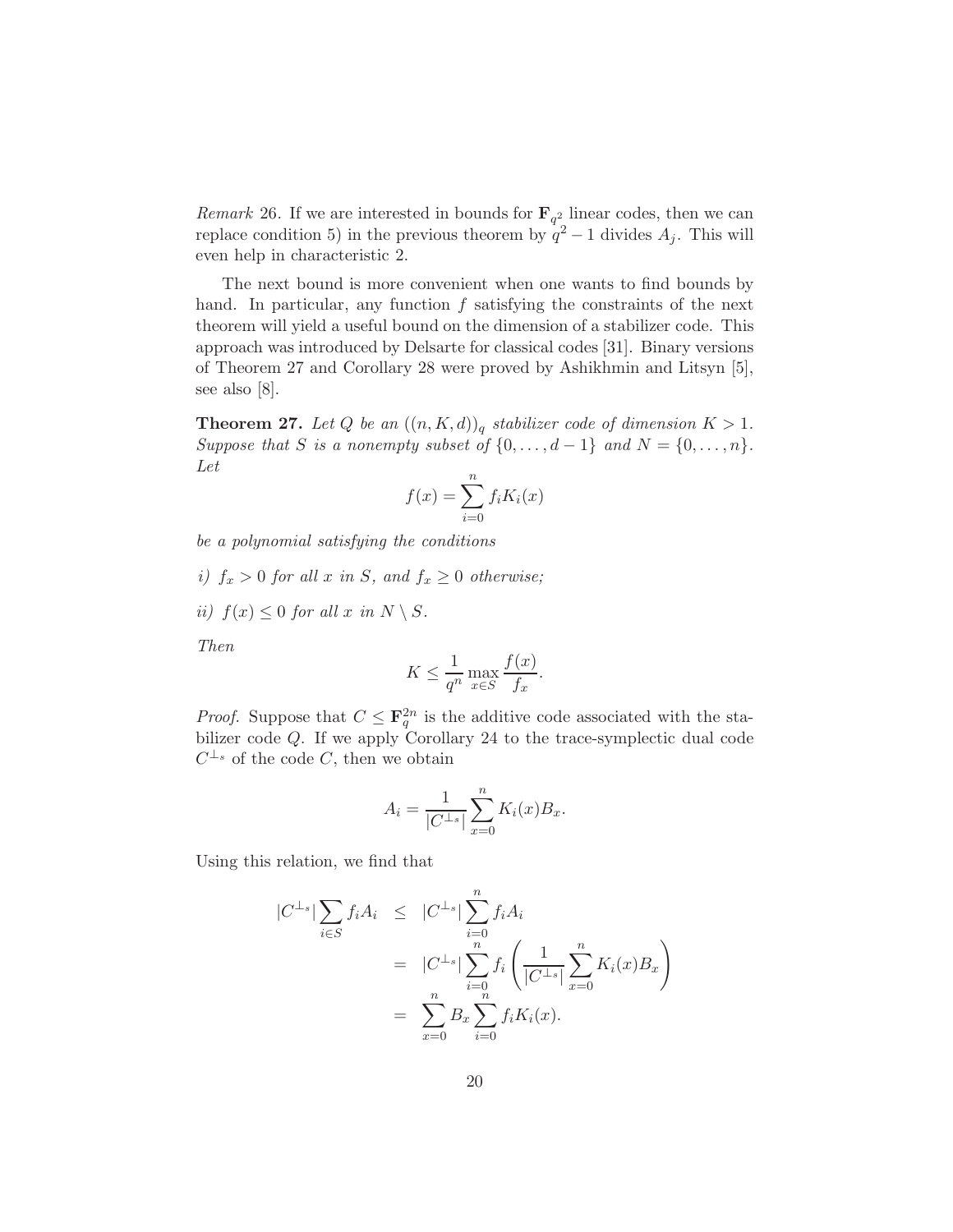*Remark* 26. If we are interested in bounds for $\mathbf{F}_{q^2}$ linear codes, then we can replace condition 5) in the previous theorem by $q^2 - 1$ divides $A_j$. This will even help in characteristic 2.

The next bound is more convenient when one wants to find bounds by hand. In particular, any function $f$ satisfying the constraints of the next theorem will yield a useful bound on the dimension of a stabilizer code. This approach was introduced by Delsarte for classical codes [31]. Binary versions of Theorem 27 and Corollary 28 were proved by Ashikhmin and Litsyn [5], see also [8].

**Theorem 27.** *Let $Q$ be an $((n, K, d))_q$ stabilizer code of dimension $K > 1$. Suppose that $S$ is a nonempty subset of $\{0, \dots, d-1\}$ and $N = \{0, \dots, n\}$. Let*

$$f(x) = \sum_{i=0}^{n} f_i K_i(x)$$

*be a polynomial satisfying the conditions*

*i) $f_x > 0$ for all $x$ in $S$, and $f_x \geq 0$ otherwise;*

*ii) $f(x) \leq 0$ for all $x$ in $N \setminus S$.*

*Then*

$$K \leq \frac{1}{q^n} \max_{x \in S} \frac{f(x)}{f_x}.$$

*Proof.* Suppose that $C \leq \mathbf{F}_q^{2n}$ is the additive code associated with the stabilizer code $Q$. If we apply Corollary 24 to the trace-symplectic dual code $C^{\perp_s}$ of the code $C$, then we obtain

$$A_i = \frac{1}{|C^{\perp_s}|} \sum_{x=0}^{n} K_i(x) B_x.$$

Using this relation, we find that

$$\begin{aligned}
|C^{\perp_s}| \sum_{i \in S} f_i A_i &\leq |C^{\perp_s}| \sum_{i=0}^{n} f_i A_i \\
&= |C^{\perp_s}| \sum_{i=0}^{n} f_i \left( \frac{1}{|C^{\perp_s}|} \sum_{x=0}^{n} K_i(x) B_x \right) \\
&= \sum_{x=0}^{n} B_x \sum_{i=0}^{n} f_i K_i(x).
\end{aligned}$$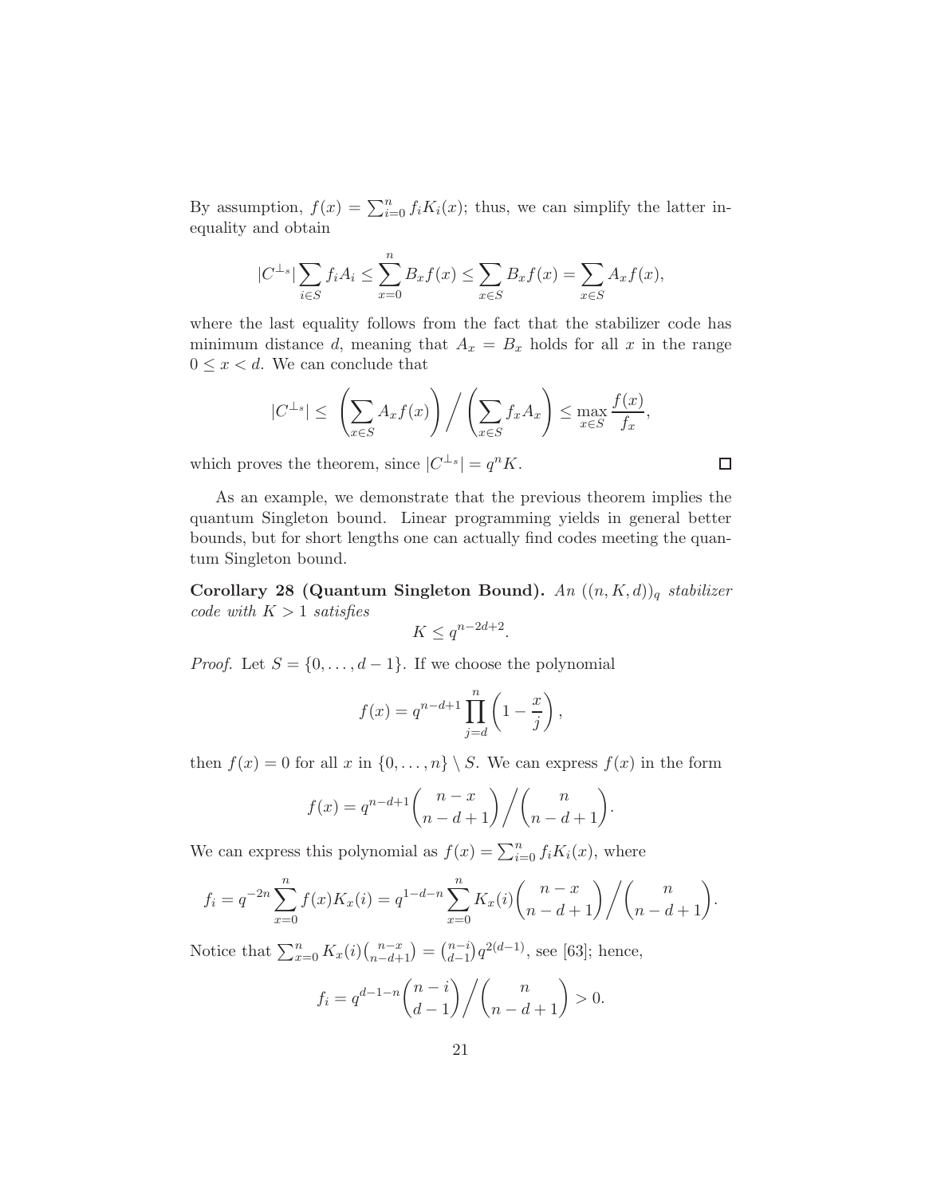By assumption, $f(x) = \sum_{i=0}^{n} f_i K_i(x)$; thus, we can simplify the latter inequality and obtain

$$|C^{\perp_s}| \sum_{i \in S} f_i A_i \leq \sum_{x=0}^{n} B_x f(x) \leq \sum_{x \in S} B_x f(x) = \sum_{x \in S} A_x f(x),$$

where the last equality follows from the fact that the stabilizer code has minimum distance $d$, meaning that $A_x = B_x$ holds for all $x$ in the range $0 \leq x < d$. We can conclude that

$$|C^{\perp_s}| \leq \left( \sum_{x \in S} A_x f(x) \right) \Big/ \left( \sum_{x \in S} f_x A_x \right) \leq \max_{x \in S} \frac{f(x)}{f_x},$$

which proves the theorem, since $|C^{\perp_s}| = q^n K$. □

As an example, we demonstrate that the previous theorem implies the quantum Singleton bound. Linear programming yields in general better bounds, but for short lengths one can actually find codes meeting the quantum Singleton bound.

**Corollary 28 (Quantum Singleton Bound).** *An $((n, K, d))_q$ stabilizer code with $K > 1$ satisfies*

$$K \leq q^{n-2d+2}.$$

*Proof.* Let $S = \{0, \dots, d-1\}$. If we choose the polynomial

$$f(x) = q^{n-d+1} \prod_{j=d}^{n} \left(1 - \frac{x}{j}\right),$$

then $f(x) = 0$ for all $x$ in $\{0, \dots, n\} \setminus S$. We can express $f(x)$ in the form

$$f(x) = q^{n-d+1} \binom{n-x}{n-d+1} \Big/ \binom{n}{n-d+1}.$$

We can express this polynomial as $f(x) = \sum_{i=0}^{n} f_i K_i(x)$, where

$$f_i = q^{-2n} \sum_{x=0}^{n} f(x) K_x(i) = q^{1-d-n} \sum_{x=0}^{n} K_x(i) \binom{n-x}{n-d+1} \Big/ \binom{n}{n-d+1}.$$

Notice that $\sum_{x=0}^{n} K_x(i) \binom{n-x}{n-d+1} = \binom{n-i}{d-1} q^{2(d-1)}$, see [63]; hence,

$$f_i = q^{d-1-n} \binom{n-i}{d-1} \Big/ \binom{n}{n-d+1} > 0.$$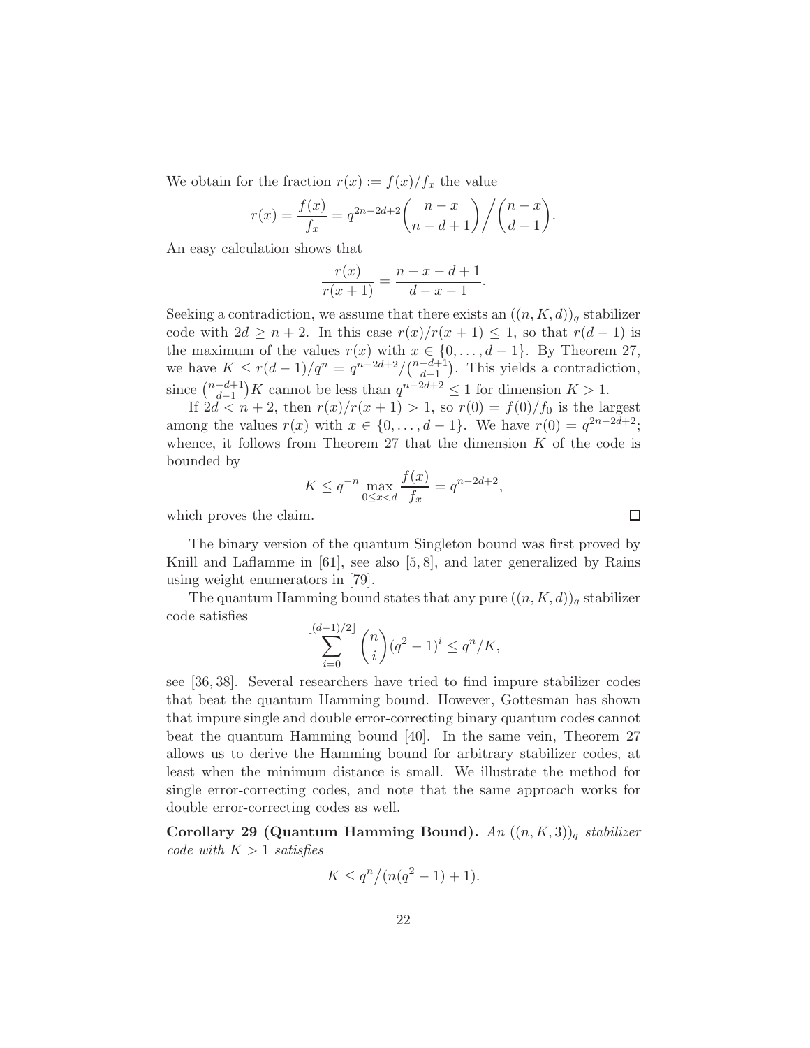We obtain for the fraction $r(x) := f(x)/f_x$ the value

$$r(x) = \frac{f(x)}{f_x} = q^{2n-2d+2}\binom{n-x}{n-d+1}\bigg/\binom{n-x}{d-1}.$$

An easy calculation shows that

$$\frac{r(x)}{r(x+1)} = \frac{n-x-d+1}{d-x-1}.$$

Seeking a contradiction, we assume that there exists an $((n,K,d))_q$ stabilizer code with $2d \geq n+2$. In this case $r(x)/r(x+1) \leq 1$, so that $r(d-1)$ is the maximum of the values $r(x)$ with $x \in \{0,\dots,d-1\}$. By Theorem 27, we have $K \leq r(d-1)/q^n = q^{n-2d+2}/\binom{n-d+1}{d-1}$. This yields a contradiction, since $\binom{n-d+1}{d-1}K$ cannot be less than $q^{n-2d+2} \leq 1$ for dimension $K > 1$.

If $2d < n+2$, then $r(x)/r(x+1) > 1$, so $r(0) = f(0)/f_0$ is the largest among the values $r(x)$ with $x \in \{0,\dots,d-1\}$. We have $r(0) = q^{2n-2d+2}$; whence, it follows from Theorem 27 that the dimension $K$ of the code is bounded by

$$K \leq q^{-n} \max_{0 \leq x < d} \frac{f(x)}{f_x} = q^{n-2d+2},$$

which proves the claim. □

The binary version of the quantum Singleton bound was first proved by Knill and Laflamme in [61], see also [5, 8], and later generalized by Rains using weight enumerators in [79].

The quantum Hamming bound states that any pure $((n,K,d))_q$ stabilizer code satisfies

$$\sum_{i=0}^{\lfloor (d-1)/2 \rfloor} \binom{n}{i}(q^2-1)^i \leq q^n/K,$$

see [36, 38]. Several researchers have tried to find impure stabilizer codes that beat the quantum Hamming bound. However, Gottesman has shown that impure single and double error-correcting binary quantum codes cannot beat the quantum Hamming bound [40]. In the same vein, Theorem 27 allows us to derive the Hamming bound for arbitrary stabilizer codes, at least when the minimum distance is small. We illustrate the method for single error-correcting codes, and note that the same approach works for double error-correcting codes as well.

**Corollary 29 (Quantum Hamming Bound).** *An $((n,K,3))_q$ stabilizer code with $K > 1$ satisfies*

$$K \leq q^n/(n(q^2-1)+1).$$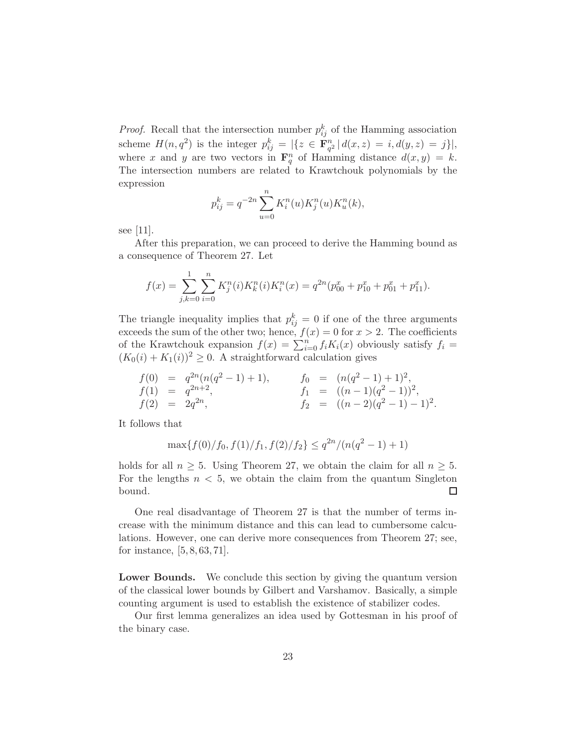*Proof.* Recall that the intersection number $p_{ij}^k$ of the Hamming association scheme $H(n, q^2)$ is the integer $p_{ij}^k = |\{z \in \mathbf{F}_{q^2}^n \,|\, d(x,z) = i, d(y,z) = j\}|$, where $x$ and $y$ are two vectors in $\mathbf{F}_q^n$ of Hamming distance $d(x,y) = k$. The intersection numbers are related to Krawtchouk polynomials by the expression

$$p_{ij}^k = q^{-2n} \sum_{u=0}^{n} K_i^n(u) K_j^n(u) K_u^n(k),$$

see [11].

After this preparation, we can proceed to derive the Hamming bound as a consequence of Theorem 27. Let

$$f(x) = \sum_{j,k=0}^{1} \sum_{i=0}^{n} K_j^n(i) K_k^n(i) K_i^n(x) = q^{2n}(p_{00}^x + p_{10}^x + p_{01}^x + p_{11}^x).$$

The triangle inequality implies that $p_{ij}^k = 0$ if one of the three arguments exceeds the sum of the other two; hence, $f(x) = 0$ for $x > 2$. The coefficients of the Krawtchouk expansion $f(x) = \sum_{i=0}^n f_i K_i(x)$ obviously satisfy $f_i = (K_0(i) + K_1(i))^2 \geq 0$. A straightforward calculation gives

$$\begin{aligned}
f(0) &= q^{2n}(n(q^2-1)+1), & f_0 &= (n(q^2-1)+1)^2, \\
f(1) &= q^{2n+2}, & f_1 &= ((n-1)(q^2-1))^2, \\
f(2) &= 2q^{2n}, & f_2 &= ((n-2)(q^2-1)-1)^2.
\end{aligned}$$

It follows that

$$\max\{f(0)/f_0, f(1)/f_1, f(2)/f_2\} \leq q^{2n}/(n(q^2-1)+1)$$

holds for all $n \geq 5$. Using Theorem 27, we obtain the claim for all $n \geq 5$. For the lengths $n < 5$, we obtain the claim from the quantum Singleton bound. □

One real disadvantage of Theorem 27 is that the number of terms increase with the minimum distance and this can lead to cumbersome calculations. However, one can derive more consequences from Theorem 27; see, for instance, [5, 8, 63, 71].

**Lower Bounds.** We conclude this section by giving the quantum version of the classical lower bounds by Gilbert and Varshamov. Basically, a simple counting argument is used to establish the existence of stabilizer codes.

Our first lemma generalizes an idea used by Gottesman in his proof of the binary case.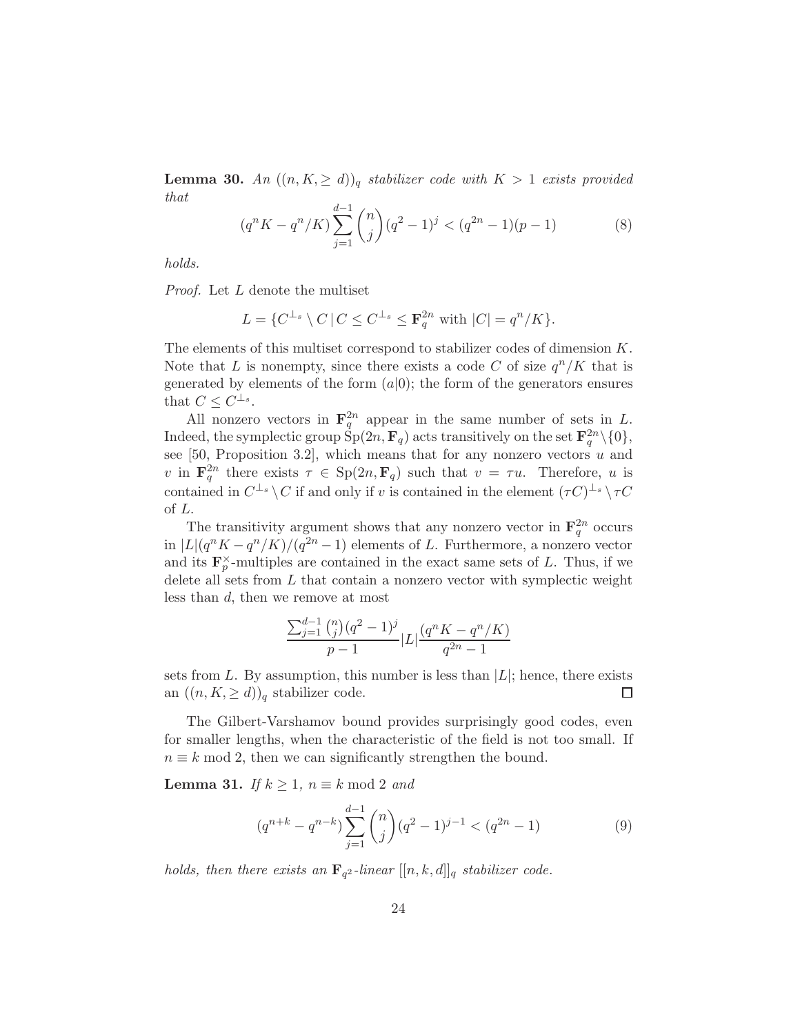**Lemma 30.** *An $((n, K, \geq d))_q$ stabilizer code with $K > 1$ exists provided that*

$$(q^n K - q^n/K) \sum_{j=1}^{d-1} \binom{n}{j} (q^2-1)^j < (q^{2n}-1)(p-1) \qquad (8)$$

*holds.*

*Proof.* Let $L$ denote the multiset

$$L = \{C^{\perp_s} \setminus C \,|\, C \leq C^{\perp_s} \leq \mathbf{F}_q^{2n} \text{ with } |C| = q^n/K\}.$$

The elements of this multiset correspond to stabilizer codes of dimension $K$. Note that $L$ is nonempty, since there exists a code $C$ of size $q^n/K$ that is generated by elements of the form $(a|0)$; the form of the generators ensures that $C \leq C^{\perp_s}$.

All nonzero vectors in $\mathbf{F}_q^{2n}$ appear in the same number of sets in $L$. Indeed, the symplectic group $\mathrm{Sp}(2n, \mathbf{F}_q)$ acts transitively on the set $\mathbf{F}_q^{2n} \backslash \{0\}$, see [50, Proposition 3.2], which means that for any nonzero vectors $u$ and $v$ in $\mathbf{F}_q^{2n}$ there exists $\tau \in \mathrm{Sp}(2n, \mathbf{F}_q)$ such that $v = \tau u$. Therefore, $u$ is contained in $C^{\perp_s} \setminus C$ if and only if $v$ is contained in the element $(\tau C)^{\perp_s} \setminus \tau C$ of $L$.

The transitivity argument shows that any nonzero vector in $\mathbf{F}_q^{2n}$ occurs in $|L|(q^n K - q^n/K)/(q^{2n}-1)$ elements of $L$. Furthermore, a nonzero vector and its $\mathbf{F}_p^{\times}$-multiples are contained in the exact same sets of $L$. Thus, if we delete all sets from $L$ that contain a nonzero vector with symplectic weight less than $d$, then we remove at most

$$\frac{\sum_{j=1}^{d-1} \binom{n}{j} (q^2-1)^j}{p-1} |L| \frac{(q^n K - q^n/K)}{q^{2n}-1}$$

sets from $L$. By assumption, this number is less than $|L|$; hence, there exists an $((n, K, \geq d))_q$ stabilizer code. $\square$

The Gilbert-Varshamov bound provides surprisingly good codes, even for smaller lengths, when the characteristic of the field is not too small. If $n \equiv k \bmod 2$, then we can significantly strengthen the bound.

**Lemma 31.** *If $k \geq 1$, $n \equiv k \bmod 2$ and*

$$(q^{n+k} - q^{n-k}) \sum_{j=1}^{d-1} \binom{n}{j} (q^2-1)^{j-1} < (q^{2n}-1) \qquad (9)$$

*holds, then there exists an $\mathbf{F}_{q^2}$-linear $[[n, k, d]]_q$ stabilizer code.*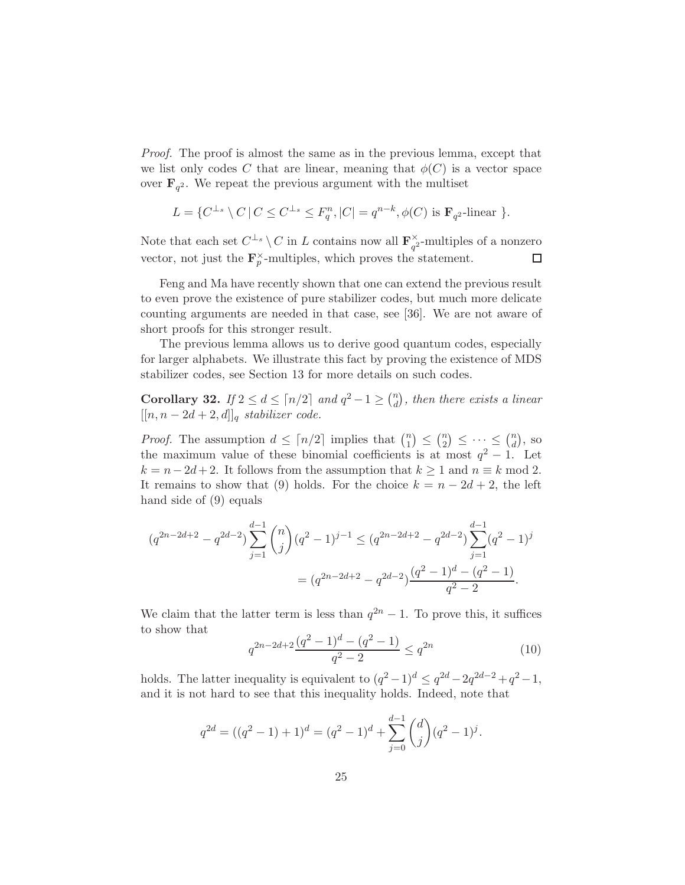*Proof.* The proof is almost the same as in the previous lemma, except that we list only codes $C$ that are linear, meaning that $\phi(C)$ is a vector space over $\mathbf{F}_{q^2}$. We repeat the previous argument with the multiset

$$L = \{C^{\perp_s} \setminus C \,|\, C \leq C^{\perp_s} \leq F_q^n, |C| = q^{n-k}, \phi(C) \text{ is } \mathbf{F}_{q^2}\text{-linear } \}.$$

Note that each set $C^{\perp_s} \setminus C$ in $L$ contains now all $\mathbf{F}_{q^2}^{\times}$-multiples of a nonzero vector, not just the $\mathbf{F}_p^{\times}$-multiples, which proves the statement. ∎

Feng and Ma have recently shown that one can extend the previous result to even prove the existence of pure stabilizer codes, but much more delicate counting arguments are needed in that case, see [36]. We are not aware of short proofs for this stronger result.

The previous lemma allows us to derive good quantum codes, especially for larger alphabets. We illustrate this fact by proving the existence of MDS stabilizer codes, see Section 13 for more details on such codes.

**Corollary 32.** *If $2 \leq d \leq \lceil n/2 \rceil$ and $q^2 - 1 \geq \binom{n}{d}$, then there exists a linear $[[n, n-2d+2, d]]_q$ stabilizer code.*

*Proof.* The assumption $d \leq \lceil n/2 \rceil$ implies that $\binom{n}{1} \leq \binom{n}{2} \leq \cdots \leq \binom{n}{d}$, so the maximum value of these binomial coefficients is at most $q^2 - 1$. Let $k = n - 2d + 2$. It follows from the assumption that $k \geq 1$ and $n \equiv k \bmod 2$. It remains to show that (9) holds. For the choice $k = n - 2d + 2$, the left hand side of (9) equals

$$\begin{aligned}(q^{2n-2d+2} - q^{2d-2}) \sum_{j=1}^{d-1} \binom{n}{j} (q^2-1)^{j-1} &\leq (q^{2n-2d+2} - q^{2d-2}) \sum_{j=1}^{d-1} (q^2-1)^j \\ &= (q^{2n-2d+2} - q^{2d-2}) \frac{(q^2-1)^d - (q^2-1)}{q^2-2}.\end{aligned}$$

We claim that the latter term is less than $q^{2n} - 1$. To prove this, it suffices to show that

$$q^{2n-2d+2} \frac{(q^2-1)^d - (q^2-1)}{q^2-2} \leq q^{2n} \tag{10}$$

holds. The latter inequality is equivalent to $(q^2-1)^d \leq q^{2d} - 2q^{2d-2} + q^2 - 1$, and it is not hard to see that this inequality holds. Indeed, note that

$$q^{2d} = ((q^2-1)+1)^d = (q^2-1)^d + \sum_{j=0}^{d-1} \binom{d}{j} (q^2-1)^j.$$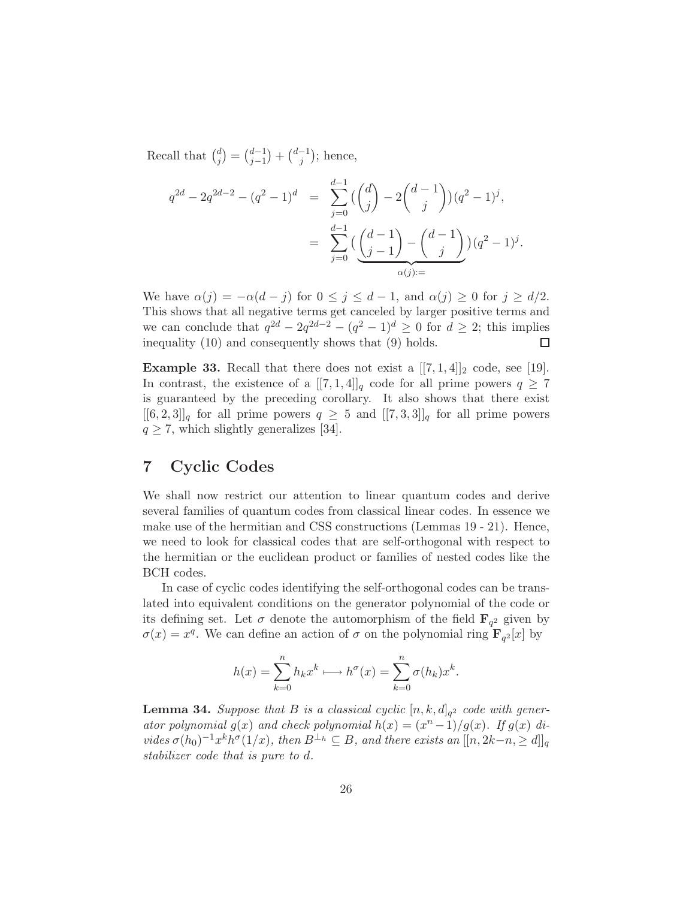Recall that $\binom{d}{j} = \binom{d-1}{j-1} + \binom{d-1}{j}$; hence,

$$
\begin{aligned}
q^{2d} - 2q^{2d-2} - (q^2-1)^d &= \sum_{j=0}^{d-1} \Big( \binom{d}{j} - 2\binom{d-1}{j} \Big)(q^2-1)^j, \\
&= \sum_{j=0}^{d-1} \underbrace{\Big( \binom{d-1}{j-1} - \binom{d-1}{j} \Big)}_{\alpha(j):=}(q^2-1)^j.
\end{aligned}
$$

We have $\alpha(j) = -\alpha(d-j)$ for $0 \leq j \leq d-1$, and $\alpha(j) \geq 0$ for $j \geq d/2$. This shows that all negative terms get canceled by larger positive terms and we can conclude that $q^{2d} - 2q^{2d-2} - (q^2-1)^d \geq 0$ for $d \geq 2$; this implies inequality (10) and consequently shows that (9) holds. □

**Example 33.** Recall that there does not exist a $[[7,1,4]]_2$ code, see [19]. In contrast, the existence of a $[[7,1,4]]_q$ code for all prime powers $q \geq 7$ is guaranteed by the preceding corollary. It also shows that there exist $[[6,2,3]]_q$ for all prime powers $q \geq 5$ and $[[7,3,3]]_q$ for all prime powers $q \geq 7$, which slightly generalizes [34].

# 7 Cyclic Codes

We shall now restrict our attention to linear quantum codes and derive several families of quantum codes from classical linear codes. In essence we make use of the hermitian and CSS constructions (Lemmas 19 - 21). Hence, we need to look for classical codes that are self-orthogonal with respect to the hermitian or the euclidean product or families of nested codes like the BCH codes.

In case of cyclic codes identifying the self-orthogonal codes can be translated into equivalent conditions on the generator polynomial of the code or its defining set. Let $\sigma$ denote the automorphism of the field $\mathbf{F}_{q^2}$ given by $\sigma(x) = x^q$. We can define an action of $\sigma$ on the polynomial ring $\mathbf{F}_{q^2}[x]$ by

$$
h(x) = \sum_{k=0}^{n} h_k x^k \longmapsto h^\sigma(x) = \sum_{k=0}^{n} \sigma(h_k) x^k.
$$

**Lemma 34.** *Suppose that $B$ is a classical cyclic $[n,k,d]_{q^2}$ code with generator polynomial $g(x)$ and check polynomial $h(x) = (x^n-1)/g(x)$. If $g(x)$ divides $\sigma(h_0)^{-1} x^k h^\sigma(1/x)$, then $B^{\perp_h} \subseteq B$, and there exists an $[[n, 2k-n, \geq d]]_q$ stabilizer code that is pure to $d$.*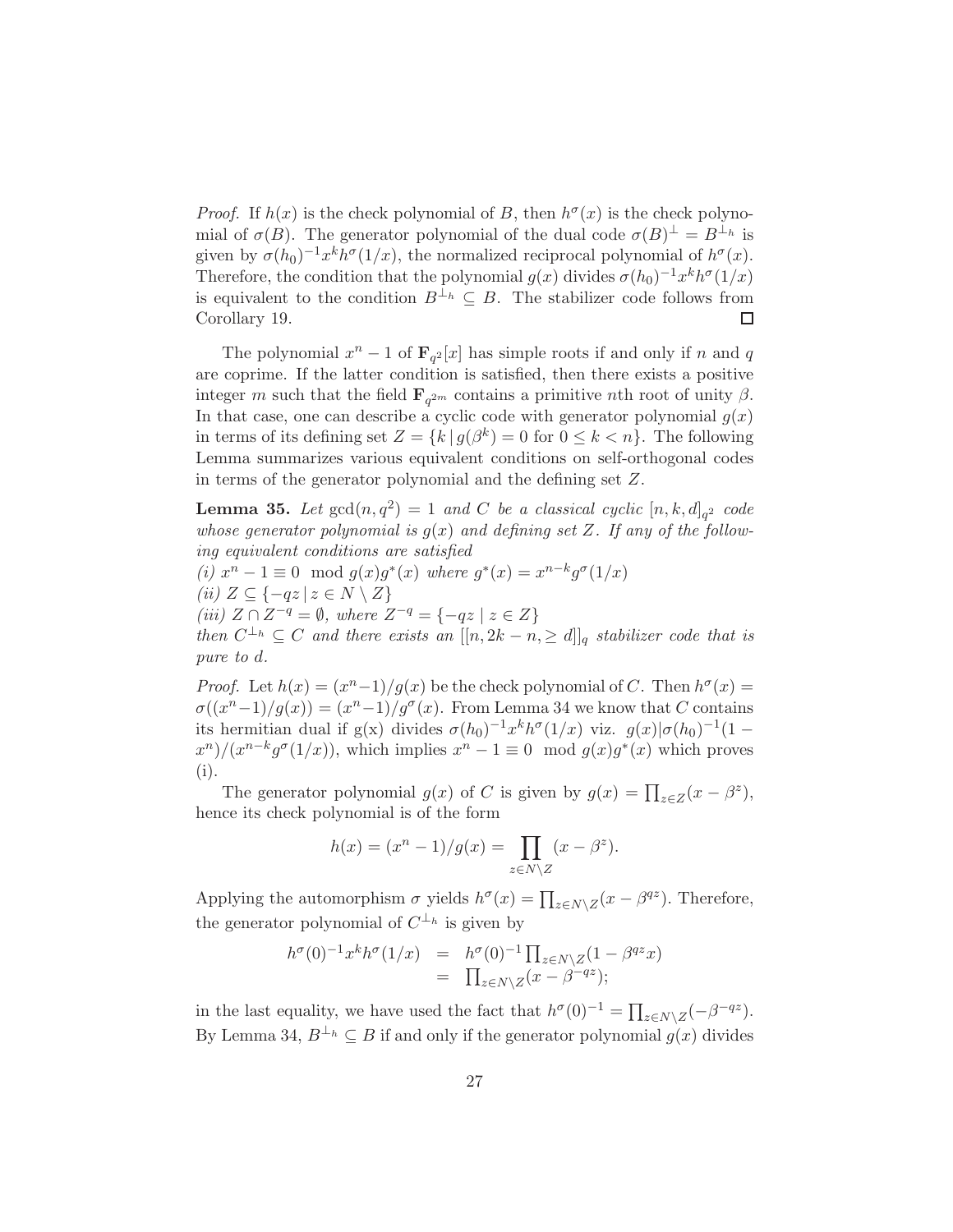*Proof.* If $h(x)$ is the check polynomial of $B$, then $h^\sigma(x)$ is the check polynomial of $\sigma(B)$. The generator polynomial of the dual code $\sigma(B)^\perp = B^{\perp_h}$ is given by $\sigma(h_0)^{-1}x^k h^\sigma(1/x)$, the normalized reciprocal polynomial of $h^\sigma(x)$. Therefore, the condition that the polynomial $g(x)$ divides $\sigma(h_0)^{-1}x^k h^\sigma(1/x)$ is equivalent to the condition $B^{\perp_h} \subseteq B$. The stabilizer code follows from Corollary 19. □

The polynomial $x^n - 1$ of $\mathbf{F}_{q^2}[x]$ has simple roots if and only if $n$ and $q$ are coprime. If the latter condition is satisfied, then there exists a positive integer $m$ such that the field $\mathbf{F}_{q^{2m}}$ contains a primitive $n$th root of unity $\beta$. In that case, one can describe a cyclic code with generator polynomial $g(x)$ in terms of its defining set $Z = \{k \,|\, g(\beta^k) = 0 \text{ for } 0 \leq k < n\}$. The following Lemma summarizes various equivalent conditions on self-orthogonal codes in terms of the generator polynomial and the defining set $Z$.

**Lemma 35.** *Let $\gcd(n, q^2) = 1$ and $C$ be a classical cyclic $[n, k, d]_{q^2}$ code whose generator polynomial is $g(x)$ and defining set $Z$. If any of the following equivalent conditions are satisfied*
*(i) $x^n - 1 \equiv 0 \mod g(x)g^*(x)$ where $g^*(x) = x^{n-k}g^\sigma(1/x)$*
*(ii) $Z \subseteq \{-qz \,|\, z \in N \setminus Z\}$*
*(iii) $Z \cap Z^{-q} = \emptyset$, where $Z^{-q} = \{-qz \mid z \in Z\}$*
*then $C^{\perp_h} \subseteq C$ and there exists an $[[n, 2k - n, \geq d]]_q$ stabilizer code that is pure to $d$.*

*Proof.* Let $h(x) = (x^n-1)/g(x)$ be the check polynomial of $C$. Then $h^\sigma(x) = \sigma((x^n-1)/g(x)) = (x^n-1)/g^\sigma(x)$. From Lemma 34 we know that $C$ contains its hermitian dual if g(x) divides $\sigma(h_0)^{-1}x^k h^\sigma(1/x)$ viz. $g(x)|\sigma(h_0)^{-1}(1 - x^n)/(x^{n-k}g^\sigma(1/x))$, which implies $x^n - 1 \equiv 0 \mod g(x)g^*(x)$ which proves (i).

The generator polynomial $g(x)$ of $C$ is given by $g(x) = \prod_{z \in Z}(x - \beta^z)$, hence its check polynomial is of the form

$$h(x) = (x^n - 1)/g(x) = \prod_{z \in N \setminus Z}(x - \beta^z).$$

Applying the automorphism $\sigma$ yields $h^\sigma(x) = \prod_{z \in N \setminus Z}(x - \beta^{qz})$. Therefore, the generator polynomial of $C^{\perp_h}$ is given by

$$\begin{aligned} h^\sigma(0)^{-1}x^k h^\sigma(1/x) &= h^\sigma(0)^{-1}\textstyle\prod_{z \in N \setminus Z}(1 - \beta^{qz}x) \\ &= \textstyle\prod_{z \in N \setminus Z}(x - \beta^{-qz}); \end{aligned}$$

in the last equality, we have used the fact that $h^\sigma(0)^{-1} = \prod_{z \in N \setminus Z}(-\beta^{-qz})$. By Lemma 34, $B^{\perp_h} \subseteq B$ if and only if the generator polynomial $g(x)$ divides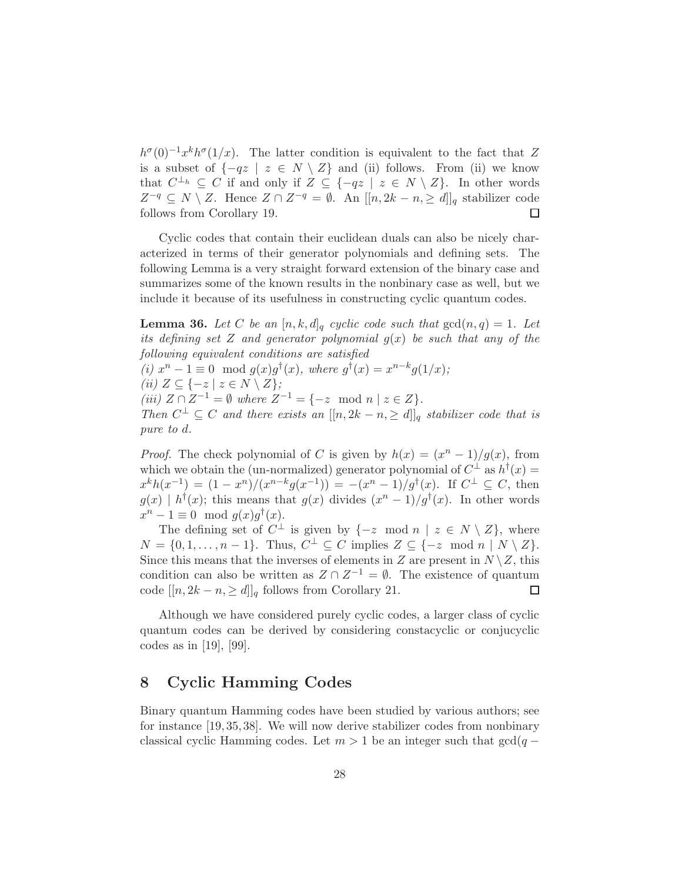$h^{\sigma}(0)^{-1}x^k h^{\sigma}(1/x)$. The latter condition is equivalent to the fact that $Z$ is a subset of $\{-qz \mid z \in N \setminus Z\}$ and (ii) follows. From (ii) we know that $C^{\perp_h} \subseteq C$ if and only if $Z \subseteq \{-qz \mid z \in N \setminus Z\}$. In other words $Z^{-q} \subseteq N \setminus Z$. Hence $Z \cap Z^{-q} = \emptyset$. An $[[n, 2k-n, \geq d]]_q$ stabilizer code follows from Corollary 19. $\square$

Cyclic codes that contain their euclidean duals can also be nicely characterized in terms of their generator polynomials and defining sets. The following Lemma is a very straight forward extension of the binary case and summarizes some of the known results in the nonbinary case as well, but we include it because of its usefulness in constructing cyclic quantum codes.

**Lemma 36.** *Let $C$ be an $[n,k,d]_q$ cyclic code such that $\gcd(n,q)=1$. Let its defining set $Z$ and generator polynomial $g(x)$ be such that any of the following equivalent conditions are satisfied*
*(i) $x^n - 1 \equiv 0 \mod g(x)g^{\dagger}(x)$, where $g^{\dagger}(x) = x^{n-k}g(1/x)$;*
*(ii) $Z \subseteq \{-z \mid z \in N \setminus Z\}$;*
*(iii) $Z \cap Z^{-1} = \emptyset$ where $Z^{-1} = \{-z \mod n \mid z \in Z\}$.*
*Then $C^{\perp} \subseteq C$ and there exists an $[[n, 2k-n, \geq d]]_q$ stabilizer code that is pure to $d$.*

*Proof.* The check polynomial of $C$ is given by $h(x) = (x^n-1)/g(x)$, from which we obtain the (un-normalized) generator polynomial of $C^{\perp}$ as $h^{\dagger}(x) = x^k h(x^{-1}) = (1-x^n)/(x^{n-k}g(x^{-1})) = -(x^n-1)/g^{\dagger}(x)$. If $C^{\perp} \subseteq C$, then $g(x) \mid h^{\dagger}(x)$; this means that $g(x)$ divides $(x^n-1)/g^{\dagger}(x)$. In other words $x^n - 1 \equiv 0 \mod g(x)g^{\dagger}(x)$.

The defining set of $C^{\perp}$ is given by $\{-z \mod n \mid z \in N \setminus Z\}$, where $N = \{0,1,\ldots,n-1\}$. Thus, $C^{\perp} \subseteq C$ implies $Z \subseteq \{-z \mod n \mid N \setminus Z\}$. Since this means that the inverses of elements in $Z$ are present in $N \setminus Z$, this condition can also be written as $Z \cap Z^{-1} = \emptyset$. The existence of quantum code $[[n, 2k-n, \geq d]]_q$ follows from Corollary 21. $\square$

Although we have considered purely cyclic codes, a larger class of cyclic quantum codes can be derived by considering constacyclic or conjucyclic codes as in [19], [99].

# 8 Cyclic Hamming Codes

Binary quantum Hamming codes have been studied by various authors; see for instance [19, 35, 38]. We will now derive stabilizer codes from nonbinary classical cyclic Hamming codes. Let $m > 1$ be an integer such that $\gcd(q -$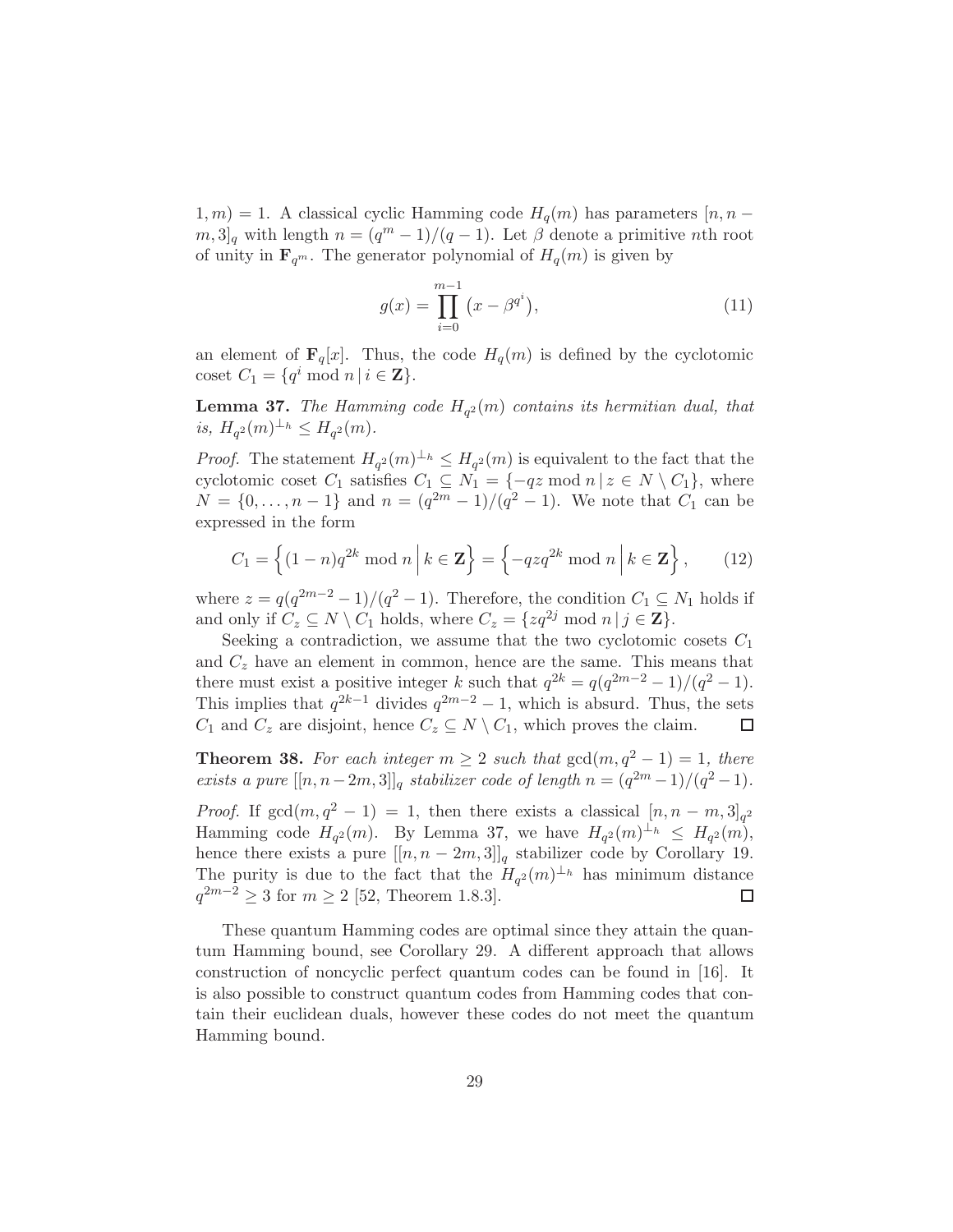$1, m) = 1$. A classical cyclic Hamming code $H_q(m)$ has parameters $[n, n - m, 3]_q$ with length $n = (q^m - 1)/(q-1)$. Let $\beta$ denote a primitive $n$th root of unity in $\mathbf{F}_{q^m}$. The generator polynomial of $H_q(m)$ is given by

$$g(x) = \prod_{i=0}^{m-1} \left(x - \beta^{q^i}\right), \tag{11}$$

an element of $\mathbf{F}_q[x]$. Thus, the code $H_q(m)$ is defined by the cyclotomic coset $C_1 = \{q^i \bmod n \,|\, i \in \mathbf{Z}\}$.

**Lemma 37.** *The Hamming code $H_{q^2}(m)$ contains its hermitian dual, that is, $H_{q^2}(m)^{\perp_h} \leq H_{q^2}(m)$.*

*Proof.* The statement $H_{q^2}(m)^{\perp_h} \leq H_{q^2}(m)$ is equivalent to the fact that the cyclotomic coset $C_1$ satisfies $C_1 \subseteq N_1 = \{-qz \bmod n \,|\, z \in N \setminus C_1\}$, where $N = \{0, \ldots, n-1\}$ and $n = (q^{2m} - 1)/(q^2 - 1)$. We note that $C_1$ can be expressed in the form

$$C_1 = \left\{(1-n)q^{2k} \bmod n \,\middle|\, k \in \mathbf{Z}\right\} = \left\{-qzq^{2k} \bmod n \,\middle|\, k \in \mathbf{Z}\right\}, \tag{12}$$

where $z = q(q^{2m-2} - 1)/(q^2 - 1)$. Therefore, the condition $C_1 \subseteq N_1$ holds if and only if $C_z \subseteq N \setminus C_1$ holds, where $C_z = \{zq^{2j} \bmod n \,|\, j \in \mathbf{Z}\}$.

Seeking a contradiction, we assume that the two cyclotomic cosets $C_1$ and $C_z$ have an element in common, hence are the same. This means that there must exist a positive integer $k$ such that $q^{2k} = q(q^{2m-2} - 1)/(q^2 - 1)$. This implies that $q^{2k-1}$ divides $q^{2m-2} - 1$, which is absurd. Thus, the sets $C_1$ and $C_z$ are disjoint, hence $C_z \subseteq N \setminus C_1$, which proves the claim. $\square$

**Theorem 38.** *For each integer $m \geq 2$ such that $\gcd(m, q^2 - 1) = 1$, there exists a pure $[[n, n-2m, 3]]_q$ stabilizer code of length $n = (q^{2m} - 1)/(q^2 - 1)$.*

*Proof.* If $\gcd(m, q^2 - 1) = 1$, then there exists a classical $[n, n - m, 3]_{q^2}$ Hamming code $H_{q^2}(m)$. By Lemma 37, we have $H_{q^2}(m)^{\perp_h} \leq H_{q^2}(m)$, hence there exists a pure $[[n, n-2m, 3]]_q$ stabilizer code by Corollary 19. The purity is due to the fact that the $H_{q^2}(m)^{\perp_h}$ has minimum distance $q^{2m-2} \geq 3$ for $m \geq 2$ [52, Theorem 1.8.3]. $\square$

These quantum Hamming codes are optimal since they attain the quantum Hamming bound, see Corollary 29. A different approach that allows construction of noncyclic perfect quantum codes can be found in [16]. It is also possible to construct quantum codes from Hamming codes that contain their euclidean duals, however these codes do not meet the quantum Hamming bound.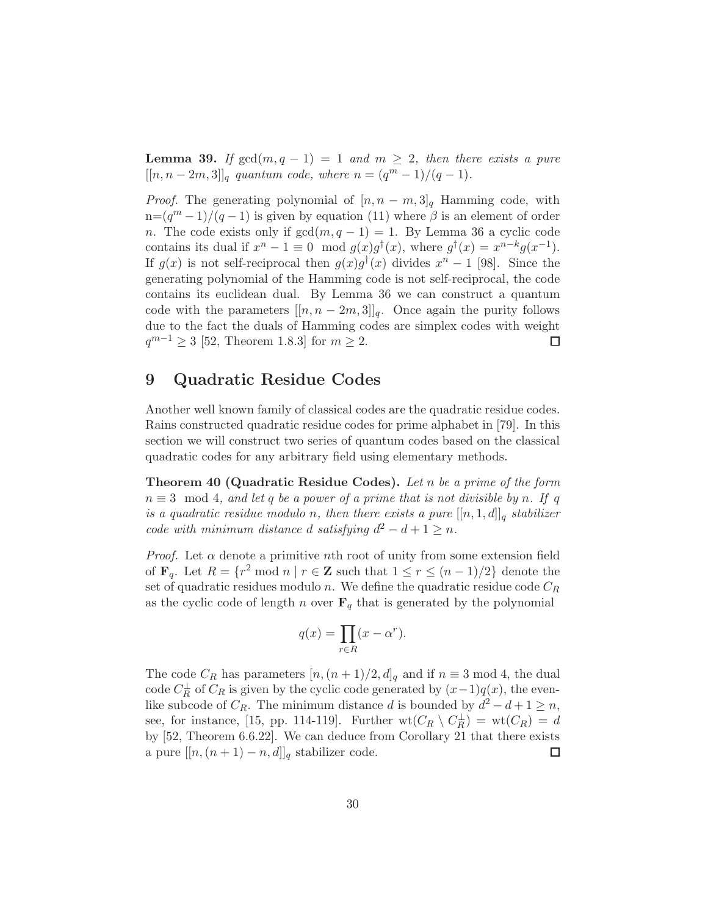**Lemma 39.** *If $\gcd(m, q-1) = 1$ and $m \geq 2$, then there exists a pure $[[n, n-2m, 3]]_q$ quantum code, where $n = (q^m - 1)/(q-1)$.*

*Proof.* The generating polynomial of $[n, n-m, 3]_q$ Hamming code, with $n=(q^m-1)/(q-1)$ is given by equation (11) where $\beta$ is an element of order $n$. The code exists only if $\gcd(m, q-1) = 1$. By Lemma 36 a cyclic code contains its dual if $x^n - 1 \equiv 0 \mod g(x)g^\dagger(x)$, where $g^\dagger(x) = x^{n-k}g(x^{-1})$. If $g(x)$ is not self-reciprocal then $g(x)g^\dagger(x)$ divides $x^n - 1$ [98]. Since the generating polynomial of the Hamming code is not self-reciprocal, the code contains its euclidean dual. By Lemma 36 we can construct a quantum code with the parameters $[[n, n-2m, 3]]_q$. Once again the purity follows due to the fact the duals of Hamming codes are simplex codes with weight $q^{m-1} \geq 3$ [52, Theorem 1.8.3] for $m \geq 2$. □

# 9 Quadratic Residue Codes

Another well known family of classical codes are the quadratic residue codes. Rains constructed quadratic residue codes for prime alphabet in [79]. In this section we will construct two series of quantum codes based on the classical quadratic codes for any arbitrary field using elementary methods.

**Theorem 40 (Quadratic Residue Codes).** *Let $n$ be a prime of the form $n \equiv 3 \mod 4$, and let $q$ be a power of a prime that is not divisible by $n$. If $q$ is a quadratic residue modulo $n$, then there exists a pure $[[n, 1, d]]_q$ stabilizer code with minimum distance $d$ satisfying $d^2 - d + 1 \geq n$.*

*Proof.* Let $\alpha$ denote a primitive $n$th root of unity from some extension field of $\mathbf{F}_q$. Let $R = \{r^2 \bmod n \mid r \in \mathbf{Z}$ such that $1 \leq r \leq (n-1)/2\}$ denote the set of quadratic residues modulo $n$. We define the quadratic residue code $C_R$ as the cyclic code of length $n$ over $\mathbf{F}_q$ that is generated by the polynomial

$$q(x) = \prod_{r \in R}(x - \alpha^r).$$

The code $C_R$ has parameters $[n, (n+1)/2, d]_q$ and if $n \equiv 3 \bmod 4$, the dual code $C_R^\perp$ of $C_R$ is given by the cyclic code generated by $(x-1)q(x)$, the even-like subcode of $C_R$. The minimum distance $d$ is bounded by $d^2 - d + 1 \geq n$, see, for instance, [15, pp. 114-119]. Further $\text{wt}(C_R \setminus C_R^\perp) = \text{wt}(C_R) = d$ by [52, Theorem 6.6.22]. We can deduce from Corollary 21 that there exists a pure $[[n, (n+1) - n, d]]_q$ stabilizer code. □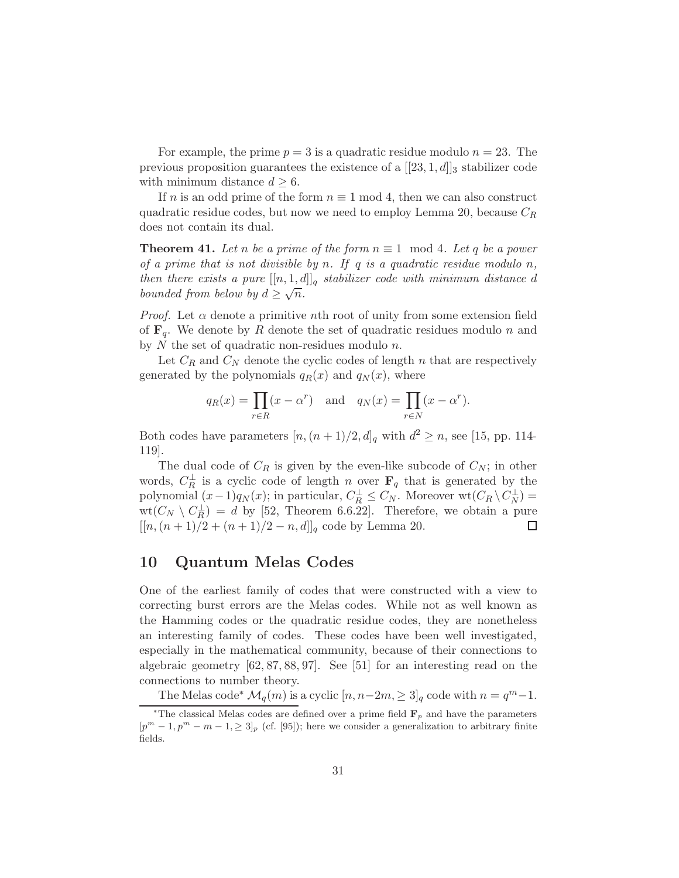For example, the prime $p = 3$ is a quadratic residue modulo $n = 23$. The previous proposition guarantees the existence of a $[[23, 1, d]]_3$ stabilizer code with minimum distance $d \geq 6$.

If $n$ is an odd prime of the form $n \equiv 1 \bmod 4$, then we can also construct quadratic residue codes, but now we need to employ Lemma 20, because $C_R$ does not contain its dual.

**Theorem 41.** *Let $n$ be a prime of the form $n \equiv 1 \mod 4$. Let $q$ be a power of a prime that is not divisible by $n$. If $q$ is a quadratic residue modulo $n$, then there exists a pure $[[n, 1, d]]_q$ stabilizer code with minimum distance $d$ bounded from below by $d \geq \sqrt{n}$.*

*Proof.* Let $\alpha$ denote a primitive $n$th root of unity from some extension field of $\mathbf{F}_q$. We denote by $R$ denote the set of quadratic residues modulo $n$ and by $N$ the set of quadratic non-residues modulo $n$.

Let $C_R$ and $C_N$ denote the cyclic codes of length $n$ that are respectively generated by the polynomials $q_R(x)$ and $q_N(x)$, where

$$q_R(x) = \prod_{r \in R}(x - \alpha^r) \quad \text{and} \quad q_N(x) = \prod_{r \in N}(x - \alpha^r).$$

Both codes have parameters $[n, (n+1)/2, d]_q$ with $d^2 \geq n$, see [15, pp. 114-119].

The dual code of $C_R$ is given by the even-like subcode of $C_N$; in other words, $C_R^\perp$ is a cyclic code of length $n$ over $\mathbf{F}_q$ that is generated by the polynomial $(x-1)q_N(x)$; in particular, $C_R^\perp \leq C_N$. Moreover $\mathrm{wt}(C_R \setminus C_N^\perp) = \mathrm{wt}(C_N \setminus C_R^\perp) = d$ by [52, Theorem 6.6.22]. Therefore, we obtain a pure $[[n, (n+1)/2 + (n+1)/2 - n, d]]_q$ code by Lemma 20. $\square$

## 10 Quantum Melas Codes

One of the earliest family of codes that were constructed with a view to correcting burst errors are the Melas codes. While not as well known as the Hamming codes or the quadratic residue codes, they are nonetheless an interesting family of codes. These codes have been well investigated, especially in the mathematical community, because of their connections to algebraic geometry [62, 87, 88, 97]. See [51] for an interesting read on the connections to number theory.

The Melas code* $\mathcal{M}_q(m)$ is a cyclic $[n, n-2m, \geq 3]_q$ code with $n = q^m - 1$.

*The classical Melas codes are defined over a prime field $\mathbf{F}_p$ and have the parameters $[p^m - 1, p^m - m - 1, \geq 3]_p$ (cf. [95]); here we consider a generalization to arbitrary finite fields.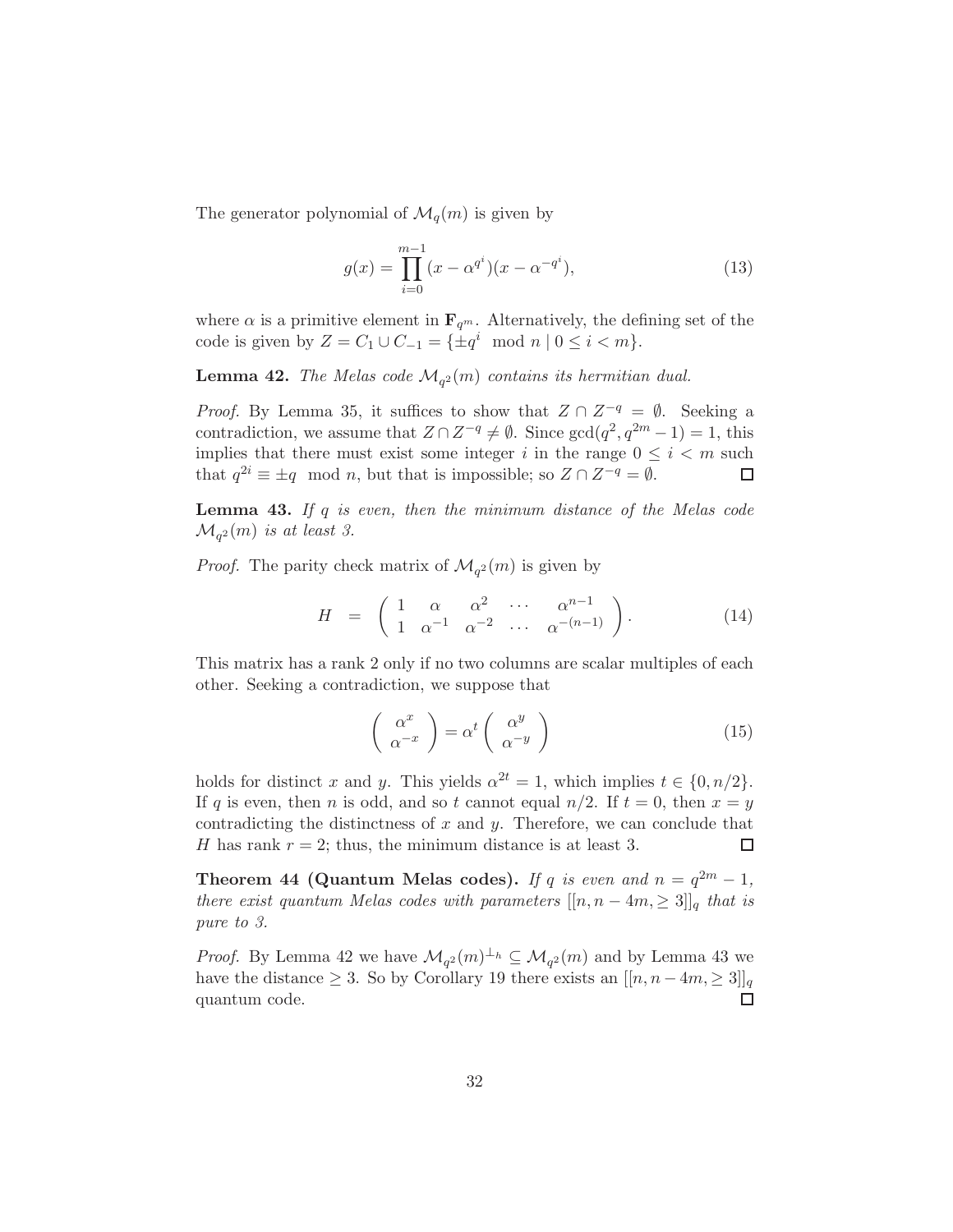The generator polynomial of $\mathcal{M}_q(m)$ is given by

$$g(x) = \prod_{i=0}^{m-1} (x - \alpha^{q^i})(x - \alpha^{-q^i}), \tag{13}$$

where $\alpha$ is a primitive element in $\mathbf{F}_{q^m}$. Alternatively, the defining set of the code is given by $Z = C_1 \cup C_{-1} = \{\pm q^i \mod n \mid 0 \leq i < m\}$.

**Lemma 42.** *The Melas code $\mathcal{M}_{q^2}(m)$ contains its hermitian dual.*

*Proof.* By Lemma 35, it suffices to show that $Z \cap Z^{-q} = \emptyset$. Seeking a contradiction, we assume that $Z \cap Z^{-q} \neq \emptyset$. Since $\gcd(q^2, q^{2m}-1) = 1$, this implies that there must exist some integer $i$ in the range $0 \leq i < m$ such that $q^{2i} \equiv \pm q \mod n$, but that is impossible; so $Z \cap Z^{-q} = \emptyset$. □

**Lemma 43.** *If $q$ is even, then the minimum distance of the Melas code $\mathcal{M}_{q^2}(m)$ is at least 3.*

*Proof.* The parity check matrix of $\mathcal{M}_{q^2}(m)$ is given by

$$H \;=\; \begin{pmatrix} 1 & \alpha & \alpha^2 & \cdots & \alpha^{n-1} \\ 1 & \alpha^{-1} & \alpha^{-2} & \cdots & \alpha^{-(n-1)} \end{pmatrix}. \tag{14}$$

This matrix has a rank 2 only if no two columns are scalar multiples of each other. Seeking a contradiction, we suppose that

$$\begin{pmatrix} \alpha^x \\ \alpha^{-x} \end{pmatrix} = \alpha^t \begin{pmatrix} \alpha^y \\ \alpha^{-y} \end{pmatrix} \tag{15}$$

holds for distinct $x$ and $y$. This yields $\alpha^{2t} = 1$, which implies $t \in \{0, n/2\}$. If $q$ is even, then $n$ is odd, and so $t$ cannot equal $n/2$. If $t = 0$, then $x = y$ contradicting the distinctness of $x$ and $y$. Therefore, we can conclude that $H$ has rank $r = 2$; thus, the minimum distance is at least 3. □

**Theorem 44 (Quantum Melas codes).** *If $q$ is even and $n = q^{2m} - 1$, there exist quantum Melas codes with parameters $[[n, n-4m, \geq 3]]_q$ that is pure to 3.*

*Proof.* By Lemma 42 we have $\mathcal{M}_{q^2}(m)^{\perp_h} \subseteq \mathcal{M}_{q^2}(m)$ and by Lemma 43 we have the distance $\geq 3$. So by Corollary 19 there exists an $[[n, n-4m, \geq 3]]_q$ quantum code. □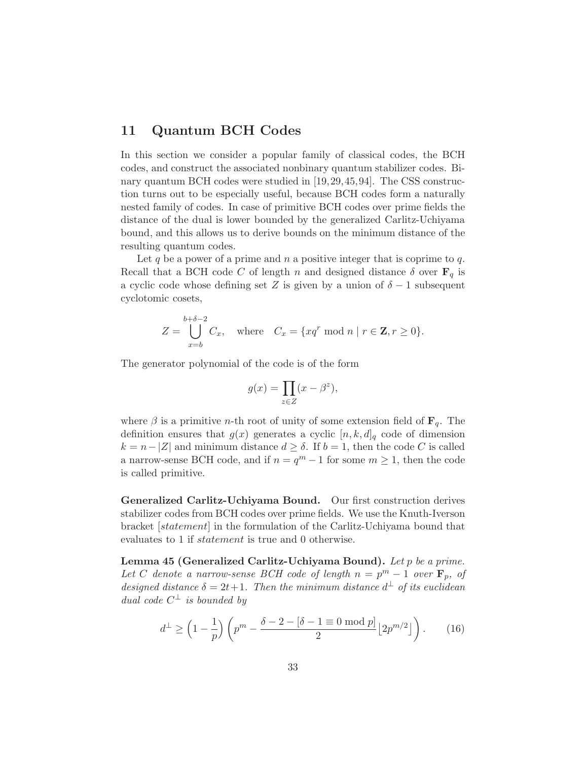## 11 Quantum BCH Codes

In this section we consider a popular family of classical codes, the BCH codes, and construct the associated nonbinary quantum stabilizer codes. Binary quantum BCH codes were studied in [19, 29, 45, 94]. The CSS construction turns out to be especially useful, because BCH codes form a naturally nested family of codes. In case of primitive BCH codes over prime fields the distance of the dual is lower bounded by the generalized Carlitz-Uchiyama bound, and this allows us to derive bounds on the minimum distance of the resulting quantum codes.

Let $q$ be a power of a prime and $n$ a positive integer that is coprime to $q$. Recall that a BCH code $C$ of length $n$ and designed distance $\delta$ over $\mathbf{F}_q$ is a cyclic code whose defining set $Z$ is given by a union of $\delta - 1$ subsequent cyclotomic cosets,

$$Z = \bigcup_{x=b}^{b+\delta-2} C_x, \quad \text{where} \quad C_x = \{xq^r \bmod n \mid r \in \mathbf{Z}, r \geq 0\}.$$

The generator polynomial of the code is of the form

$$g(x) = \prod_{z \in Z} (x - \beta^z),$$

where $\beta$ is a primitive $n$-th root of unity of some extension field of $\mathbf{F}_q$. The definition ensures that $g(x)$ generates a cyclic $[n, k, d]_q$ code of dimension $k = n - |Z|$ and minimum distance $d \geq \delta$. If $b = 1$, then the code $C$ is called a narrow-sense BCH code, and if $n = q^m - 1$ for some $m \geq 1$, then the code is called primitive.

**Generalized Carlitz-Uchiyama Bound.** Our first construction derives stabilizer codes from BCH codes over prime fields. We use the Knuth-Iverson bracket [*statement*] in the formulation of the Carlitz-Uchiyama bound that evaluates to 1 if *statement* is true and 0 otherwise.

**Lemma 45 (Generalized Carlitz-Uchiyama Bound).** *Let $p$ be a prime. Let $C$ denote a narrow-sense BCH code of length $n = p^m - 1$ over $\mathbf{F}_p$, of designed distance $\delta = 2t+1$. Then the minimum distance $d^\perp$ of its euclidean dual code $C^\perp$ is bounded by*

$$d^\perp \geq \left(1 - \frac{1}{p}\right)\left(p^m - \frac{\delta - 2 - [\delta - 1 \equiv 0 \bmod p]}{2} \lfloor 2p^{m/2} \rfloor\right). \qquad (16)$$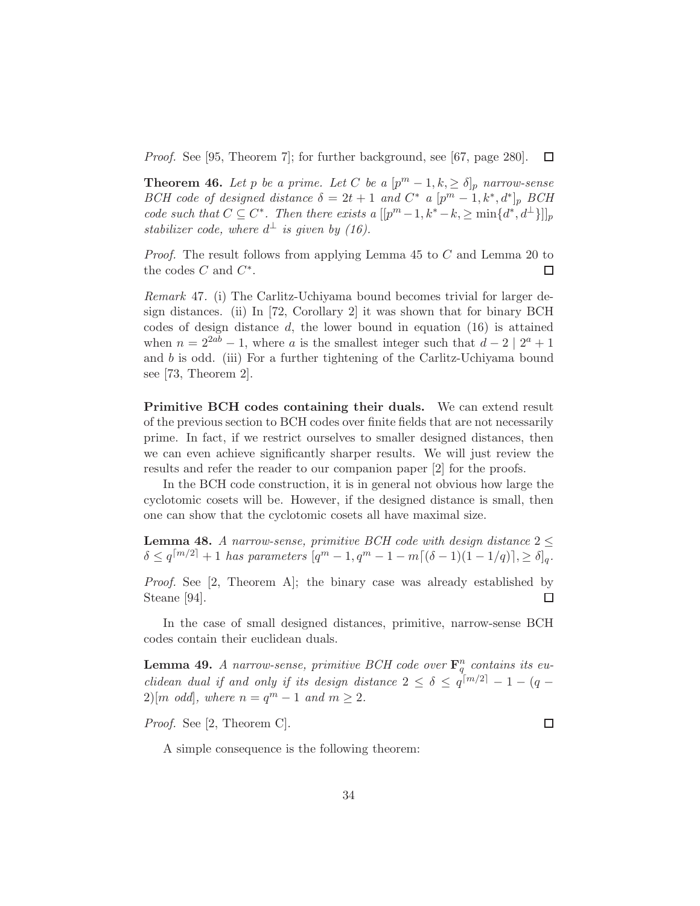*Proof.* See [95, Theorem 7]; for further background, see [67, page 280]. □

**Theorem 46.** *Let $p$ be a prime. Let $C$ be a $[p^m-1, k, \geq \delta]_p$ narrow-sense BCH code of designed distance $\delta = 2t+1$ and $C^*$ a $[p^m-1, k^*, d^*]_p$ BCH code such that $C \subseteq C^*$. Then there exists a $[[p^m-1, k^*-k, \geq \min\{d^*, d^\perp\}]]_p$ stabilizer code, where $d^\perp$ is given by (16).*

*Proof.* The result follows from applying Lemma 45 to $C$ and Lemma 20 to the codes $C$ and $C^*$. □

*Remark* 47. (i) The Carlitz-Uchiyama bound becomes trivial for larger design distances. (ii) In [72, Corollary 2] it was shown that for binary BCH codes of design distance $d$, the lower bound in equation (16) is attained when $n = 2^{2ab}-1$, where $a$ is the smallest integer such that $d-2 \mid 2^a+1$ and $b$ is odd. (iii) For a further tightening of the Carlitz-Uchiyama bound see [73, Theorem 2].

**Primitive BCH codes containing their duals.** We can extend result of the previous section to BCH codes over finite fields that are not necessarily prime. In fact, if we restrict ourselves to smaller designed distances, then we can even achieve significantly sharper results. We will just review the results and refer the reader to our companion paper [2] for the proofs.

In the BCH code construction, it is in general not obvious how large the cyclotomic cosets will be. However, if the designed distance is small, then one can show that the cyclotomic cosets all have maximal size.

**Lemma 48.** *A narrow-sense, primitive BCH code with design distance $2 \leq \delta \leq q^{\lceil m/2 \rceil}+1$ has parameters $[q^m-1, q^m-1-m\lceil(\delta-1)(1-1/q)\rceil, \geq \delta]_q$.*

*Proof.* See [2, Theorem A]; the binary case was already established by Steane [94]. □

In the case of small designed distances, primitive, narrow-sense BCH codes contain their euclidean duals.

**Lemma 49.** *A narrow-sense, primitive BCH code over $\mathbf{F}_q^n$ contains its euclidean dual if and only if its design distance $2 \leq \delta \leq q^{\lceil m/2 \rceil} - 1 - (q-2)[m \text{ odd}]$, where $n = q^m-1$ and $m \geq 2$.*

*Proof.* See [2, Theorem C]. □

A simple consequence is the following theorem: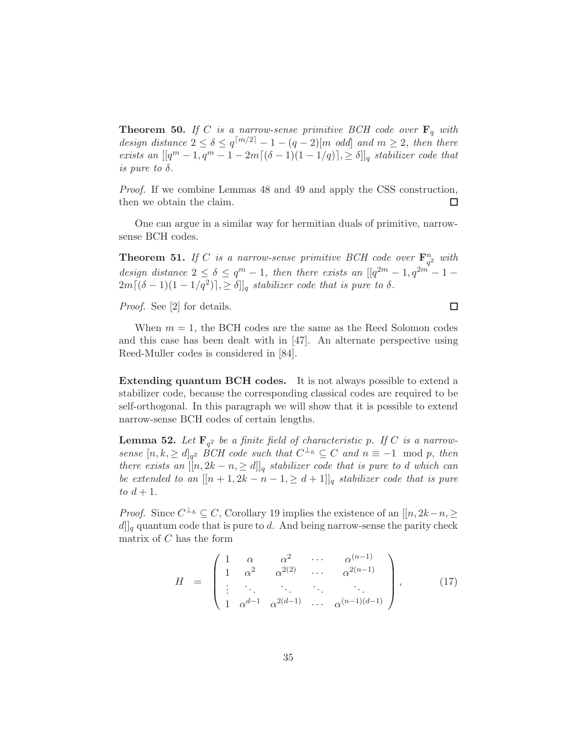**Theorem 50.** *If $C$ is a narrow-sense primitive BCH code over $\mathbf{F}_q$ with design distance $2 \leq \delta \leq q^{\lceil m/2 \rceil} - 1 - (q-2)[m \text{ odd}]$ and $m \geq 2$, then there exists an $[[q^m - 1, q^m - 1 - 2m\lceil(\delta-1)(1-1/q)\rceil, \geq \delta]]_q$ stabilizer code that is pure to $\delta$.*

*Proof.* If we combine Lemmas 48 and 49 and apply the CSS construction, then we obtain the claim. □

One can argue in a similar way for hermitian duals of primitive, narrow-sense BCH codes.

**Theorem 51.** *If $C$ is a narrow-sense primitive BCH code over $\mathbf{F}_{q^2}^n$ with design distance $2 \leq \delta \leq q^m - 1$, then there exists an $[[q^{2m} - 1, q^{2m} - 1 - 2m\lceil(\delta-1)(1-1/q^2)\rceil, \geq \delta]]_q$ stabilizer code that is pure to $\delta$.*

*Proof.* See [2] for details. □

When $m = 1$, the BCH codes are the same as the Reed Solomon codes and this case has been dealt with in [47]. An alternate perspective using Reed-Muller codes is considered in [84].

**Extending quantum BCH codes.** It is not always possible to extend a stabilizer code, because the corresponding classical codes are required to be self-orthogonal. In this paragraph we will show that it is possible to extend narrow-sense BCH codes of certain lengths.

**Lemma 52.** *Let $\mathbf{F}_{q^2}$ be a finite field of characteristic $p$. If $C$ is a narrow-sense $[n, k, \geq d]_{q^2}$ BCH code such that $C^{\perp_h} \subseteq C$ and $n \equiv -1 \mod p$, then there exists an $[[n, 2k-n, \geq d]]_q$ stabilizer code that is pure to $d$ which can be extended to an $[[n+1, 2k-n-1, \geq d+1]]_q$ stabilizer code that is pure to $d+1$.*

*Proof.* Since $C^{\perp_h} \subseteq C$, Corollary 19 implies the existence of an $[[n, 2k-n, \geq d]]_q$ quantum code that is pure to $d$. And being narrow-sense the parity check matrix of $C$ has the form

$$H = \begin{pmatrix} 1 & \alpha & \alpha^2 & \cdots & \alpha^{(n-1)} \\ 1 & \alpha^2 & \alpha^{2(2)} & \cdots & \alpha^{2(n-1)} \\ \vdots & \ddots & \ddots & \ddots & \ddots \\ 1 & \alpha^{d-1} & \alpha^{2(d-1)} & \cdots & \alpha^{(n-1)(d-1)} \end{pmatrix}, \qquad (17)$$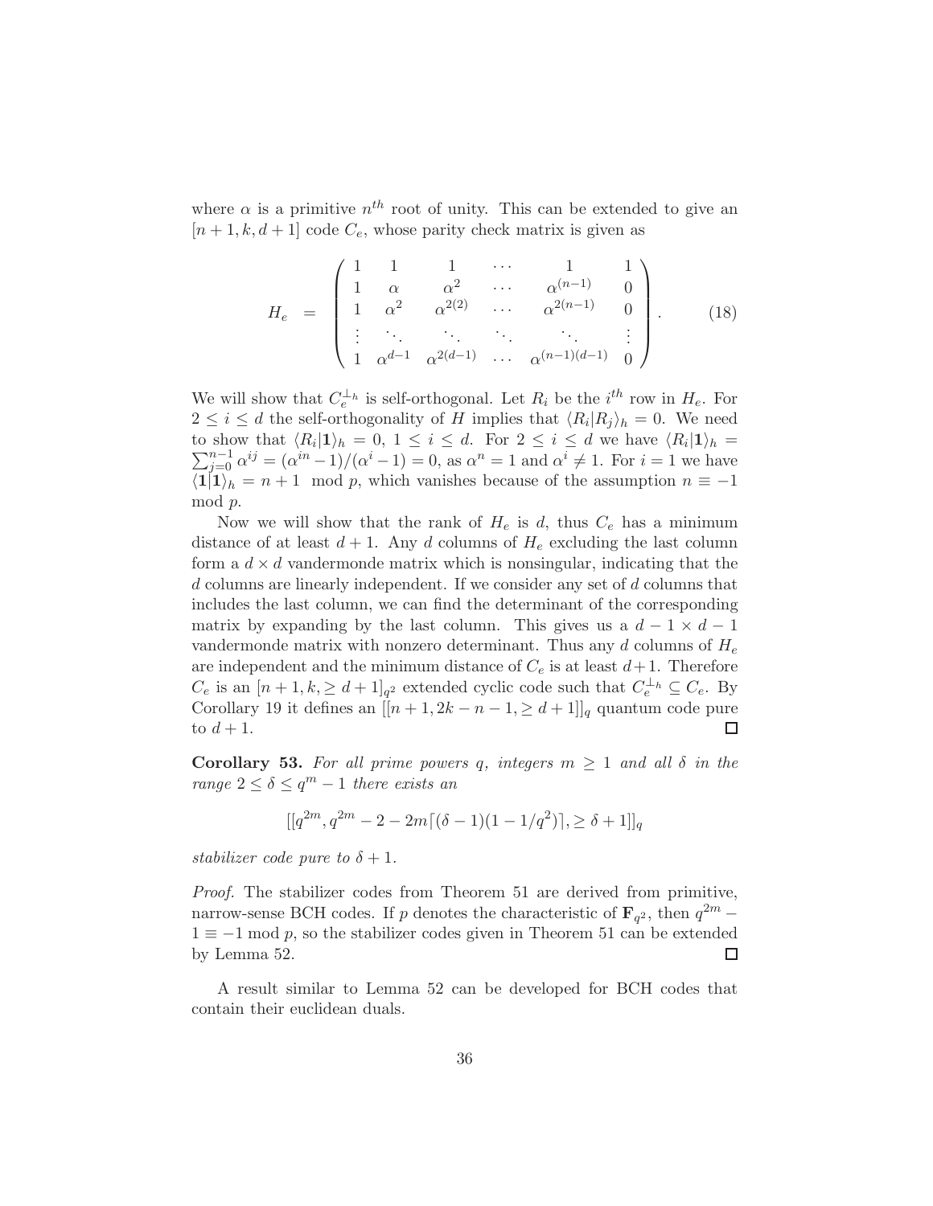where $\alpha$ is a primitive $n^{th}$ root of unity. This can be extended to give an $[n+1, k, d+1]$ code $C_e$, whose parity check matrix is given as

$$H_e = \begin{pmatrix} 1 & 1 & 1 & \cdots & 1 & 1 \\ 1 & \alpha & \alpha^2 & \cdots & \alpha^{(n-1)} & 0 \\ 1 & \alpha^2 & \alpha^{2(2)} & \cdots & \alpha^{2(n-1)} & 0 \\ \vdots & \ddots & \ddots & \ddots & \ddots & \vdots \\ 1 & \alpha^{d-1} & \alpha^{2(d-1)} & \cdots & \alpha^{(n-1)(d-1)} & 0 \end{pmatrix}. \qquad (18)$$

We will show that $C_e^{\perp_h}$ is self-orthogonal. Let $R_i$ be the $i^{th}$ row in $H_e$. For $2 \leq i \leq d$ the self-orthogonality of $H$ implies that $\langle R_i | R_j \rangle_h = 0$. We need to show that $\langle R_i | \mathbf{1} \rangle_h = 0$, $1 \leq i \leq d$. For $2 \leq i \leq d$ we have $\langle R_i | \mathbf{1} \rangle_h = \sum_{j=0}^{n-1} \alpha^{ij} = (\alpha^{in} - 1)/(\alpha^i - 1) = 0$, as $\alpha^n = 1$ and $\alpha^i \neq 1$. For $i = 1$ we have $\langle \mathbf{1} | \mathbf{1} \rangle_h = n + 1 \mod p$, which vanishes because of the assumption $n \equiv -1 \mod p$.

Now we will show that the rank of $H_e$ is $d$, thus $C_e$ has a minimum distance of at least $d+1$. Any $d$ columns of $H_e$ excluding the last column form a $d \times d$ vandermonde matrix which is nonsingular, indicating that the $d$ columns are linearly independent. If we consider any set of $d$ columns that includes the last column, we can find the determinant of the corresponding matrix by expanding by the last column. This gives us a $d-1 \times d-1$ vandermonde matrix with nonzero determinant. Thus any $d$ columns of $H_e$ are independent and the minimum distance of $C_e$ is at least $d+1$. Therefore $C_e$ is an $[n+1, k, \geq d+1]_{q^2}$ extended cyclic code such that $C_e^{\perp_h} \subseteq C_e$. By Corollary 19 it defines an $[[n+1, 2k-n-1, \geq d+1]]_q$ quantum code pure to $d+1$. ∎

**Corollary 53.** *For all prime powers $q$, integers $m \geq 1$ and all $\delta$ in the range $2 \leq \delta \leq q^m - 1$ there exists an*

$$[[q^{2m}, q^{2m} - 2 - 2m\lceil(\delta-1)(1-1/q^2)\rceil, \geq \delta+1]]_q$$

*stabilizer code pure to $\delta + 1$.*

*Proof.* The stabilizer codes from Theorem 51 are derived from primitive, narrow-sense BCH codes. If $p$ denotes the characteristic of $\mathbf{F}_{q^2}$, then $q^{2m} - 1 \equiv -1 \bmod p$, so the stabilizer codes given in Theorem 51 can be extended by Lemma 52. ∎

A result similar to Lemma 52 can be developed for BCH codes that contain their euclidean duals.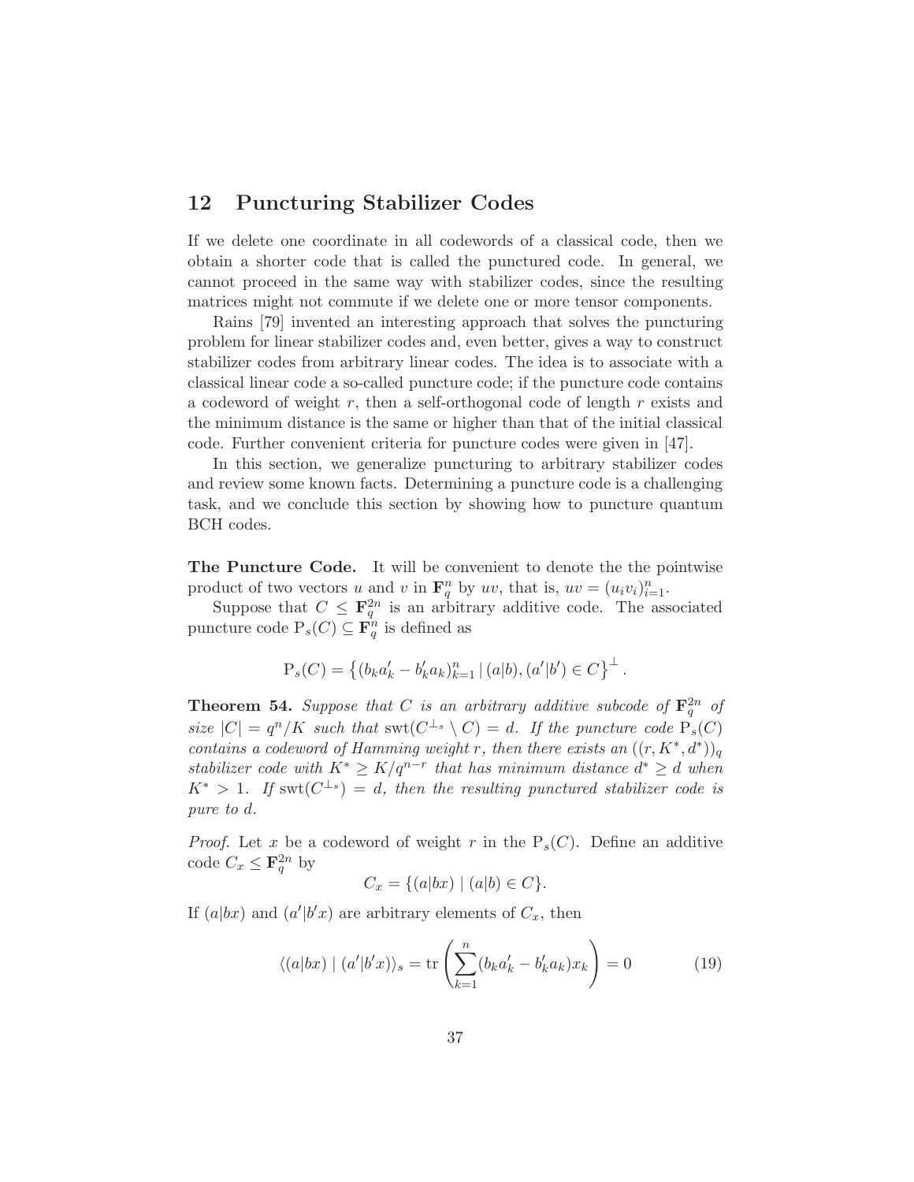## 12 Puncturing Stabilizer Codes

If we delete one coordinate in all codewords of a classical code, then we obtain a shorter code that is called the punctured code. In general, we cannot proceed in the same way with stabilizer codes, since the resulting matrices might not commute if we delete one or more tensor components.

Rains [79] invented an interesting approach that solves the puncturing problem for linear stabilizer codes and, even better, gives a way to construct stabilizer codes from arbitrary linear codes. The idea is to associate with a classical linear code a so-called puncture code; if the puncture code contains a codeword of weight $r$, then a self-orthogonal code of length $r$ exists and the minimum distance is the same or higher than that of the initial classical code. Further convenient criteria for puncture codes were given in [47].

In this section, we generalize puncturing to arbitrary stabilizer codes and review some known facts. Determining a puncture code is a challenging task, and we conclude this section by showing how to puncture quantum BCH codes.

**The Puncture Code.** It will be convenient to denote the the pointwise product of two vectors $u$ and $v$ in $\mathbf{F}_q^n$ by $uv$, that is, $uv = (u_i v_i)_{i=1}^n$.

Suppose that $C \leq \mathbf{F}_q^{2n}$ is an arbitrary additive code. The associated puncture code $\mathrm{P}_s(C) \subseteq \mathbf{F}_q^n$ is defined as

$$\mathrm{P}_s(C) = \left\{ (b_k a'_k - b'_k a_k)_{k=1}^n \,|\, (a|b), (a'|b') \in C \right\}^{\perp}.$$

**Theorem 54.** *Suppose that $C$ is an arbitrary additive subcode of $\mathbf{F}_q^{2n}$ of size $|C| = q^n/K$ such that $\mathrm{swt}(C^{\perp_s} \setminus C) = d$. If the puncture code $\mathrm{P}_s(C)$ contains a codeword of Hamming weight $r$, then there exists an $((r, K^*, d^*))_q$ stabilizer code with $K^* \geq K/q^{n-r}$ that has minimum distance $d^* \geq d$ when $K^* > 1$. If $\mathrm{swt}(C^{\perp_s}) = d$, then the resulting punctured stabilizer code is pure to $d$.*

*Proof.* Let $x$ be a codeword of weight $r$ in the $\mathrm{P}_s(C)$. Define an additive code $C_x \leq \mathbf{F}_q^{2n}$ by

$$C_x = \{(a|bx) \mid (a|b) \in C\}.$$

If $(a|bx)$ and $(a'|b'x)$ are arbitrary elements of $C_x$, then

$$\langle (a|bx) \mid (a'|b'x) \rangle_s = \mathrm{tr}\left( \sum_{k=1}^n (b_k a'_k - b'_k a_k) x_k \right) = 0 \qquad (19)$$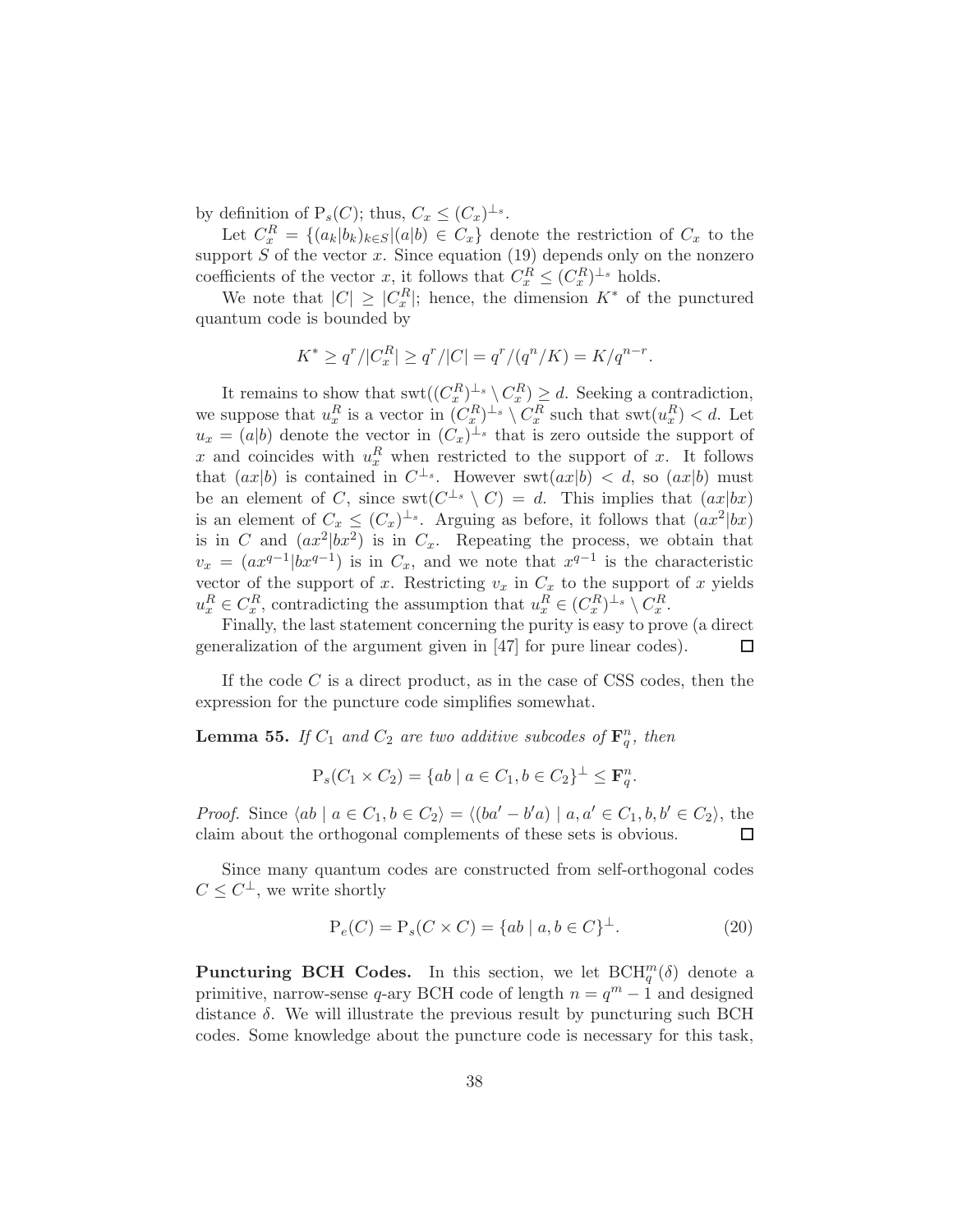by definition of $\mathrm{P}_s(C)$; thus, $C_x \leq (C_x)^{\perp_s}$.

Let $C_x^R = \{(a_k|b_k)_{k\in S} | (a|b) \in C_x\}$ denote the restriction of $C_x$ to the support $S$ of the vector $x$. Since equation (19) depends only on the nonzero coefficients of the vector $x$, it follows that $C_x^R \leq (C_x^R)^{\perp_s}$ holds.

We note that $|C| \geq |C_x^R|$; hence, the dimension $K^*$ of the punctured quantum code is bounded by

$$K^* \geq q^r/|C_x^R| \geq q^r/|C| = q^r/(q^n/K) = K/q^{n-r}.$$

It remains to show that $\mathrm{swt}((C_x^R)^{\perp_s} \setminus C_x^R) \geq d$. Seeking a contradiction, we suppose that $u_x^R$ is a vector in $(C_x^R)^{\perp_s} \setminus C_x^R$ such that $\mathrm{swt}(u_x^R) < d$. Let $u_x = (a|b)$ denote the vector in $(C_x)^{\perp_s}$ that is zero outside the support of $x$ and coincides with $u_x^R$ when restricted to the support of $x$. It follows that $(ax|b)$ is contained in $C^{\perp_s}$. However $\mathrm{swt}(ax|b) < d$, so $(ax|b)$ must be an element of $C$, since $\mathrm{swt}(C^{\perp_s} \setminus C) = d$. This implies that $(ax|bx)$ is an element of $C_x \leq (C_x)^{\perp_s}$. Arguing as before, it follows that $(ax^2|bx)$ is in $C$ and $(ax^2|bx^2)$ is in $C_x$. Repeating the process, we obtain that $v_x = (ax^{q-1}|bx^{q-1})$ is in $C_x$, and we note that $x^{q-1}$ is the characteristic vector of the support of $x$. Restricting $v_x$ in $C_x$ to the support of $x$ yields $u_x^R \in C_x^R$, contradicting the assumption that $u_x^R \in (C_x^R)^{\perp_s} \setminus C_x^R$.

Finally, the last statement concerning the purity is easy to prove (a direct generalization of the argument given in [47] for pure linear codes). $\square$

If the code $C$ is a direct product, as in the case of CSS codes, then the expression for the puncture code simplifies somewhat.

**Lemma 55.** *If $C_1$ and $C_2$ are two additive subcodes of $\mathbf{F}_q^n$, then*

$$\mathrm{P}_s(C_1 \times C_2) = \{ab \mid a \in C_1, b \in C_2\}^{\perp} \leq \mathbf{F}_q^n.$$

*Proof.* Since $\langle ab \mid a \in C_1, b \in C_2\rangle = \langle (ba' - b'a) \mid a, a' \in C_1, b, b' \in C_2\rangle$, the claim about the orthogonal complements of these sets is obvious. $\square$

Since many quantum codes are constructed from self-orthogonal codes $C \leq C^{\perp}$, we write shortly

$$\mathrm{P}_e(C) = \mathrm{P}_s(C \times C) = \{ab \mid a, b \in C\}^{\perp}. \tag{20}$$

**Puncturing BCH Codes.** In this section, we let $\mathrm{BCH}_q^m(\delta)$ denote a primitive, narrow-sense $q$-ary BCH code of length $n = q^m - 1$ and designed distance $\delta$. We will illustrate the previous result by puncturing such BCH codes. Some knowledge about the puncture code is necessary for this task,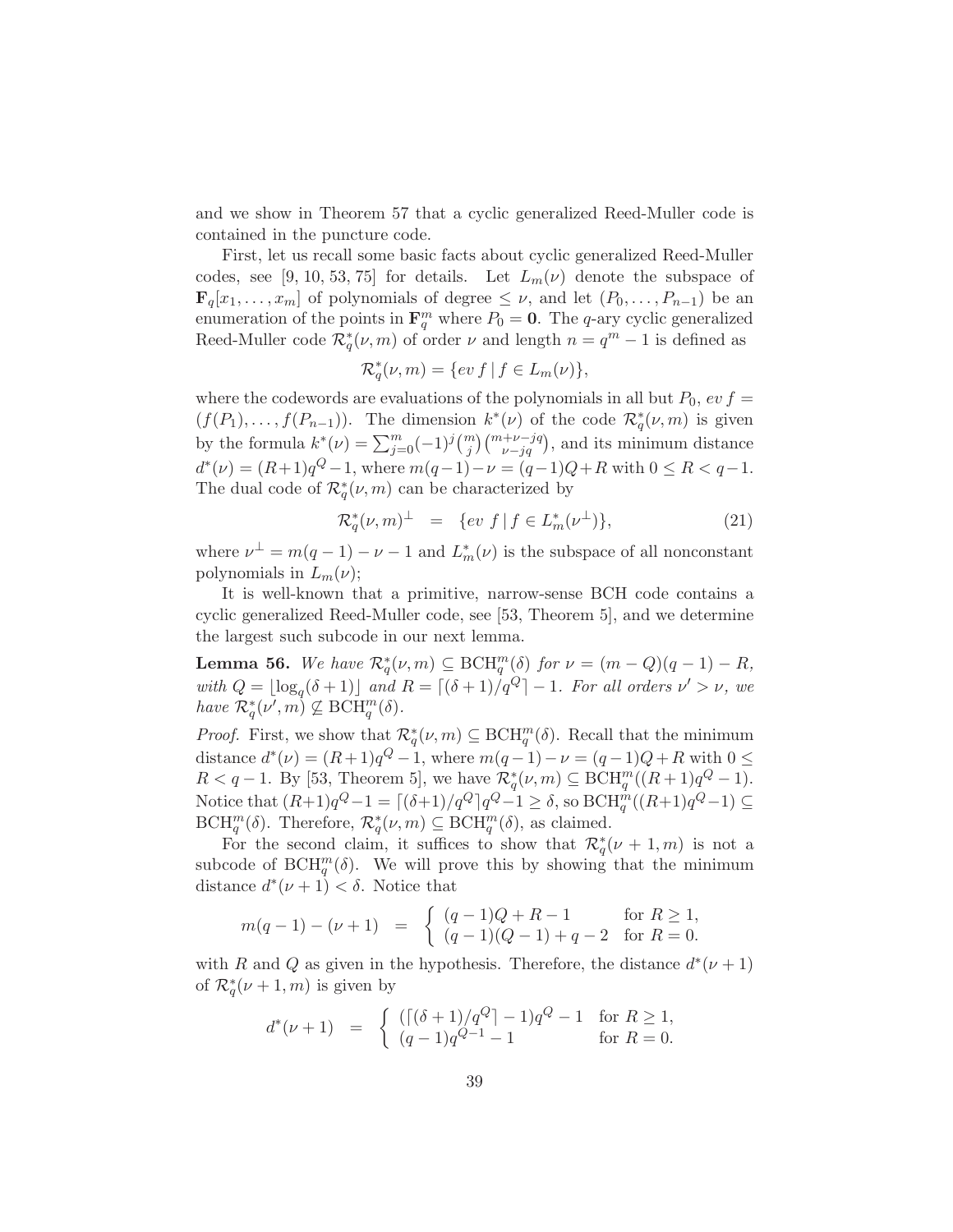and we show in Theorem 57 that a cyclic generalized Reed-Muller code is contained in the puncture code.

First, let us recall some basic facts about cyclic generalized Reed-Muller codes, see [9, 10, 53, 75] for details. Let $L_m(\nu)$ denote the subspace of $\mathbf{F}_q[x_1, \ldots, x_m]$ of polynomials of degree $\leq \nu$, and let $(P_0, \ldots, P_{n-1})$ be an enumeration of the points in $\mathbf{F}_q^m$ where $P_0 = \mathbf{0}$. The $q$-ary cyclic generalized Reed-Muller code $\mathcal{R}_q^*(\nu, m)$ of order $\nu$ and length $n = q^m - 1$ is defined as

$$\mathcal{R}_q^*(\nu, m) = \{ev\, f \mid f \in L_m(\nu)\},$$

where the codewords are evaluations of the polynomials in all but $P_0$, $ev\, f = (f(P_1), \ldots, f(P_{n-1}))$. The dimension $k^*(\nu)$ of the code $\mathcal{R}_q^*(\nu, m)$ is given by the formula $k^*(\nu) = \sum_{j=0}^{m} (-1)^j \binom{m}{j} \binom{m+\nu-jq}{\nu-jq}$, and its minimum distance $d^*(\nu) = (R+1)q^Q - 1$, where $m(q-1) - \nu = (q-1)Q + R$ with $0 \leq R < q-1$. The dual code of $\mathcal{R}_q^*(\nu, m)$ can be characterized by

$$\mathcal{R}_q^*(\nu, m)^\perp \;=\; \{ev\ f \mid f \in L_m^*(\nu^\perp)\}, \tag{21}$$

where $\nu^\perp = m(q-1) - \nu - 1$ and $L_m^*(\nu)$ is the subspace of all nonconstant polynomials in $L_m(\nu)$;

It is well-known that a primitive, narrow-sense BCH code contains a cyclic generalized Reed-Muller code, see [53, Theorem 5], and we determine the largest such subcode in our next lemma.

**Lemma 56.** *We have $\mathcal{R}_q^*(\nu, m) \subseteq \mathrm{BCH}_q^m(\delta)$ for $\nu = (m-Q)(q-1) - R$, with $Q = \lfloor \log_q(\delta+1) \rfloor$ and $R = \lceil (\delta+1)/q^Q \rceil - 1$. For all orders $\nu' > \nu$, we have $\mathcal{R}_q^*(\nu', m) \not\subseteq \mathrm{BCH}_q^m(\delta)$.*

*Proof.* First, we show that $\mathcal{R}_q^*(\nu, m) \subseteq \mathrm{BCH}_q^m(\delta)$. Recall that the minimum distance $d^*(\nu) = (R+1)q^Q - 1$, where $m(q-1) - \nu = (q-1)Q + R$ with $0 \leq R < q-1$. By [53, Theorem 5], we have $\mathcal{R}_q^*(\nu, m) \subseteq \mathrm{BCH}_q^m((R+1)q^Q - 1)$. Notice that $(R+1)q^Q - 1 = \lceil (\delta+1)/q^Q \rceil q^Q - 1 \geq \delta$, so $\mathrm{BCH}_q^m((R+1)q^Q - 1) \subseteq \mathrm{BCH}_q^m(\delta)$. Therefore, $\mathcal{R}_q^*(\nu, m) \subseteq \mathrm{BCH}_q^m(\delta)$, as claimed.

For the second claim, it suffices to show that $\mathcal{R}_q^*(\nu+1, m)$ is not a subcode of $\mathrm{BCH}_q^m(\delta)$. We will prove this by showing that the minimum distance $d^*(\nu+1) < \delta$. Notice that

$$m(q-1) - (\nu+1) \;=\; \begin{cases} (q-1)Q + R - 1 & \text{for } R \geq 1, \\ (q-1)(Q-1) + q - 2 & \text{for } R = 0. \end{cases}$$

with $R$ and $Q$ as given in the hypothesis. Therefore, the distance $d^*(\nu+1)$ of $\mathcal{R}_q^*(\nu+1, m)$ is given by

$$d^*(\nu+1) \;=\; \begin{cases} (\lceil (\delta+1)/q^Q \rceil - 1)q^Q - 1 & \text{for } R \geq 1, \\ (q-1)q^{Q-1} - 1 & \text{for } R = 0. \end{cases}$$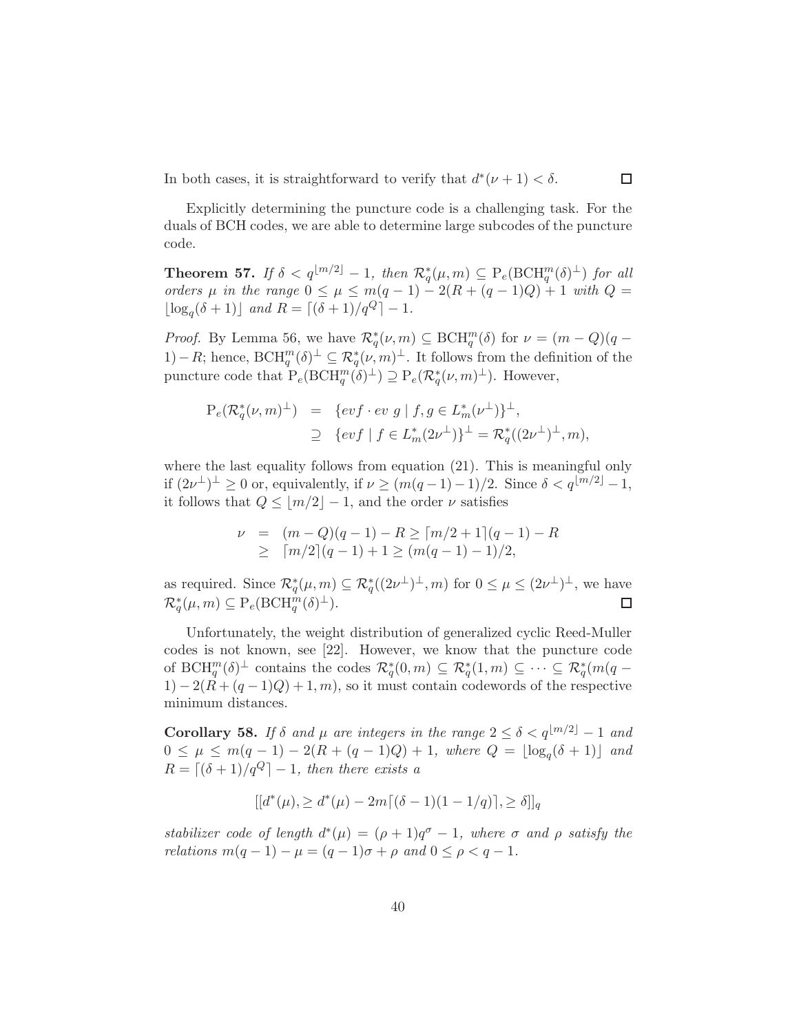In both cases, it is straightforward to verify that $d^*(\nu+1) < \delta$. $\square$

Explicitly determining the puncture code is a challenging task. For the duals of BCH codes, we are able to determine large subcodes of the puncture code.

**Theorem 57.** *If $\delta < q^{\lfloor m/2 \rfloor} - 1$, then $\mathcal{R}_q^*(\mu, m) \subseteq \mathrm{P}_e(\mathrm{BCH}_q^m(\delta)^\perp)$ for all orders $\mu$ in the range $0 \leq \mu \leq m(q-1) - 2(R + (q-1)Q) + 1$ with $Q = \lfloor \log_q(\delta+1) \rfloor$ and $R = \lceil (\delta+1)/q^Q \rceil - 1$.*

*Proof.* By Lemma 56, we have $\mathcal{R}_q^*(\nu, m) \subseteq \mathrm{BCH}_q^m(\delta)$ for $\nu = (m-Q)(q-1) - R$; hence, $\mathrm{BCH}_q^m(\delta)^\perp \subseteq \mathcal{R}_q^*(\nu, m)^\perp$. It follows from the definition of the puncture code that $\mathrm{P}_e(\mathrm{BCH}_q^m(\delta)^\perp) \supseteq \mathrm{P}_e(\mathcal{R}_q^*(\nu, m)^\perp)$. However,

$$
\begin{aligned}
\mathrm{P}_e(\mathcal{R}_q^*(\nu, m)^\perp) &= \{ev f \cdot ev\, g \mid f, g \in L_m^*(\nu^\perp)\}^\perp, \\
&\supseteq \{ev f \mid f \in L_m^*(2\nu^\perp)\}^\perp = \mathcal{R}_q^*((2\nu^\perp)^\perp, m),
\end{aligned}
$$

where the last equality follows from equation (21). This is meaningful only if $(2\nu^\perp)^\perp \geq 0$ or, equivalently, if $\nu \geq (m(q-1)-1)/2$. Since $\delta < q^{\lfloor m/2 \rfloor} - 1$, it follows that $Q \leq \lfloor m/2 \rfloor - 1$, and the order $\nu$ satisfies

$$
\begin{aligned}
\nu &= (m-Q)(q-1) - R \geq \lceil m/2 + 1 \rceil (q-1) - R \\
&\geq \lceil m/2 \rceil (q-1) + 1 \geq (m(q-1)-1)/2,
\end{aligned}
$$

as required. Since $\mathcal{R}_q^*(\mu, m) \subseteq \mathcal{R}_q^*((2\nu^\perp)^\perp, m)$ for $0 \leq \mu \leq (2\nu^\perp)^\perp$, we have $\mathcal{R}_q^*(\mu, m) \subseteq \mathrm{P}_e(\mathrm{BCH}_q^m(\delta)^\perp)$. $\square$

Unfortunately, the weight distribution of generalized cyclic Reed-Muller codes is not known, see [22]. However, we know that the puncture code of $\mathrm{BCH}_q^m(\delta)^\perp$ contains the codes $\mathcal{R}_q^*(0, m) \subseteq \mathcal{R}_q^*(1, m) \subseteq \cdots \subseteq \mathcal{R}_q^*(m(q-1) - 2(R + (q-1)Q) + 1, m)$, so it must contain codewords of the respective minimum distances.

**Corollary 58.** *If $\delta$ and $\mu$ are integers in the range $2 \leq \delta < q^{\lfloor m/2 \rfloor} - 1$ and $0 \leq \mu \leq m(q-1) - 2(R + (q-1)Q) + 1$, where $Q = \lfloor \log_q(\delta+1) \rfloor$ and $R = \lceil (\delta+1)/q^Q \rceil - 1$, then there exists a*

$$
[[d^*(\mu), \geq d^*(\mu) - 2m\lceil (\delta-1)(1-1/q) \rceil, \geq \delta]]_q
$$

*stabilizer code of length $d^*(\mu) = (\rho+1)q^\sigma - 1$, where $\sigma$ and $\rho$ satisfy the relations $m(q-1) - \mu = (q-1)\sigma + \rho$ and $0 \leq \rho < q-1$.*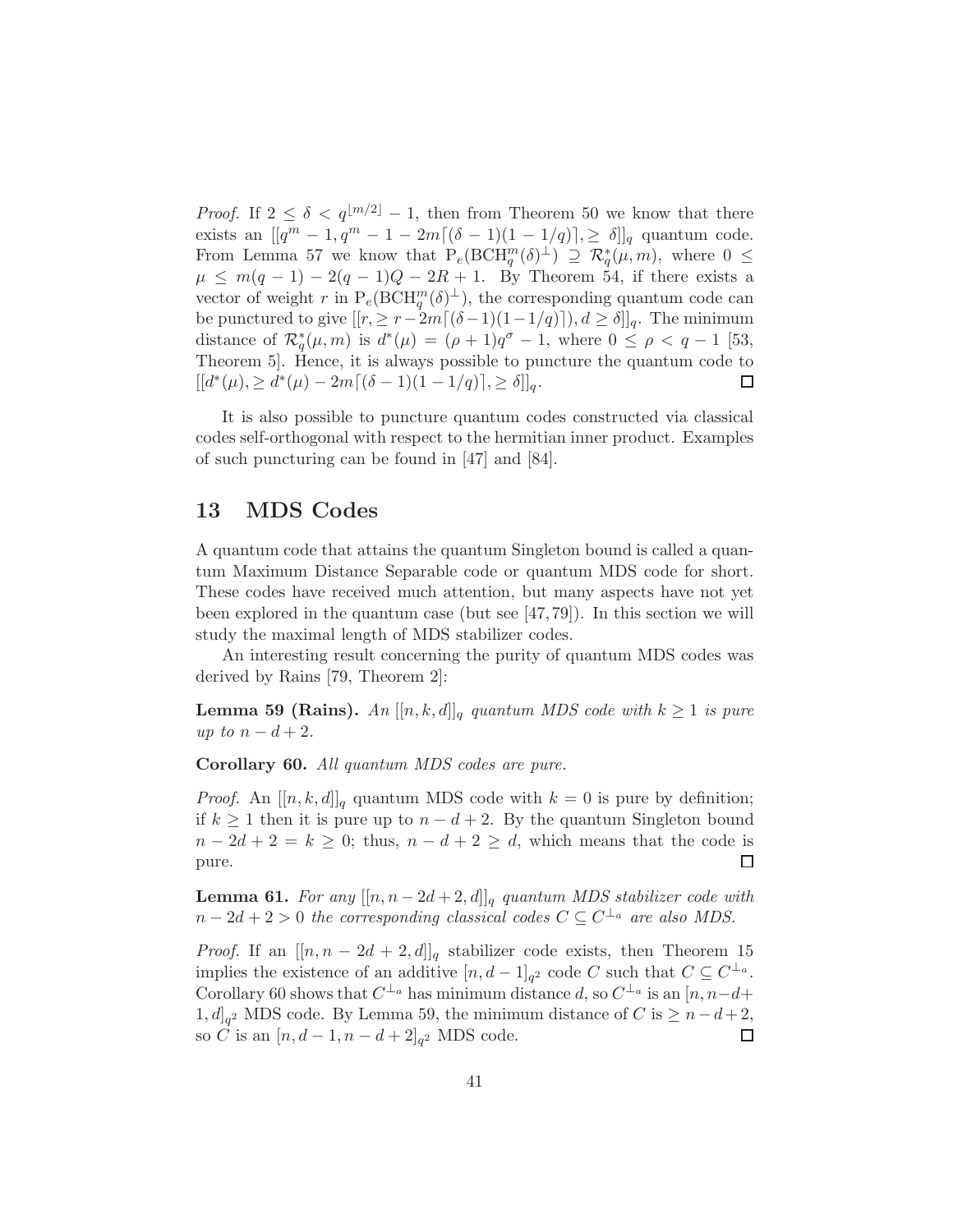*Proof.* If $2 \leq \delta < q^{\lfloor m/2 \rfloor} - 1$, then from Theorem 50 we know that there exists an $[[q^m - 1, q^m - 1 - 2m\lceil(\delta - 1)(1 - 1/q)\rceil, \geq \delta]]_q$ quantum code. From Lemma 57 we know that $\mathrm{P}_e(\mathrm{BCH}_q^m(\delta)^\perp) \supseteq \mathcal{R}_q^*(\mu, m)$, where $0 \leq \mu \leq m(q-1) - 2(q-1)Q - 2R + 1$. By Theorem 54, if there exists a vector of weight $r$ in $\mathrm{P}_e(\mathrm{BCH}_q^m(\delta)^\perp)$, the corresponding quantum code can be punctured to give $[[r, \geq r - 2m\lceil(\delta-1)(1-1/q)\rceil), d \geq \delta]]_q$. The minimum distance of $\mathcal{R}_q^*(\mu, m)$ is $d^*(\mu) = (\rho + 1)q^\sigma - 1$, where $0 \leq \rho < q - 1$ [53, Theorem 5]. Hence, it is always possible to puncture the quantum code to $[[d^*(\mu), \geq d^*(\mu) - 2m\lceil(\delta - 1)(1 - 1/q)\rceil, \geq \delta]]_q$. □

It is also possible to puncture quantum codes constructed via classical codes self-orthogonal with respect to the hermitian inner product. Examples of such puncturing can be found in [47] and [84].

## 13 MDS Codes

A quantum code that attains the quantum Singleton bound is called a quantum Maximum Distance Separable code or quantum MDS code for short. These codes have received much attention, but many aspects have not yet been explored in the quantum case (but see [47, 79]). In this section we will study the maximal length of MDS stabilizer codes.

An interesting result concerning the purity of quantum MDS codes was derived by Rains [79, Theorem 2]:

**Lemma 59 (Rains).** *An $[[n, k, d]]_q$ quantum MDS code with $k \geq 1$ is pure up to $n - d + 2$.*

**Corollary 60.** *All quantum MDS codes are pure.*

*Proof.* An $[[n, k, d]]_q$ quantum MDS code with $k = 0$ is pure by definition; if $k \geq 1$ then it is pure up to $n - d + 2$. By the quantum Singleton bound $n - 2d + 2 = k \geq 0$; thus, $n - d + 2 \geq d$, which means that the code is pure. □

**Lemma 61.** *For any $[[n, n - 2d + 2, d]]_q$ quantum MDS stabilizer code with $n - 2d + 2 > 0$ the corresponding classical codes $C \subseteq C^{\perp_a}$ are also MDS.*

*Proof.* If an $[[n, n - 2d + 2, d]]_q$ stabilizer code exists, then Theorem 15 implies the existence of an additive $[n, d - 1]_{q^2}$ code $C$ such that $C \subseteq C^{\perp_a}$. Corollary 60 shows that $C^{\perp_a}$ has minimum distance $d$, so $C^{\perp_a}$ is an $[n, n - d + 1, d]_{q^2}$ MDS code. By Lemma 59, the minimum distance of $C$ is $\geq n - d + 2$, so $C$ is an $[n, d - 1, n - d + 2]_{q^2}$ MDS code. □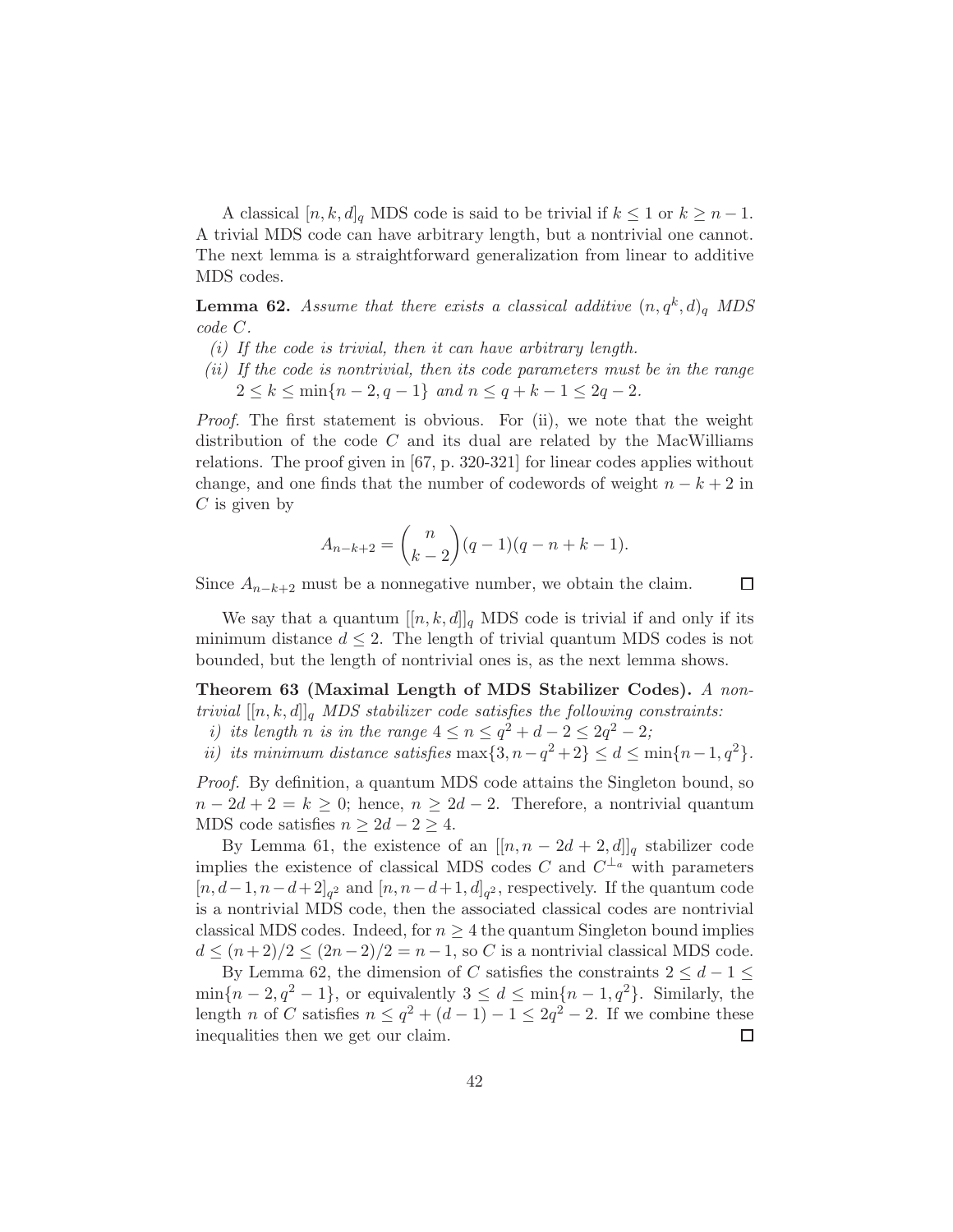A classical $[n, k, d]_q$ MDS code is said to be trivial if $k \leq 1$ or $k \geq n-1$. A trivial MDS code can have arbitrary length, but a nontrivial one cannot. The next lemma is a straightforward generalization from linear to additive MDS codes.

**Lemma 62.** *Assume that there exists a classical additive $(n, q^k, d)_q$ MDS code $C$.*

*(i) If the code is trivial, then it can have arbitrary length.*

*(ii) If the code is nontrivial, then its code parameters must be in the range $2 \leq k \leq \min\{n-2, q-1\}$ and $n \leq q+k-1 \leq 2q-2$.*

*Proof.* The first statement is obvious. For (ii), we note that the weight distribution of the code $C$ and its dual are related by the MacWilliams relations. The proof given in [67, p. 320-321] for linear codes applies without change, and one finds that the number of codewords of weight $n-k+2$ in $C$ is given by

$$A_{n-k+2} = \binom{n}{k-2}(q-1)(q-n+k-1).$$

Since $A_{n-k+2}$ must be a nonnegative number, we obtain the claim. $\square$

We say that a quantum $[[n, k, d]]_q$ MDS code is trivial if and only if its minimum distance $d \leq 2$. The length of trivial quantum MDS codes is not bounded, but the length of nontrivial ones is, as the next lemma shows.

**Theorem 63 (Maximal Length of MDS Stabilizer Codes).** *A nontrivial $[[n, k, d]]_q$ MDS stabilizer code satisfies the following constraints:*

*i) its length $n$ is in the range $4 \leq n \leq q^2 + d - 2 \leq 2q^2 - 2$;*

*ii) its minimum distance satisfies $\max\{3, n-q^2+2\} \leq d \leq \min\{n-1, q^2\}$.*

*Proof.* By definition, a quantum MDS code attains the Singleton bound, so $n - 2d + 2 = k \geq 0$; hence, $n \geq 2d - 2$. Therefore, a nontrivial quantum MDS code satisfies $n \geq 2d - 2 \geq 4$.

By Lemma 61, the existence of an $[[n, n-2d+2, d]]_q$ stabilizer code implies the existence of classical MDS codes $C$ and $C^{\perp_a}$ with parameters $[n, d-1, n-d+2]_{q^2}$ and $[n, n-d+1, d]_{q^2}$, respectively. If the quantum code is a nontrivial MDS code, then the associated classical codes are nontrivial classical MDS codes. Indeed, for $n \geq 4$ the quantum Singleton bound implies $d \leq (n+2)/2 \leq (2n-2)/2 = n-1$, so $C$ is a nontrivial classical MDS code.

By Lemma 62, the dimension of $C$ satisfies the constraints $2 \leq d - 1 \leq \min\{n-2, q^2-1\}$, or equivalently $3 \leq d \leq \min\{n-1, q^2\}$. Similarly, the length $n$ of $C$ satisfies $n \leq q^2 + (d-1) - 1 \leq 2q^2 - 2$. If we combine these inequalities then we get our claim. $\square$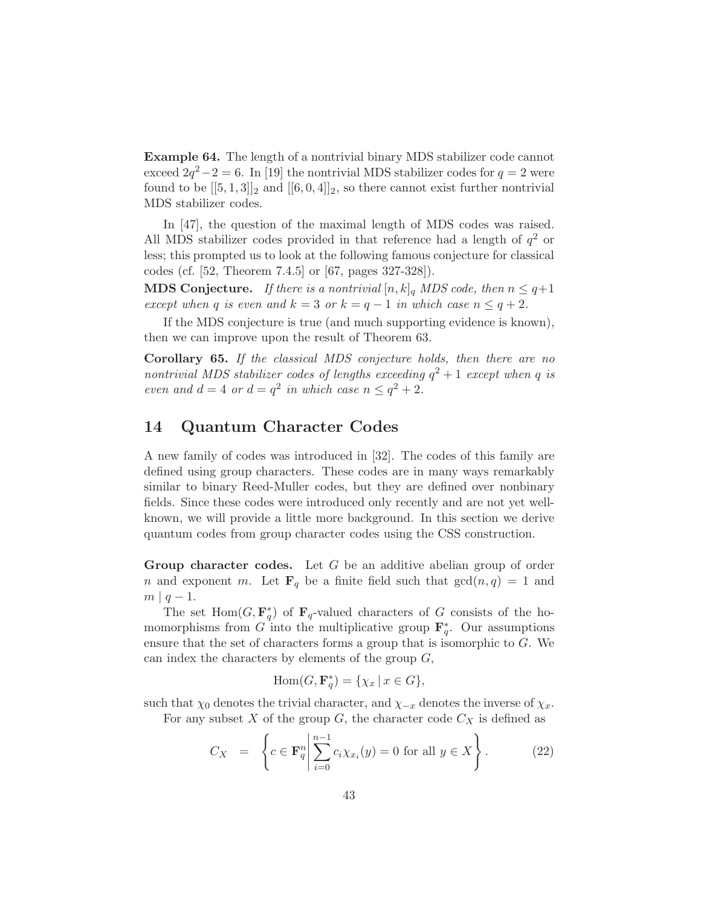**Example 64.** The length of a nontrivial binary MDS stabilizer code cannot exceed $2q^2-2=6$. In [19] the nontrivial MDS stabilizer codes for $q=2$ were found to be $[[5,1,3]]_2$ and $[[6,0,4]]_2$, so there cannot exist further nontrivial MDS stabilizer codes.

In [47], the question of the maximal length of MDS codes was raised. All MDS stabilizer codes provided in that reference had a length of $q^2$ or less; this prompted us to look at the following famous conjecture for classical codes (cf. [52, Theorem 7.4.5] or [67, pages 327-328]).

**MDS Conjecture.** *If there is a nontrivial $[n,k]_q$ MDS code, then $n \leq q+1$ except when $q$ is even and $k=3$ or $k=q-1$ in which case $n \leq q+2$.*

If the MDS conjecture is true (and much supporting evidence is known), then we can improve upon the result of Theorem 63.

**Corollary 65.** *If the classical MDS conjecture holds, then there are no nontrivial MDS stabilizer codes of lengths exceeding $q^2+1$ except when $q$ is even and $d=4$ or $d=q^2$ in which case $n \leq q^2+2$.*

## 14 Quantum Character Codes

A new family of codes was introduced in [32]. The codes of this family are defined using group characters. These codes are in many ways remarkably similar to binary Reed-Muller codes, but they are defined over nonbinary fields. Since these codes were introduced only recently and are not yet well-known, we will provide a little more background. In this section we derive quantum codes from group character codes using the CSS construction.

**Group character codes.** Let $G$ be an additive abelian group of order $n$ and exponent $m$. Let $\mathbf{F}_q$ be a finite field such that $\gcd(n,q)=1$ and $m \mid q-1$.

The set $\mathrm{Hom}(G,\mathbf{F}_q^*)$ of $\mathbf{F}_q$-valued characters of $G$ consists of the homomorphisms from $G$ into the multiplicative group $\mathbf{F}_q^*$. Our assumptions ensure that the set of characters forms a group that is isomorphic to $G$. We can index the characters by elements of the group $G$,

$$\mathrm{Hom}(G,\mathbf{F}_q^*) = \{\chi_x \mid x \in G\},$$

such that $\chi_0$ denotes the trivial character, and $\chi_{-x}$ denotes the inverse of $\chi_x$.

For any subset $X$ of the group $G$, the character code $C_X$ is defined as

$$C_X \quad = \quad \left\{ c \in \mathbf{F}_q^n \,\middle|\, \sum_{i=0}^{n-1} c_i \chi_{x_i}(y) = 0 \text{ for all } y \in X \right\}. \tag{22}$$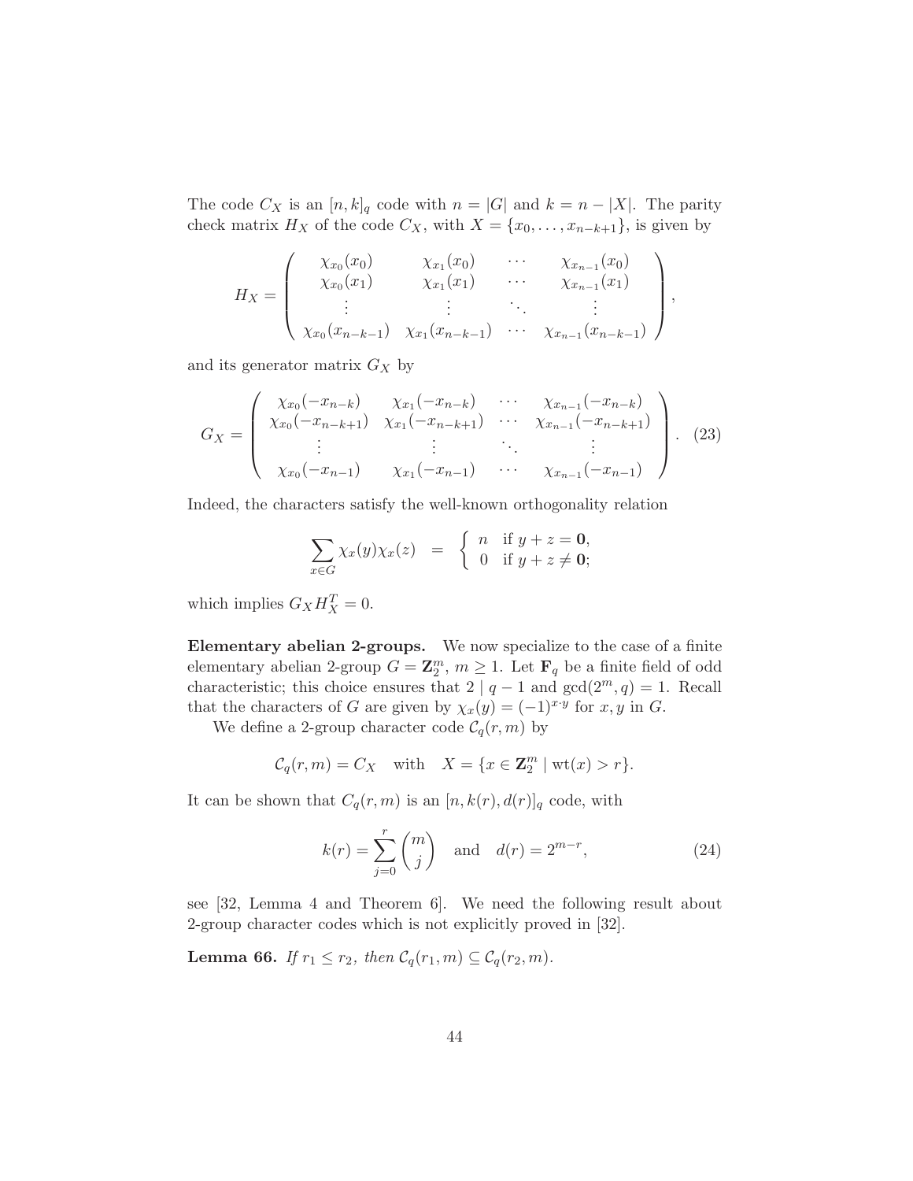The code $C_X$ is an $[n,k]_q$ code with $n = |G|$ and $k = n - |X|$. The parity check matrix $H_X$ of the code $C_X$, with $X = \{x_0, \ldots, x_{n-k+1}\}$, is given by

$$H_X = \begin{pmatrix} \chi_{x_0}(x_0) & \chi_{x_1}(x_0) & \cdots & \chi_{x_{n-1}}(x_0) \\ \chi_{x_0}(x_1) & \chi_{x_1}(x_1) & \cdots & \chi_{x_{n-1}}(x_1) \\ \vdots & \vdots & \ddots & \vdots \\ \chi_{x_0}(x_{n-k-1}) & \chi_{x_1}(x_{n-k-1}) & \cdots & \chi_{x_{n-1}}(x_{n-k-1}) \end{pmatrix},$$

and its generator matrix $G_X$ by

$$G_X = \begin{pmatrix} \chi_{x_0}(-x_{n-k}) & \chi_{x_1}(-x_{n-k}) & \cdots & \chi_{x_{n-1}}(-x_{n-k}) \\ \chi_{x_0}(-x_{n-k+1}) & \chi_{x_1}(-x_{n-k+1}) & \cdots & \chi_{x_{n-1}}(-x_{n-k+1}) \\ \vdots & \vdots & \ddots & \vdots \\ \chi_{x_0}(-x_{n-1}) & \chi_{x_1}(-x_{n-1}) & \cdots & \chi_{x_{n-1}}(-x_{n-1}) \end{pmatrix}. \quad (23)$$

Indeed, the characters satisfy the well-known orthogonality relation

$$\sum_{x \in G} \chi_x(y)\chi_x(z) \quad = \quad \begin{cases} n & \text{if } y + z = \mathbf{0}, \\ 0 & \text{if } y + z \neq \mathbf{0}; \end{cases}$$

which implies $G_X H_X^T = 0$.

**Elementary abelian 2-groups.** We now specialize to the case of a finite elementary abelian 2-group $G = \mathbf{Z}_2^m$, $m \geq 1$. Let $\mathbf{F}_q$ be a finite field of odd characteristic; this choice ensures that $2 \mid q - 1$ and $\gcd(2^m, q) = 1$. Recall that the characters of $G$ are given by $\chi_x(y) = (-1)^{x \cdot y}$ for $x, y$ in $G$.

We define a 2-group character code $\mathcal{C}_q(r, m)$ by

$$\mathcal{C}_q(r, m) = C_X \quad \text{with} \quad X = \{x \in \mathbf{Z}_2^m \mid \operatorname{wt}(x) > r\}.$$

It can be shown that $C_q(r, m)$ is an $[n, k(r), d(r)]_q$ code, with

$$k(r) = \sum_{j=0}^{r} \binom{m}{j} \quad \text{and} \quad d(r) = 2^{m-r}, \quad (24)$$

see [32, Lemma 4 and Theorem 6]. We need the following result about 2-group character codes which is not explicitly proved in [32].

**Lemma 66.** *If $r_1 \leq r_2$, then $\mathcal{C}_q(r_1, m) \subseteq \mathcal{C}_q(r_2, m)$.*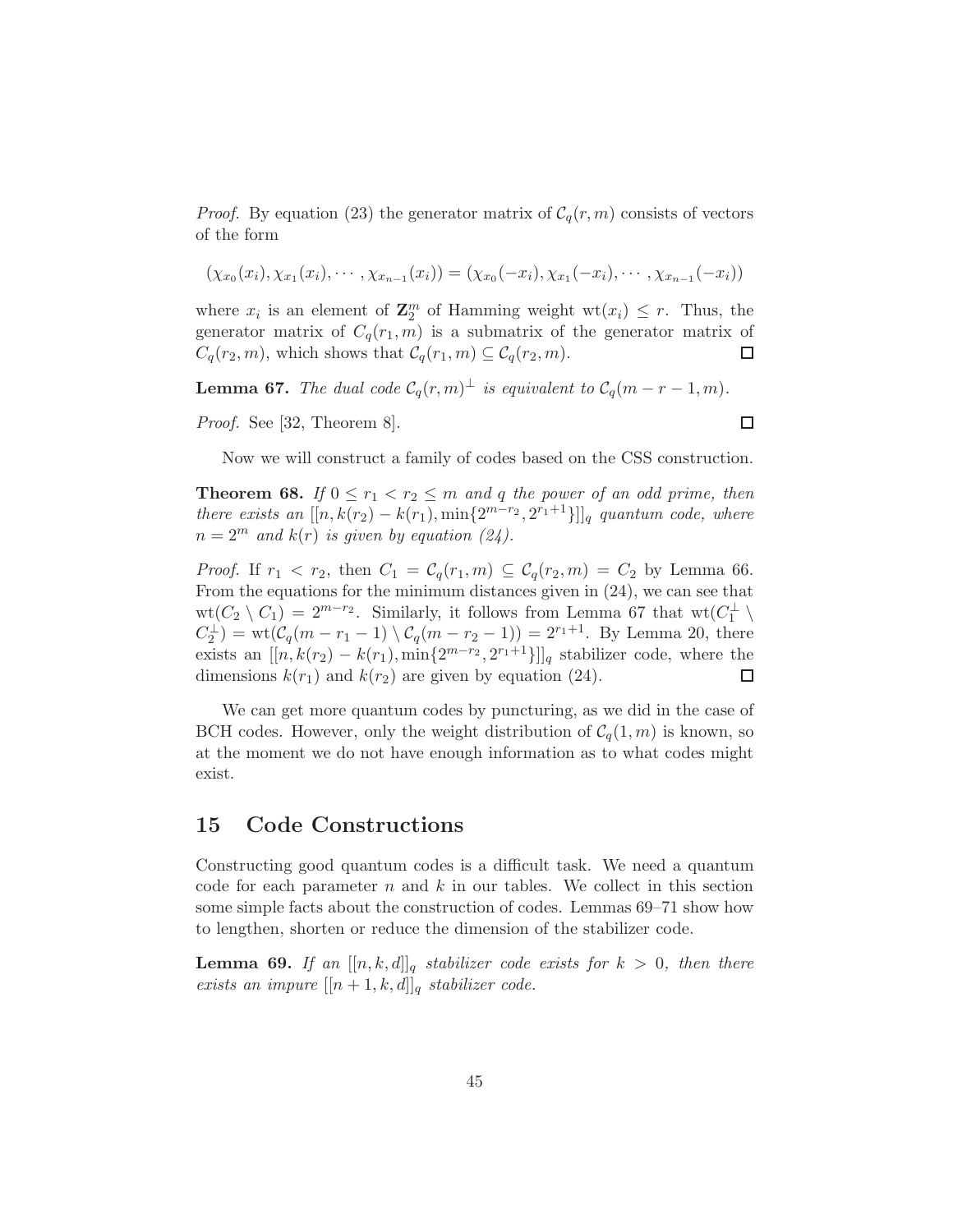*Proof.* By equation (23) the generator matrix of $\mathcal{C}_q(r,m)$ consists of vectors of the form

$$(\chi_{x_0}(x_i), \chi_{x_1}(x_i), \cdots, \chi_{x_{n-1}}(x_i)) = (\chi_{x_0}(-x_i), \chi_{x_1}(-x_i), \cdots, \chi_{x_{n-1}}(-x_i))$$

where $x_i$ is an element of $\mathbf{Z}_2^m$ of Hamming weight $\mathrm{wt}(x_i) \leq r$. Thus, the generator matrix of $C_q(r_1, m)$ is a submatrix of the generator matrix of $C_q(r_2, m)$, which shows that $\mathcal{C}_q(r_1, m) \subseteq \mathcal{C}_q(r_2, m)$. □

**Lemma 67.** *The dual code $\mathcal{C}_q(r,m)^\perp$ is equivalent to $\mathcal{C}_q(m-r-1, m)$.*

*Proof.* See [32, Theorem 8]. □

Now we will construct a family of codes based on the CSS construction.

**Theorem 68.** *If $0 \leq r_1 < r_2 \leq m$ and $q$ the power of an odd prime, then there exists an $[[n, k(r_2) - k(r_1), \min\{2^{m-r_2}, 2^{r_1+1}\}]]_q$ quantum code, where $n = 2^m$ and $k(r)$ is given by equation (24).*

*Proof.* If $r_1 < r_2$, then $C_1 = \mathcal{C}_q(r_1, m) \subseteq \mathcal{C}_q(r_2, m) = C_2$ by Lemma 66. From the equations for the minimum distances given in (24), we can see that $\mathrm{wt}(C_2 \setminus C_1) = 2^{m-r_2}$. Similarly, it follows from Lemma 67 that $\mathrm{wt}(C_1^\perp \setminus C_2^\perp) = \mathrm{wt}(\mathcal{C}_q(m - r_1 - 1) \setminus \mathcal{C}_q(m - r_2 - 1)) = 2^{r_1+1}$. By Lemma 20, there exists an $[[n, k(r_2) - k(r_1), \min\{2^{m-r_2}, 2^{r_1+1}\}]]_q$ stabilizer code, where the dimensions $k(r_1)$ and $k(r_2)$ are given by equation (24). □

We can get more quantum codes by puncturing, as we did in the case of BCH codes. However, only the weight distribution of $\mathcal{C}_q(1, m)$ is known, so at the moment we do not have enough information as to what codes might exist.

## 15 Code Constructions

Constructing good quantum codes is a difficult task. We need a quantum code for each parameter $n$ and $k$ in our tables. We collect in this section some simple facts about the construction of codes. Lemmas 69–71 show how to lengthen, shorten or reduce the dimension of the stabilizer code.

**Lemma 69.** *If an $[[n, k, d]]_q$ stabilizer code exists for $k > 0$, then there exists an impure $[[n + 1, k, d]]_q$ stabilizer code.*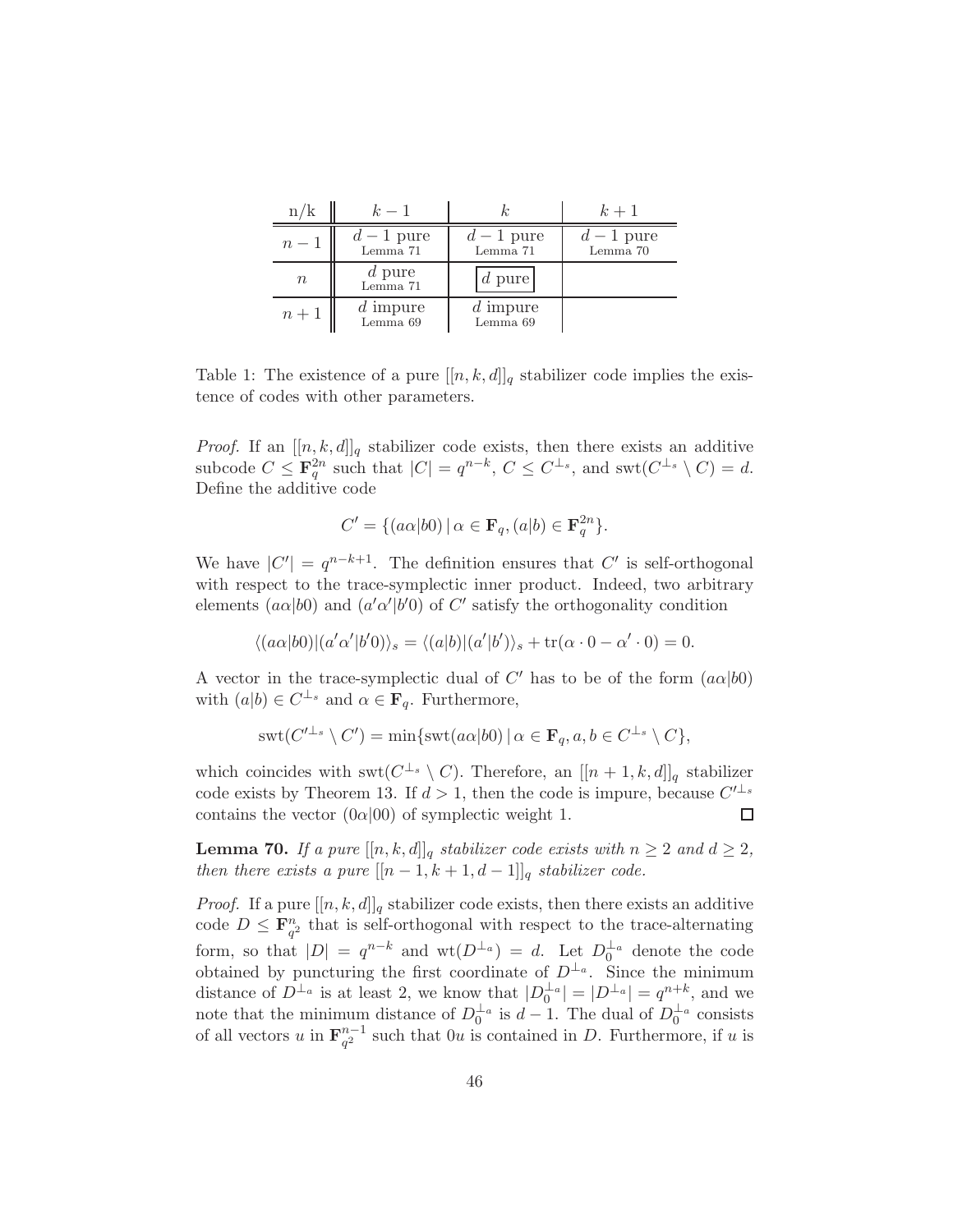| n/k | $k-1$ | $k$ | $k+1$ |
|---|---|---|---|
| $n-1$ | $d-1$ pure Lemma 71 | $d-1$ pure Lemma 71 | $d-1$ pure Lemma 70 |
| $n$ | $d$ pure Lemma 71 | $d$ pure | |
| $n+1$ | $d$ impure Lemma 69 | $d$ impure Lemma 69 | |

Table 1: The existence of a pure $[[n,k,d]]_q$ stabilizer code implies the existence of codes with other parameters.

*Proof.* If an $[[n,k,d]]_q$ stabilizer code exists, then there exists an additive subcode $C \leq \mathbf{F}_q^{2n}$ such that $|C| = q^{n-k}$, $C \leq C^{\perp_s}$, and $\operatorname{swt}(C^{\perp_s} \setminus C) = d$. Define the additive code

$$C' = \{(a\alpha|b0) \,|\, \alpha \in \mathbf{F}_q, (a|b) \in \mathbf{F}_q^{2n}\}.$$

We have $|C'| = q^{n-k+1}$. The definition ensures that $C'$ is self-orthogonal with respect to the trace-symplectic inner product. Indeed, two arbitrary elements $(a\alpha|b0)$ and $(a'\alpha'|b'0)$ of $C'$ satisfy the orthogonality condition

$$\langle (a\alpha|b0)|(a'\alpha'|b'0)\rangle_s = \langle (a|b)|(a'|b')\rangle_s + \operatorname{tr}(\alpha\cdot 0 - \alpha'\cdot 0) = 0.$$

A vector in the trace-symplectic dual of $C'$ has to be of the form $(a\alpha|b0)$ with $(a|b) \in C^{\perp_s}$ and $\alpha \in \mathbf{F}_q$. Furthermore,

$$\operatorname{swt}(C'^{\perp_s} \setminus C') = \min\{\operatorname{swt}(a\alpha|b0) \,|\, \alpha \in \mathbf{F}_q, a, b \in C^{\perp_s} \setminus C\},$$

which coincides with $\operatorname{swt}(C^{\perp_s} \setminus C)$. Therefore, an $[[n+1,k,d]]_q$ stabilizer code exists by Theorem 13. If $d > 1$, then the code is impure, because $C'^{\perp_s}$ contains the vector $(0\alpha|00)$ of symplectic weight 1. □

**Lemma 70.** *If a pure $[[n,k,d]]_q$ stabilizer code exists with $n \geq 2$ and $d \geq 2$, then there exists a pure $[[n-1,k+1,d-1]]_q$ stabilizer code.*

*Proof.* If a pure $[[n,k,d]]_q$ stabilizer code exists, then there exists an additive code $D \leq \mathbf{F}_{q^2}^n$ that is self-orthogonal with respect to the trace-alternating form, so that $|D| = q^{n-k}$ and $\operatorname{wt}(D^{\perp_a}) = d$. Let $D_0^{\perp_a}$ denote the code obtained by puncturing the first coordinate of $D^{\perp_a}$. Since the minimum distance of $D^{\perp_a}$ is at least 2, we know that $|D_0^{\perp_a}| = |D^{\perp_a}| = q^{n+k}$, and we note that the minimum distance of $D_0^{\perp_a}$ is $d-1$. The dual of $D_0^{\perp_a}$ consists of all vectors $u$ in $\mathbf{F}_{q^2}^{n-1}$ such that $0u$ is contained in $D$. Furthermore, if $u$ is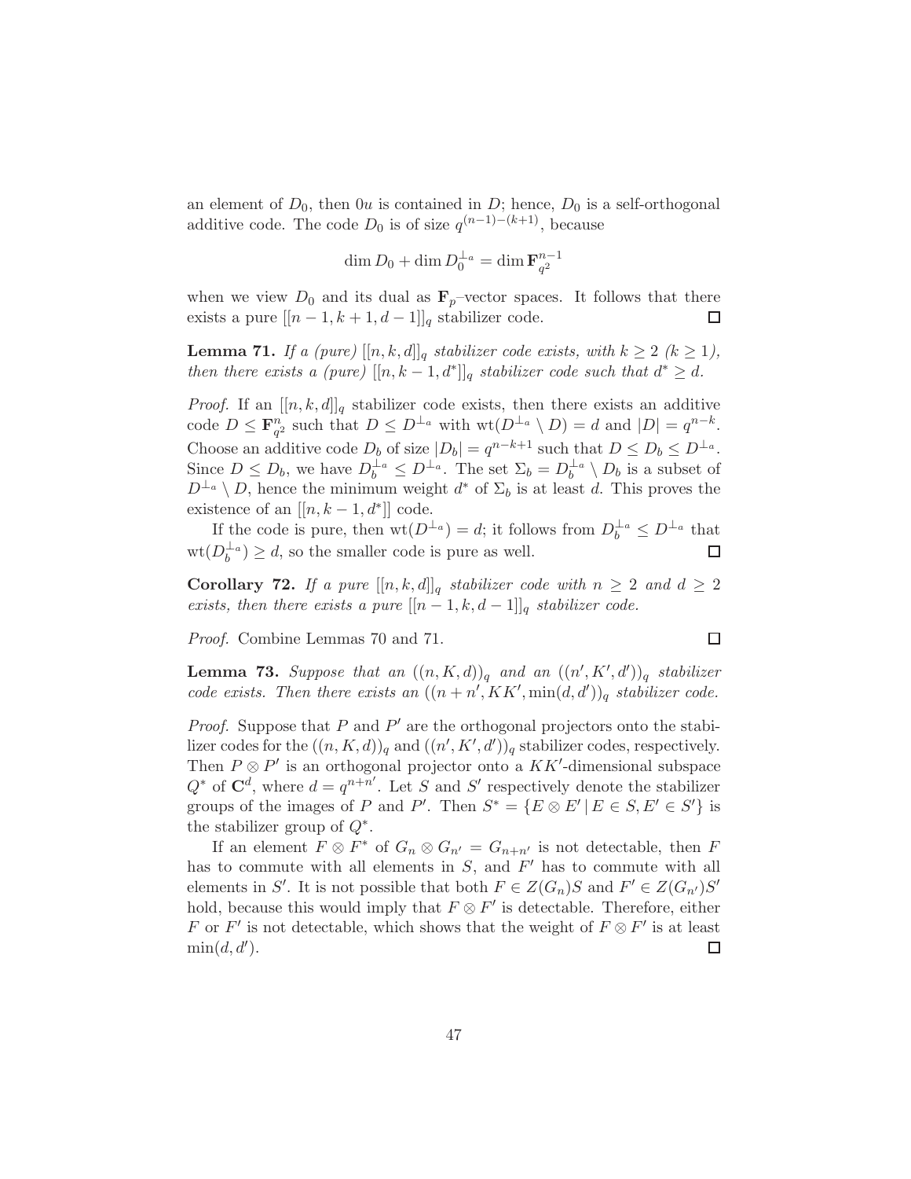an element of $D_0$, then $0u$ is contained in $D$; hence, $D_0$ is a self-orthogonal additive code. The code $D_0$ is of size $q^{(n-1)-(k+1)}$, because

$$\dim D_0 + \dim D_0^{\perp_a} = \dim \mathbf{F}_{q^2}^{n-1}$$

when we view $D_0$ and its dual as $\mathbf{F}_p$–vector spaces. It follows that there exists a pure $[[n-1, k+1, d-1]]_q$ stabilizer code. $\square$

**Lemma 71.** *If a (pure) $[[n,k,d]]_q$ stabilizer code exists, with $k \geq 2$ ($k \geq 1$), then there exists a (pure) $[[n, k-1, d^*]]_q$ stabilizer code such that $d^* \geq d$.*

*Proof.* If an $[[n,k,d]]_q$ stabilizer code exists, then there exists an additive code $D \leq \mathbf{F}_{q^2}^n$ such that $D \leq D^{\perp_a}$ with $\operatorname{wt}(D^{\perp_a} \setminus D) = d$ and $|D| = q^{n-k}$. Choose an additive code $D_b$ of size $|D_b| = q^{n-k+1}$ such that $D \leq D_b \leq D^{\perp_a}$. Since $D \leq D_b$, we have $D_b^{\perp_a} \leq D^{\perp_a}$. The set $\Sigma_b = D_b^{\perp_a} \setminus D_b$ is a subset of $D^{\perp_a} \setminus D$, hence the minimum weight $d^*$ of $\Sigma_b$ is at least $d$. This proves the existence of an $[[n, k-1, d^*]]$ code.

If the code is pure, then $\operatorname{wt}(D^{\perp_a}) = d$; it follows from $D_b^{\perp_a} \leq D^{\perp_a}$ that $\operatorname{wt}(D_b^{\perp_a}) \geq d$, so the smaller code is pure as well. $\square$

**Corollary 72.** *If a pure $[[n,k,d]]_q$ stabilizer code with $n \geq 2$ and $d \geq 2$ exists, then there exists a pure $[[n-1, k, d-1]]_q$ stabilizer code.*

*Proof.* Combine Lemmas 70 and 71. $\square$

**Lemma 73.** *Suppose that an $((n,K,d))_q$ and an $((n',K',d'))_q$ stabilizer code exists. Then there exists an $((n+n', KK', \min(d,d'))_q$ stabilizer code.*

*Proof.* Suppose that $P$ and $P'$ are the orthogonal projectors onto the stabilizer codes for the $((n,K,d))_q$ and $((n',K',d'))_q$ stabilizer codes, respectively. Then $P \otimes P'$ is an orthogonal projector onto a $KK'$-dimensional subspace $Q^*$ of $\mathbf{C}^d$, where $d = q^{n+n'}$. Let $S$ and $S'$ respectively denote the stabilizer groups of the images of $P$ and $P'$. Then $S^* = \{E \otimes E' \,|\, E \in S, E' \in S'\}$ is the stabilizer group of $Q^*$.

If an element $F \otimes F^*$ of $G_n \otimes G_{n'} = G_{n+n'}$ is not detectable, then $F$ has to commute with all elements in $S$, and $F'$ has to commute with all elements in $S'$. It is not possible that both $F \in Z(G_n)S$ and $F' \in Z(G_{n'})S'$ hold, because this would imply that $F \otimes F'$ is detectable. Therefore, either $F$ or $F'$ is not detectable, which shows that the weight of $F \otimes F'$ is at least $\min(d,d')$. $\square$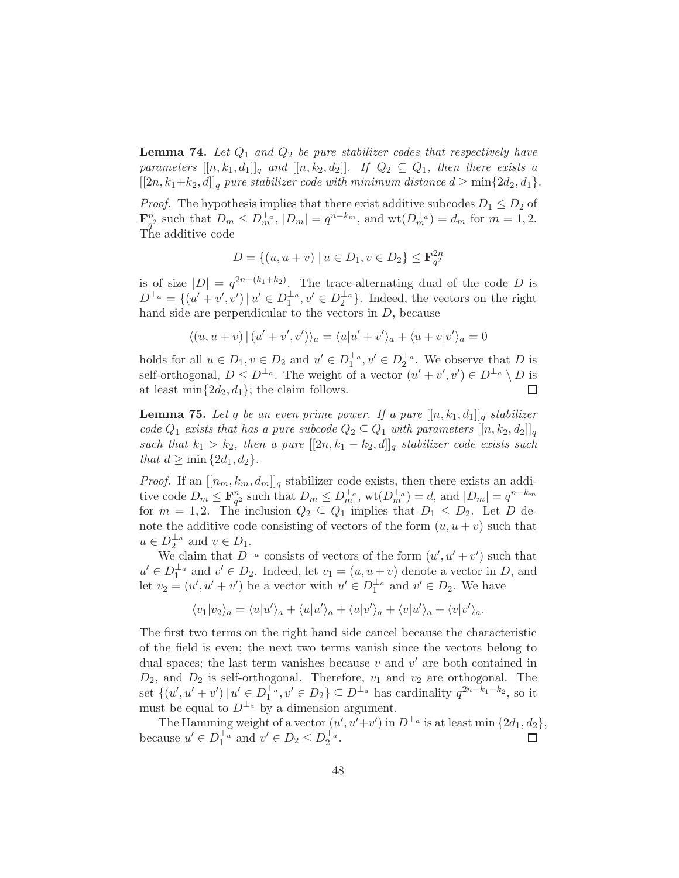**Lemma 74.** *Let $Q_1$ and $Q_2$ be pure stabilizer codes that respectively have parameters $[[n, k_1, d_1]]_q$ and $[[n, k_2, d_2]]$. If $Q_2 \subseteq Q_1$, then there exists a $[[2n, k_1+k_2, d]]_q$ pure stabilizer code with minimum distance $d \geq \min\{2d_2, d_1\}$.*

*Proof.* The hypothesis implies that there exist additive subcodes $D_1 \leq D_2$ of $\mathbf{F}_{q^2}^n$ such that $D_m \leq D_m^{\perp_a}$, $|D_m| = q^{n-k_m}$, and $\mathrm{wt}(D_m^{\perp_a}) = d_m$ for $m = 1, 2$. The additive code

$$D = \{(u, u+v) \mid u \in D_1, v \in D_2\} \leq \mathbf{F}_{q^2}^{2n}$$

is of size $|D| = q^{2n-(k_1+k_2)}$. The trace-alternating dual of the code $D$ is $D^{\perp_a} = \{(u'+v', v') \mid u' \in D_1^{\perp_a}, v' \in D_2^{\perp_a}\}$. Indeed, the vectors on the right hand side are perpendicular to the vectors in $D$, because

$$\langle (u, u+v) \mid (u'+v', v') \rangle_a = \langle u | u'+v' \rangle_a + \langle u+v | v' \rangle_a = 0$$

holds for all $u \in D_1, v \in D_2$ and $u' \in D_1^{\perp_a}, v' \in D_2^{\perp_a}$. We observe that $D$ is self-orthogonal, $D \leq D^{\perp_a}$. The weight of a vector $(u'+v', v') \in D^{\perp_a} \setminus D$ is at least $\min\{2d_2, d_1\}$; the claim follows. $\square$

**Lemma 75.** *Let $q$ be an even prime power. If a pure $[[n, k_1, d_1]]_q$ stabilizer code $Q_1$ exists that has a pure subcode $Q_2 \subseteq Q_1$ with parameters $[[n, k_2, d_2]]_q$ such that $k_1 > k_2$, then a pure $[[2n, k_1 - k_2, d]]_q$ stabilizer code exists such that $d \geq \min\{2d_1, d_2\}$.*

*Proof.* If an $[[n_m, k_m, d_m]]_q$ stabilizer code exists, then there exists an additive code $D_m \leq \mathbf{F}_{q^2}^n$ such that $D_m \leq D_m^{\perp_a}$, $\mathrm{wt}(D_m^{\perp_a}) = d$, and $|D_m| = q^{n-k_m}$ for $m = 1, 2$. The inclusion $Q_2 \subseteq Q_1$ implies that $D_1 \leq D_2$. Let $D$ denote the additive code consisting of vectors of the form $(u, u+v)$ such that $u \in D_2^{\perp_a}$ and $v \in D_1$.

We claim that $D^{\perp_a}$ consists of vectors of the form $(u', u'+v')$ such that $u' \in D_1^{\perp_a}$ and $v' \in D_2$. Indeed, let $v_1 = (u, u+v)$ denote a vector in $D$, and let $v_2 = (u', u'+v')$ be a vector with $u' \in D_1^{\perp_a}$ and $v' \in D_2$. We have

$$\langle v_1 | v_2 \rangle_a = \langle u | u' \rangle_a + \langle u | u' \rangle_a + \langle u | v' \rangle_a + \langle v | u' \rangle_a + \langle v | v' \rangle_a.$$

The first two terms on the right hand side cancel because the characteristic of the field is even; the next two terms vanish since the vectors belong to dual spaces; the last term vanishes because $v$ and $v'$ are both contained in $D_2$, and $D_2$ is self-orthogonal. Therefore, $v_1$ and $v_2$ are orthogonal. The set $\{(u', u'+v') \mid u' \in D_1^{\perp_a}, v' \in D_2\} \subseteq D^{\perp_a}$ has cardinality $q^{2n+k_1-k_2}$, so it must be equal to $D^{\perp_a}$ by a dimension argument.

The Hamming weight of a vector $(u', u'+v')$ in $D^{\perp_a}$ is at least $\min\{2d_1, d_2\}$, because $u' \in D_1^{\perp_a}$ and $v' \in D_2 \leq D_2^{\perp_a}$. $\square$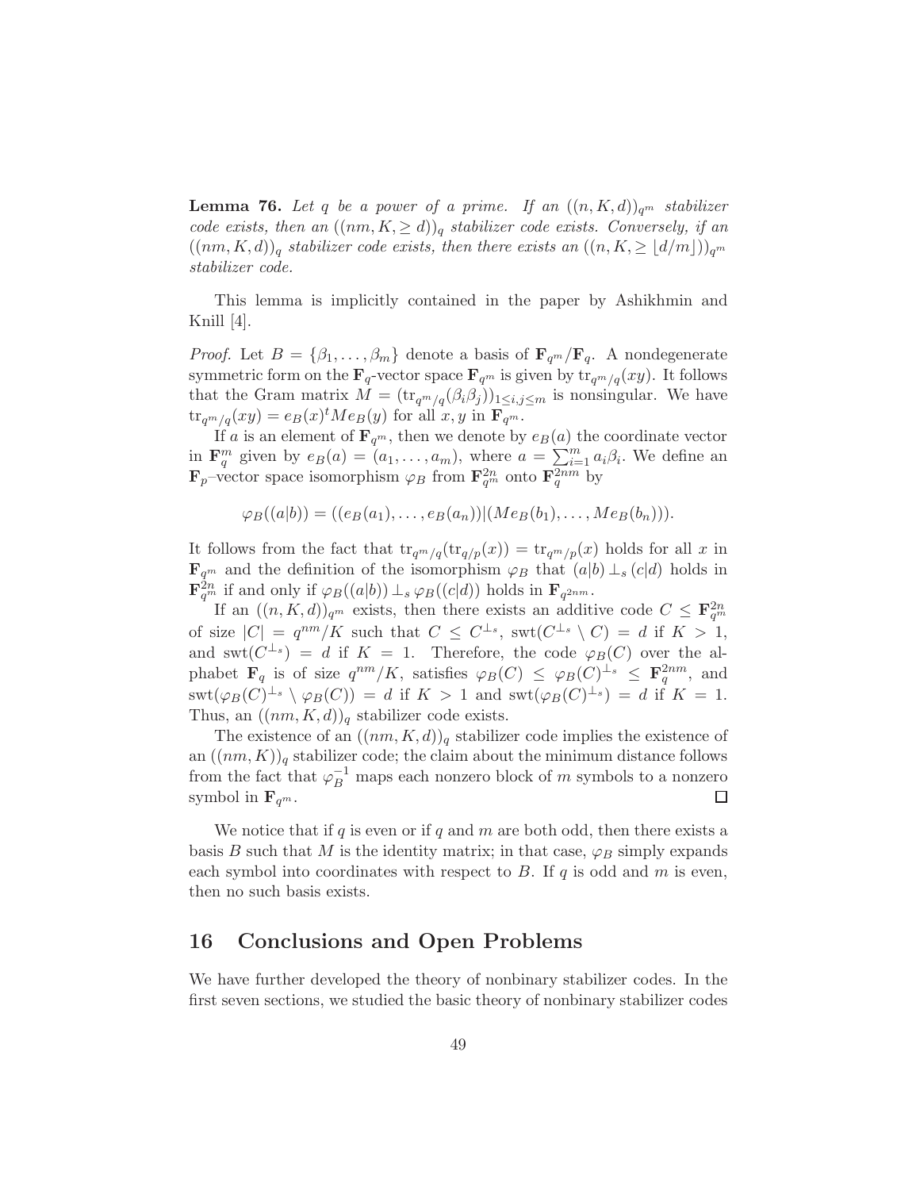**Lemma 76.** *Let $q$ be a power of a prime. If an $((n,K,d))_{q^m}$ stabilizer code exists, then an $((nm,K,\geq d))_q$ stabilizer code exists. Conversely, if an $((nm,K,d))_q$ stabilizer code exists, then there exists an $((n,K,\geq \lfloor d/m \rfloor))_{q^m}$ stabilizer code.*

This lemma is implicitly contained in the paper by Ashikhmin and Knill [4].

*Proof.* Let $B = \{\beta_1, \ldots, \beta_m\}$ denote a basis of $\mathbf{F}_{q^m}/\mathbf{F}_q$. A nondegenerate symmetric form on the $\mathbf{F}_q$-vector space $\mathbf{F}_{q^m}$ is given by $\operatorname{tr}_{q^m/q}(xy)$. It follows that the Gram matrix $M = (\operatorname{tr}_{q^m/q}(\beta_i\beta_j))_{1\leq i,j\leq m}$ is nonsingular. We have $\operatorname{tr}_{q^m/q}(xy) = e_B(x)^t M e_B(y)$ for all $x, y$ in $\mathbf{F}_{q^m}$.

If $a$ is an element of $\mathbf{F}_{q^m}$, then we denote by $e_B(a)$ the coordinate vector in $\mathbf{F}_q^m$ given by $e_B(a) = (a_1, \ldots, a_m)$, where $a = \sum_{i=1}^m a_i\beta_i$. We define an $\mathbf{F}_p$–vector space isomorphism $\varphi_B$ from $\mathbf{F}_{q^m}^{2n}$ onto $\mathbf{F}_q^{2nm}$ by

$$\varphi_B((a|b)) = ((e_B(a_1), \ldots, e_B(a_n))|(Me_B(b_1), \ldots, Me_B(b_n))).$$

It follows from the fact that $\operatorname{tr}_{q^m/q}(\operatorname{tr}_{q/p}(x)) = \operatorname{tr}_{q^m/p}(x)$ holds for all $x$ in $\mathbf{F}_{q^m}$ and the definition of the isomorphism $\varphi_B$ that $(a|b) \perp_s (c|d)$ holds in $\mathbf{F}_{q^m}^{2n}$ if and only if $\varphi_B((a|b)) \perp_s \varphi_B((c|d))$ holds in $\mathbf{F}_{q^{2nm}}$.

If an $((n,K,d))_{q^m}$ exists, then there exists an additive code $C \leq \mathbf{F}_{q^m}^{2n}$ of size $|C| = q^{nm}/K$ such that $C \leq C^{\perp_s}$, $\operatorname{swt}(C^{\perp_s} \setminus C) = d$ if $K > 1$, and $\operatorname{swt}(C^{\perp_s}) = d$ if $K = 1$. Therefore, the code $\varphi_B(C)$ over the alphabet $\mathbf{F}_q$ is of size $q^{nm}/K$, satisfies $\varphi_B(C) \leq \varphi_B(C)^{\perp_s} \leq \mathbf{F}_q^{2nm}$, and $\operatorname{swt}(\varphi_B(C)^{\perp_s} \setminus \varphi_B(C)) = d$ if $K > 1$ and $\operatorname{swt}(\varphi_B(C)^{\perp_s}) = d$ if $K = 1$. Thus, an $((nm,K,d))_q$ stabilizer code exists.

The existence of an $((nm,K,d))_q$ stabilizer code implies the existence of an $((nm,K))_q$ stabilizer code; the claim about the minimum distance follows from the fact that $\varphi_B^{-1}$ maps each nonzero block of $m$ symbols to a nonzero symbol in $\mathbf{F}_{q^m}$. ∎

We notice that if $q$ is even or if $q$ and $m$ are both odd, then there exists a basis $B$ such that $M$ is the identity matrix; in that case, $\varphi_B$ simply expands each symbol into coordinates with respect to $B$. If $q$ is odd and $m$ is even, then no such basis exists.

## 16 Conclusions and Open Problems

We have further developed the theory of nonbinary stabilizer codes. In the first seven sections, we studied the basic theory of nonbinary stabilizer codes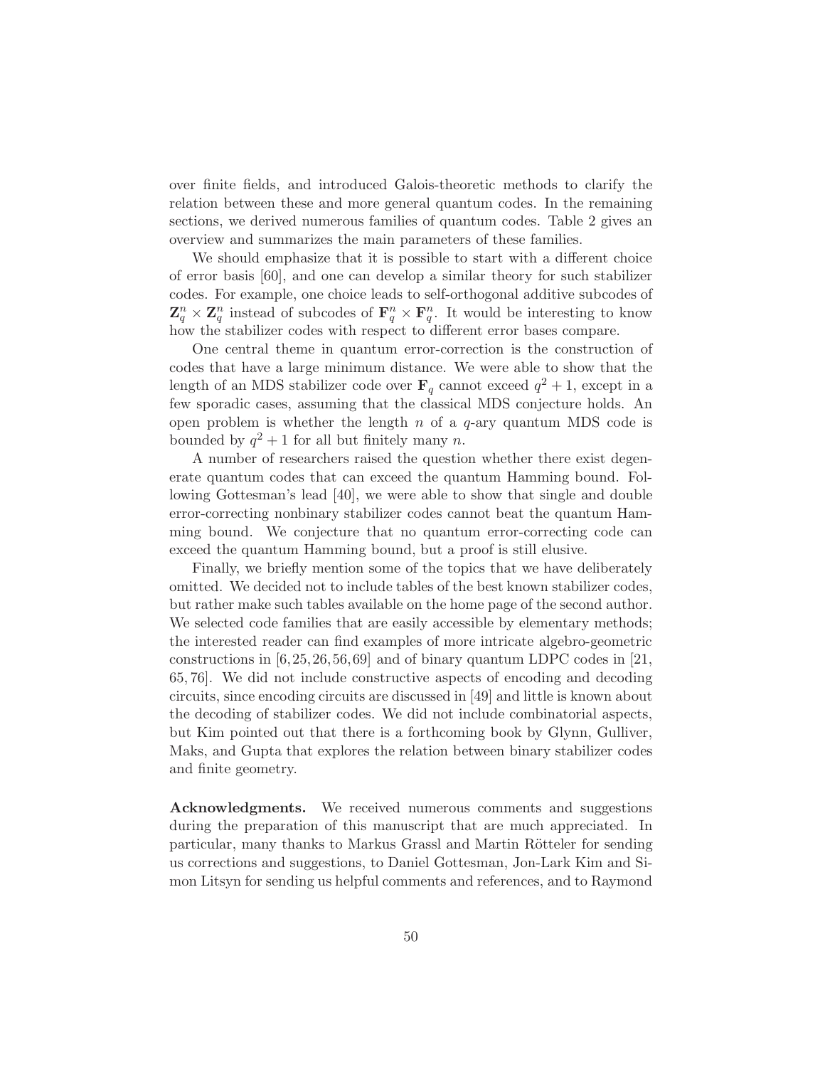over finite fields, and introduced Galois-theoretic methods to clarify the relation between these and more general quantum codes. In the remaining sections, we derived numerous families of quantum codes. Table 2 gives an overview and summarizes the main parameters of these families.

We should emphasize that it is possible to start with a different choice of error basis [60], and one can develop a similar theory for such stabilizer codes. For example, one choice leads to self-orthogonal additive subcodes of $\mathbf{Z}_q^n \times \mathbf{Z}_q^n$ instead of subcodes of $\mathbf{F}_q^n \times \mathbf{F}_q^n$. It would be interesting to know how the stabilizer codes with respect to different error bases compare.

One central theme in quantum error-correction is the construction of codes that have a large minimum distance. We were able to show that the length of an MDS stabilizer code over $\mathbf{F}_q$ cannot exceed $q^2 + 1$, except in a few sporadic cases, assuming that the classical MDS conjecture holds. An open problem is whether the length $n$ of a $q$-ary quantum MDS code is bounded by $q^2 + 1$ for all but finitely many $n$.

A number of researchers raised the question whether there exist degenerate quantum codes that can exceed the quantum Hamming bound. Following Gottesman's lead [40], we were able to show that single and double error-correcting nonbinary stabilizer codes cannot beat the quantum Hamming bound. We conjecture that no quantum error-correcting code can exceed the quantum Hamming bound, but a proof is still elusive.

Finally, we briefly mention some of the topics that we have deliberately omitted. We decided not to include tables of the best known stabilizer codes, but rather make such tables available on the home page of the second author. We selected code families that are easily accessible by elementary methods; the interested reader can find examples of more intricate algebro-geometric constructions in [6, 25, 26, 56, 69] and of binary quantum LDPC codes in [21, 65, 76]. We did not include constructive aspects of encoding and decoding circuits, since encoding circuits are discussed in [49] and little is known about the decoding of stabilizer codes. We did not include combinatorial aspects, but Kim pointed out that there is a forthcoming book by Glynn, Gulliver, Maks, and Gupta that explores the relation between binary stabilizer codes and finite geometry.

**Acknowledgments.** We received numerous comments and suggestions during the preparation of this manuscript that are much appreciated. In particular, many thanks to Markus Grassl and Martin Rötteler for sending us corrections and suggestions, to Daniel Gottesman, Jon-Lark Kim and Simon Litsyn for sending us helpful comments and references, and to Raymond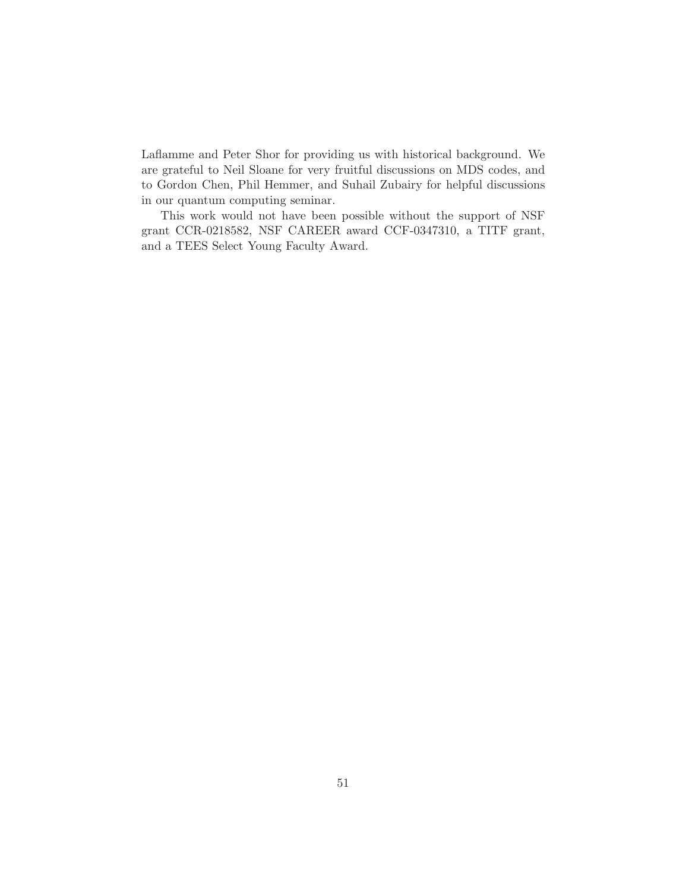Laflamme and Peter Shor for providing us with historical background. We are grateful to Neil Sloane for very fruitful discussions on MDS codes, and to Gordon Chen, Phil Hemmer, and Suhail Zubairy for helpful discussions in our quantum computing seminar.

This work would not have been possible without the support of NSF grant CCR-0218582, NSF CAREER award CCF-0347310, a TITF grant, and a TEES Select Young Faculty Award.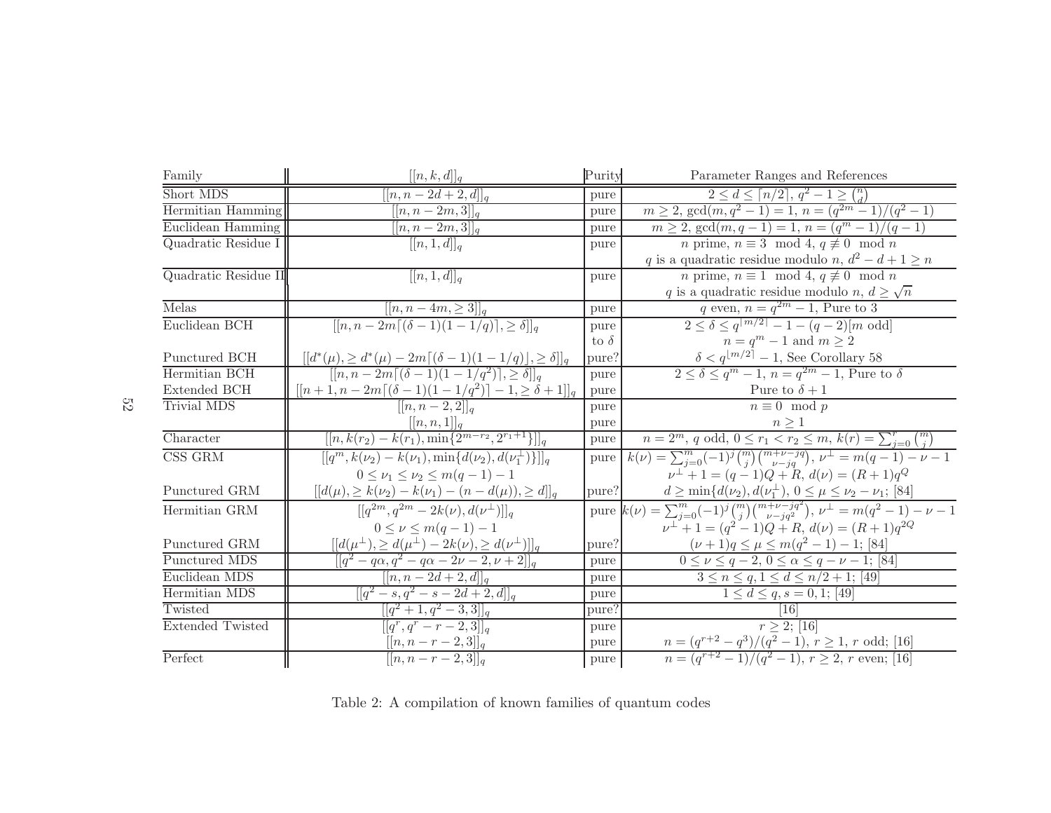| Family | $[[n,k,d]]_q$ | Purity | Parameter Ranges and References |
|---|---|---|---|
| Short MDS | $[[n,n-2d+2,d]]_q$ | pure | $2 \leq d \leq \lceil n/2 \rceil$, $q^2-1 \geq \binom{n}{d}$ |
| Hermitian Hamming | $[[n,n-2m,3]]_q$ | pure | $m \geq 2$, $\gcd(m,q^2-1)=1$, $n=(q^{2m}-1)/(q^2-1)$ |
| Euclidean Hamming | $[[n,n-2m,3]]_q$ | pure | $m \geq 2$, $\gcd(m,q-1)=1$, $n=(q^m-1)/(q-1)$ |
| Quadratic Residue I | $[[n,1,d]]_q$ | pure | $n$ prime, $n \equiv 3 \mod 4$, $q \not\equiv 0 \mod n$ |
| | | | $q$ is a quadratic residue modulo $n$, $d^2-d+1 \geq n$ |
| Quadratic Residue II | $[[n,1,d]]_q$ | pure | $n$ prime, $n \equiv 1 \mod 4$, $q \not\equiv 0 \mod n$ |
| | | | $q$ is a quadratic residue modulo $n$, $d \geq \sqrt{n}$ |
| Melas | $[[n,n-4m,\geq 3]]_q$ | pure | $q$ even, $n=q^{2m}-1$, Pure to 3 |
| Euclidean BCH | $[[n,n-2m\lceil(\delta-1)(1-1/q)\rceil,\geq \delta]]_q$ | pure | $2 \leq \delta \leq q^{\lceil m/2 \rceil}-1-(q-2)[m \text{ odd}]$ |
| | | to $\delta$ | $n=q^m-1$ and $m \geq 2$ |
| Punctured BCH | $[[d^*(\mu),\geq d^*(\mu)-2m\lceil(\delta-1)(1-1/q)\rfloor,\geq \delta]]_q$ | pure? | $\delta < q^{\lfloor m/2 \rceil}-1$, See Corollary 58 |
| Hermitian BCH | $[[n,n-2m\lceil(\delta-1)(1-1/q^2)\rceil,\geq \delta]]_q$ | pure | $2 \leq \delta \leq q^m-1$, $n=q^{2m}-1$, Pure to $\delta$ |
| Extended BCH | $[[n+1,n-2m\lceil(\delta-1)(1-1/q^2)\rceil-1,\geq \delta+1]]_q$ | pure | Pure to $\delta+1$ |
| Trivial MDS | $[[n,n-2,2]]_q$ | pure | $n \equiv 0 \mod p$ |
| | $[[n,n,1]]_q$ | pure | $n \geq 1$ |
| Character | $[[n,k(r_2)-k(r_1),\min\{2^{m-r_2},2^{r_1+1}\}]]_q$ | pure | $n=2^m$, $q$ odd, $0 \leq r_1 < r_2 \leq m$, $k(r)=\sum_{j=0}^{r}\binom{m}{j}$ |
| CSS GRM | $[[q^m,k(\nu_2)-k(\nu_1),\min\{d(\nu_2),d(\nu_1^\perp)\}]]_q$ | pure | $k(\nu)=\sum_{j=0}^{m}(-1)^j\binom{m}{j}\binom{m+\nu-jq}{\nu-jq}$, $\nu^\perp=m(q-1)-\nu-1$ |
| | $0 \leq \nu_1 \leq \nu_2 \leq m(q-1)-1$ | | $\nu^\perp+1=(q-1)Q+R$, $d(\nu)=(R+1)q^Q$ |
| Punctured GRM | $[[d(\mu),\geq k(\nu_2)-k(\nu_1)-(n-d(\mu)),\geq d]]_q$ | pure? | $d \geq \min\{d(\nu_2),d(\nu_1^\perp)\}$, $0 \leq \mu \leq \nu_2-\nu_1$; [84] |
| Hermitian GRM | $[[q^{2m},q^{2m}-2k(\nu),d(\nu^\perp)]]_q$ | pure | $k(\nu)=\sum_{j=0}^{m}(-1)^j\binom{m}{j}\binom{m+\nu-jq^2}{\nu-jq^2}$, $\nu^\perp=m(q^2-1)-\nu-1$ |
| | $0 \leq \nu \leq m(q-1)-1$ | | $\nu^\perp+1=(q^2-1)Q+R$, $d(\nu)=(R+1)q^{2Q}$ |
| Punctured GRM | $[[d(\mu^\perp),\geq d(\mu^\perp)-2k(\nu),\geq d(\nu^\perp)]]_q$ | pure? | $(\nu+1)q \leq \mu \leq m(q^2-1)-1$; [84] |
| Punctured MDS | $[[q^2-q\alpha,q^2-q\alpha-2\nu-2,\nu+2]]_q$ | pure | $0 \leq \nu \leq q-2$, $0 \leq \alpha \leq q-\nu-1$; [84] |
| Euclidean MDS | $[[n,n-2d+2,d]]_q$ | pure | $3 \leq n \leq q$, $1 \leq d \leq n/2+1$; [49] |
| Hermitian MDS | $[[q^2-s,q^2-s-2d+2,d]]_q$ | pure | $1 \leq d \leq q$, $s=0,1$; [49] |
| Twisted | $[[q^2+1,q^2-3,3]]_q$ | pure? | [16] |
| Extended Twisted | $[[q^r,q^r-r-2,3]]_q$ | pure | $r \geq 2$; [16] |
| | $[[n,n-r-2,3]]_q$ | pure | $n=(q^{r+2}-q^3)/(q^2-1)$, $r \geq 1$, $r$ odd; [16] |
| Perfect | $[[n,n-r-2,3]]_q$ | pure | $n=(q^{r+2}-1)/(q^2-1)$, $r \geq 2$, $r$ even; [16] |

Table 2: A compilation of known families of quantum codes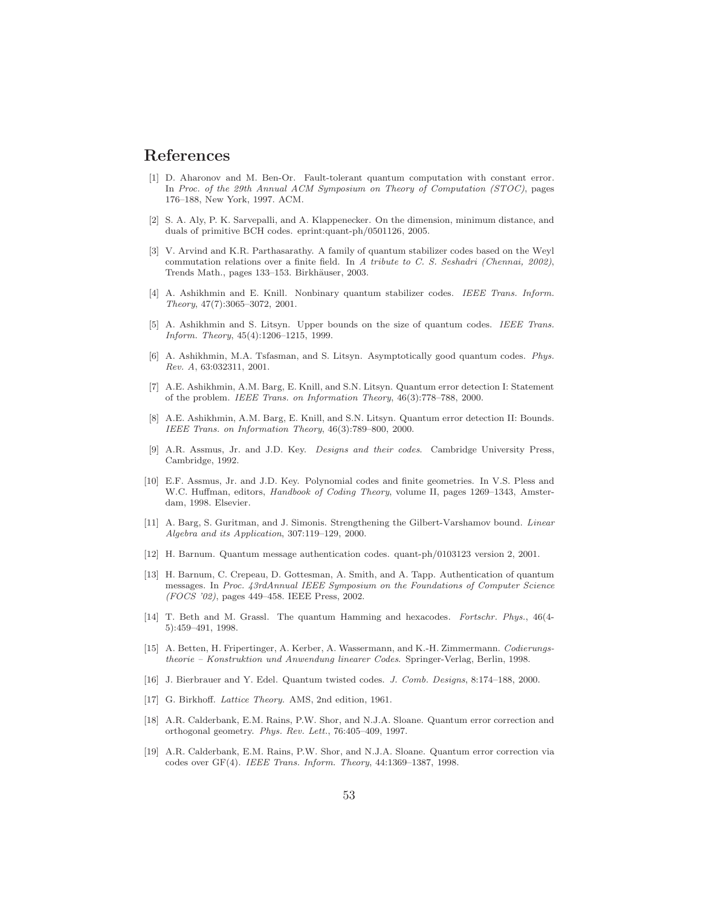# References

[1] D. Aharonov and M. Ben-Or. Fault-tolerant quantum computation with constant error. In *Proc. of the 29th Annual ACM Symposium on Theory of Computation (STOC)*, pages 176–188, New York, 1997. ACM.

[2] S. A. Aly, P. K. Sarvepalli, and A. Klappenecker. On the dimension, minimum distance, and duals of primitive BCH codes. eprint:quant-ph/0501126, 2005.

[3] V. Arvind and K.R. Parthasarathy. A family of quantum stabilizer codes based on the Weyl commutation relations over a finite field. In *A tribute to C. S. Seshadri (Chennai, 2002)*, Trends Math., pages 133–153. Birkhäuser, 2003.

[4] A. Ashikhmin and E. Knill. Nonbinary quantum stabilizer codes. *IEEE Trans. Inform. Theory*, 47(7):3065–3072, 2001.

[5] A. Ashikhmin and S. Litsyn. Upper bounds on the size of quantum codes. *IEEE Trans. Inform. Theory*, 45(4):1206–1215, 1999.

[6] A. Ashikhmin, M.A. Tsfasman, and S. Litsyn. Asymptotically good quantum codes. *Phys. Rev. A*, 63:032311, 2001.

[7] A.E. Ashikhmin, A.M. Barg, E. Knill, and S.N. Litsyn. Quantum error detection I: Statement of the problem. *IEEE Trans. on Information Theory*, 46(3):778–788, 2000.

[8] A.E. Ashikhmin, A.M. Barg, E. Knill, and S.N. Litsyn. Quantum error detection II: Bounds. *IEEE Trans. on Information Theory*, 46(3):789–800, 2000.

[9] A.R. Assmus, Jr. and J.D. Key. *Designs and their codes.* Cambridge University Press, Cambridge, 1992.

[10] E.F. Assmus, Jr. and J.D. Key. Polynomial codes and finite geometries. In V.S. Pless and W.C. Huffman, editors, *Handbook of Coding Theory*, volume II, pages 1269–1343, Amsterdam, 1998. Elsevier.

[11] A. Barg, S. Guritman, and J. Simonis. Strengthening the Gilbert-Varshamov bound. *Linear Algebra and its Application*, 307:119–129, 2000.

[12] H. Barnum. Quantum message authentication codes. quant-ph/0103123 version 2, 2001.

[13] H. Barnum, C. Crepeau, D. Gottesman, A. Smith, and A. Tapp. Authentication of quantum messages. In *Proc. 43rdAnnual IEEE Symposium on the Foundations of Computer Science (FOCS '02)*, pages 449–458. IEEE Press, 2002.

[14] T. Beth and M. Grassl. The quantum Hamming and hexacodes. *Fortschr. Phys.*, 46(4-5):459–491, 1998.

[15] A. Betten, H. Fripertinger, A. Kerber, A. Wassermann, and K.-H. Zimmermann. *Codierungstheorie – Konstruktion und Anwendung linearer Codes*. Springer-Verlag, Berlin, 1998.

[16] J. Bierbrauer and Y. Edel. Quantum twisted codes. *J. Comb. Designs*, 8:174–188, 2000.

[17] G. Birkhoff. *Lattice Theory.* AMS, 2nd edition, 1961.

[18] A.R. Calderbank, E.M. Rains, P.W. Shor, and N.J.A. Sloane. Quantum error correction and orthogonal geometry. *Phys. Rev. Lett.*, 76:405–409, 1997.

[19] A.R. Calderbank, E.M. Rains, P.W. Shor, and N.J.A. Sloane. Quantum error correction via codes over GF(4). *IEEE Trans. Inform. Theory*, 44:1369–1387, 1998.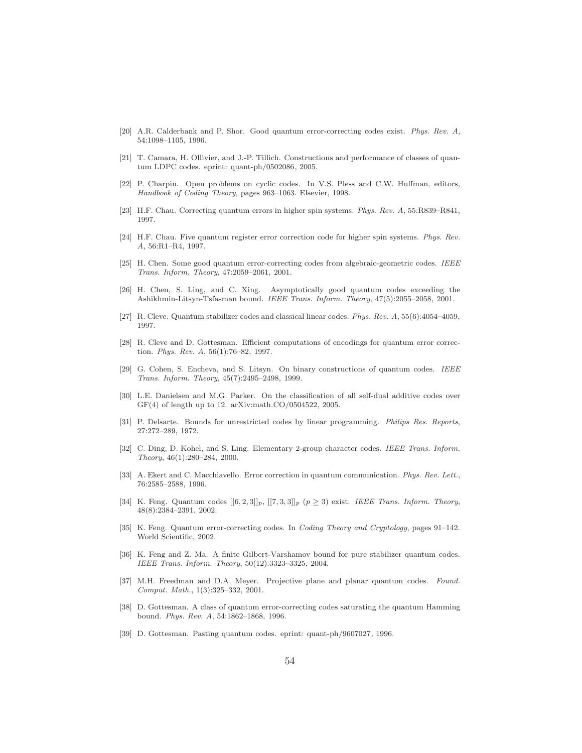[20] A.R. Calderbank and P. Shor. Good quantum error-correcting codes exist. *Phys. Rev. A*, 54:1098–1105, 1996.

[21] T. Camara, H. Ollivier, and J.-P. Tillich. Constructions and performance of classes of quantum LDPC codes. eprint: quant-ph/0502086, 2005.

[22] P. Charpin. Open problems on cyclic codes. In V.S. Pless and C.W. Huffman, editors, *Handbook of Coding Theory*, pages 963–1063. Elsevier, 1998.

[23] H.F. Chau. Correcting quantum errors in higher spin systems. *Phys. Rev. A*, 55:R839–R841, 1997.

[24] H.F. Chau. Five quantum register error correction code for higher spin systems. *Phys. Rev. A*, 56:R1–R4, 1997.

[25] H. Chen. Some good quantum error-correcting codes from algebraic-geometric codes. *IEEE Trans. Inform. Theory*, 47:2059–2061, 2001.

[26] H. Chen, S. Ling, and C. Xing. Asymptotically good quantum codes exceeding the Ashikhmin-Litsyn-Tsfasman bound. *IEEE Trans. Inform. Theory*, 47(5):2055–2058, 2001.

[27] R. Cleve. Quantum stabilizer codes and classical linear codes. *Phys. Rev. A*, 55(6):4054–4059, 1997.

[28] R. Cleve and D. Gottesman. Efficient computations of encodings for quantum error correction. *Phys. Rev. A*, 56(1):76–82, 1997.

[29] G. Cohen, S. Encheva, and S. Litsyn. On binary constructions of quantum codes. *IEEE Trans. Inform. Theory*, 45(7):2495–2498, 1999.

[30] L.E. Danielsen and M.G. Parker. On the classification of all self-dual additive codes over GF(4) of length up to 12. arXiv:math.CO/0504522, 2005.

[31] P. Delsarte. Bounds for unrestricted codes by linear programming. *Philips Res. Reports*, 27:272–289, 1972.

[32] C. Ding, D. Kohel, and S. Ling. Elementary 2-group character codes. *IEEE Trans. Inform. Theory*, 46(1):280–284, 2000.

[33] A. Ekert and C. Macchiavello. Error correction in quantum communication. *Phys. Rev. Lett.*, 76:2585–2588, 1996.

[34] K. Feng. Quantum codes $[[6,2,3]]_p$, $[[7,3,3]]_p$ ($p \geq 3$) exist. *IEEE Trans. Inform. Theory*, 48(8):2384–2391, 2002.

[35] K. Feng. Quantum error-correcting codes. In *Coding Theory and Cryptology*, pages 91–142. World Scientific, 2002.

[36] K. Feng and Z. Ma. A finite Gilbert-Varshamov bound for pure stabilizer quantum codes. *IEEE Trans. Inform. Theory*, 50(12):3323–3325, 2004.

[37] M.H. Freedman and D.A. Meyer. Projective plane and planar quantum codes. *Found. Comput. Math.*, 1(3):325–332, 2001.

[38] D. Gottesman. A class of quantum error-correcting codes saturating the quantum Hamming bound. *Phys. Rev. A*, 54:1862–1868, 1996.

[39] D. Gottesman. Pasting quantum codes. eprint: quant-ph/9607027, 1996.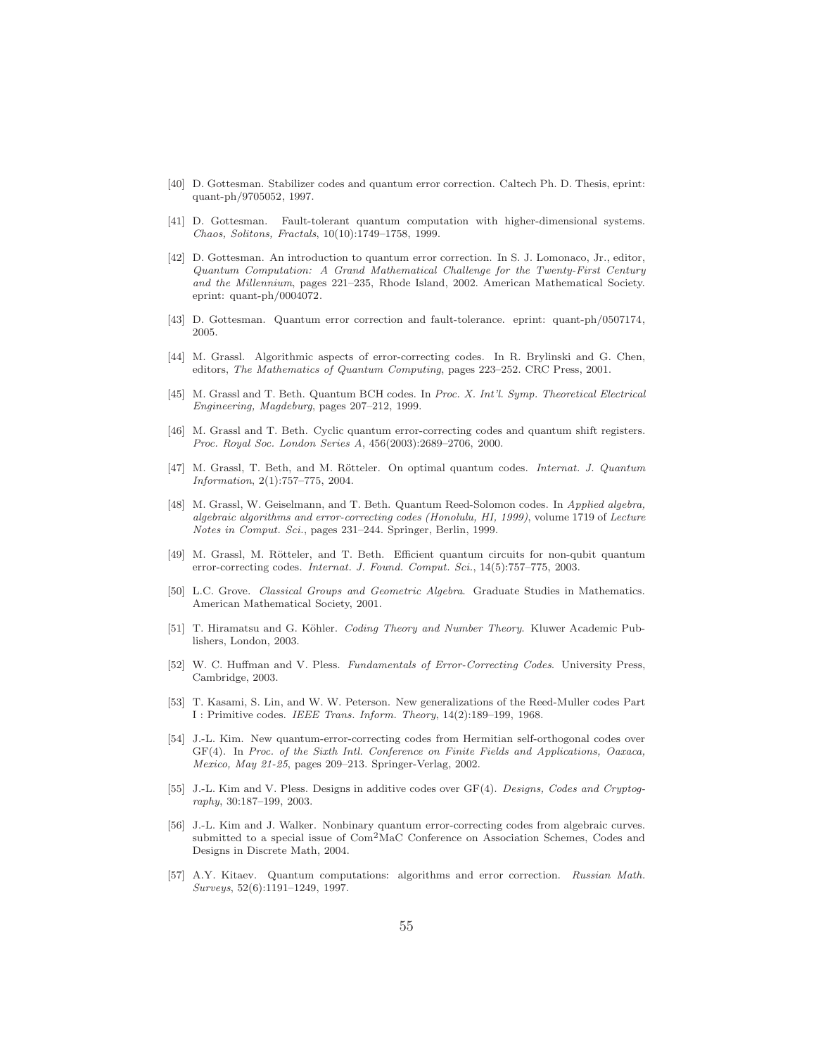[40] D. Gottesman. Stabilizer codes and quantum error correction. Caltech Ph. D. Thesis, eprint: quant-ph/9705052, 1997.

[41] D. Gottesman. Fault-tolerant quantum computation with higher-dimensional systems. *Chaos, Solitons, Fractals*, 10(10):1749–1758, 1999.

[42] D. Gottesman. An introduction to quantum error correction. In S. J. Lomonaco, Jr., editor, *Quantum Computation: A Grand Mathematical Challenge for the Twenty-First Century and the Millennium*, pages 221–235, Rhode Island, 2002. American Mathematical Society. eprint: quant-ph/0004072.

[43] D. Gottesman. Quantum error correction and fault-tolerance. eprint: quant-ph/0507174, 2005.

[44] M. Grassl. Algorithmic aspects of error-correcting codes. In R. Brylinski and G. Chen, editors, *The Mathematics of Quantum Computing*, pages 223–252. CRC Press, 2001.

[45] M. Grassl and T. Beth. Quantum BCH codes. In *Proc. X. Int'l. Symp. Theoretical Electrical Engineering, Magdeburg*, pages 207–212, 1999.

[46] M. Grassl and T. Beth. Cyclic quantum error-correcting codes and quantum shift registers. *Proc. Royal Soc. London Series A*, 456(2003):2689–2706, 2000.

[47] M. Grassl, T. Beth, and M. Rötteler. On optimal quantum codes. *Internat. J. Quantum Information*, 2(1):757–775, 2004.

[48] M. Grassl, W. Geiselmann, and T. Beth. Quantum Reed-Solomon codes. In *Applied algebra, algebraic algorithms and error-correcting codes (Honolulu, HI, 1999)*, volume 1719 of *Lecture Notes in Comput. Sci.*, pages 231–244. Springer, Berlin, 1999.

[49] M. Grassl, M. Rötteler, and T. Beth. Efficient quantum circuits for non-qubit quantum error-correcting codes. *Internat. J. Found. Comput. Sci.*, 14(5):757–775, 2003.

[50] L.C. Grove. *Classical Groups and Geometric Algebra*. Graduate Studies in Mathematics. American Mathematical Society, 2001.

[51] T. Hiramatsu and G. Köhler. *Coding Theory and Number Theory*. Kluwer Academic Publishers, London, 2003.

[52] W. C. Huffman and V. Pless. *Fundamentals of Error-Correcting Codes*. University Press, Cambridge, 2003.

[53] T. Kasami, S. Lin, and W. W. Peterson. New generalizations of the Reed-Muller codes Part I : Primitive codes. *IEEE Trans. Inform. Theory*, 14(2):189–199, 1968.

[54] J.-L. Kim. New quantum-error-correcting codes from Hermitian self-orthogonal codes over GF(4). In *Proc. of the Sixth Intl. Conference on Finite Fields and Applications, Oaxaca, Mexico, May 21-25*, pages 209–213. Springer-Verlag, 2002.

[55] J.-L. Kim and V. Pless. Designs in additive codes over GF(4). *Designs, Codes and Cryptography*, 30:187–199, 2003.

[56] J.-L. Kim and J. Walker. Nonbinary quantum error-correcting codes from algebraic curves. submitted to a special issue of Com$^2$MaC Conference on Association Schemes, Codes and Designs in Discrete Math, 2004.

[57] A.Y. Kitaev. Quantum computations: algorithms and error correction. *Russian Math. Surveys*, 52(6):1191–1249, 1997.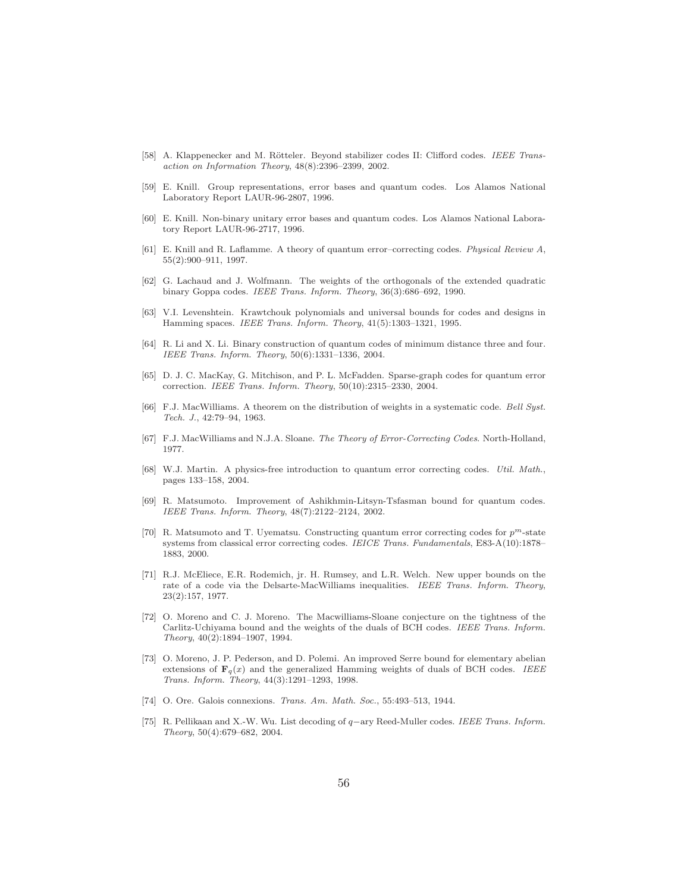[58] A. Klappenecker and M. Rötteler. Beyond stabilizer codes II: Clifford codes. *IEEE Transaction on Information Theory*, 48(8):2396–2399, 2002.

[59] E. Knill. Group representations, error bases and quantum codes. Los Alamos National Laboratory Report LAUR-96-2807, 1996.

[60] E. Knill. Non-binary unitary error bases and quantum codes. Los Alamos National Laboratory Report LAUR-96-2717, 1996.

[61] E. Knill and R. Laflamme. A theory of quantum error–correcting codes. *Physical Review A*, 55(2):900–911, 1997.

[62] G. Lachaud and J. Wolfmann. The weights of the orthogonals of the extended quadratic binary Goppa codes. *IEEE Trans. Inform. Theory*, 36(3):686–692, 1990.

[63] V.I. Levenshtein. Krawtchouk polynomials and universal bounds for codes and designs in Hamming spaces. *IEEE Trans. Inform. Theory*, 41(5):1303–1321, 1995.

[64] R. Li and X. Li. Binary construction of quantum codes of minimum distance three and four. *IEEE Trans. Inform. Theory*, 50(6):1331–1336, 2004.

[65] D. J. C. MacKay, G. Mitchison, and P. L. McFadden. Sparse-graph codes for quantum error correction. *IEEE Trans. Inform. Theory*, 50(10):2315–2330, 2004.

[66] F.J. MacWilliams. A theorem on the distribution of weights in a systematic code. *Bell Syst. Tech. J.*, 42:79–94, 1963.

[67] F.J. MacWilliams and N.J.A. Sloane. *The Theory of Error-Correcting Codes*. North-Holland, 1977.

[68] W.J. Martin. A physics-free introduction to quantum error correcting codes. *Util. Math.*, pages 133–158, 2004.

[69] R. Matsumoto. Improvement of Ashikhmin-Litsyn-Tsfasman bound for quantum codes. *IEEE Trans. Inform. Theory*, 48(7):2122–2124, 2002.

[70] R. Matsumoto and T. Uyematsu. Constructing quantum error correcting codes for $p^m$-state systems from classical error correcting codes. *IEICE Trans. Fundamentals*, E83-A(10):1878–1883, 2000.

[71] R.J. McEliece, E.R. Rodemich, jr. H. Rumsey, and L.R. Welch. New upper bounds on the rate of a code via the Delsarte-MacWilliams inequalities. *IEEE Trans. Inform. Theory*, 23(2):157, 1977.

[72] O. Moreno and C. J. Moreno. The Macwilliams-Sloane conjecture on the tightness of the Carlitz-Uchiyama bound and the weights of the duals of BCH codes. *IEEE Trans. Inform. Theory*, 40(2):1894–1907, 1994.

[73] O. Moreno, J. P. Pederson, and D. Polemi. An improved Serre bound for elementary abelian extensions of $\mathbf{F}_q(x)$ and the generalized Hamming weights of duals of BCH codes. *IEEE Trans. Inform. Theory*, 44(3):1291–1293, 1998.

[74] O. Ore. Galois connexions. *Trans. Am. Math. Soc.*, 55:493–513, 1944.

[75] R. Pellikaan and X.-W. Wu. List decoding of $q-$ary Reed-Muller codes. *IEEE Trans. Inform. Theory*, 50(4):679–682, 2004.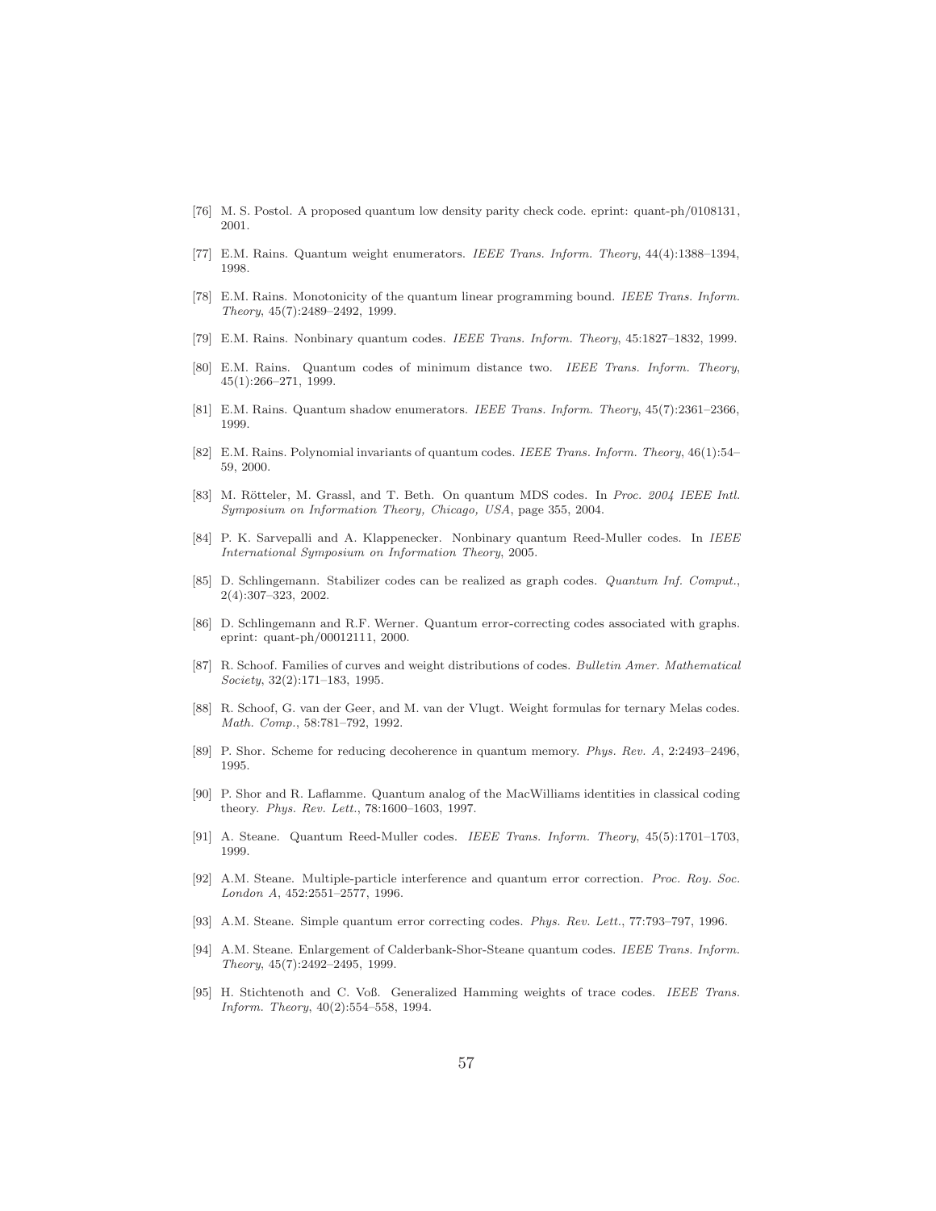[76] M. S. Postol. A proposed quantum low density parity check code. eprint: quant-ph/0108131, 2001.

[77] E.M. Rains. Quantum weight enumerators. *IEEE Trans. Inform. Theory*, 44(4):1388–1394, 1998.

[78] E.M. Rains. Monotonicity of the quantum linear programming bound. *IEEE Trans. Inform. Theory*, 45(7):2489–2492, 1999.

[79] E.M. Rains. Nonbinary quantum codes. *IEEE Trans. Inform. Theory*, 45:1827–1832, 1999.

[80] E.M. Rains. Quantum codes of minimum distance two. *IEEE Trans. Inform. Theory*, 45(1):266–271, 1999.

[81] E.M. Rains. Quantum shadow enumerators. *IEEE Trans. Inform. Theory*, 45(7):2361–2366, 1999.

[82] E.M. Rains. Polynomial invariants of quantum codes. *IEEE Trans. Inform. Theory*, 46(1):54–59, 2000.

[83] M. Rötteler, M. Grassl, and T. Beth. On quantum MDS codes. In *Proc. 2004 IEEE Intl. Symposium on Information Theory, Chicago, USA*, page 355, 2004.

[84] P. K. Sarvepalli and A. Klappenecker. Nonbinary quantum Reed-Muller codes. In *IEEE International Symposium on Information Theory*, 2005.

[85] D. Schlingemann. Stabilizer codes can be realized as graph codes. *Quantum Inf. Comput.*, 2(4):307–323, 2002.

[86] D. Schlingemann and R.F. Werner. Quantum error-correcting codes associated with graphs. eprint: quant-ph/00012111, 2000.

[87] R. Schoof. Families of curves and weight distributions of codes. *Bulletin Amer. Mathematical Society*, 32(2):171–183, 1995.

[88] R. Schoof, G. van der Geer, and M. van der Vlugt. Weight formulas for ternary Melas codes. *Math. Comp.*, 58:781–792, 1992.

[89] P. Shor. Scheme for reducing decoherence in quantum memory. *Phys. Rev. A*, 2:2493–2496, 1995.

[90] P. Shor and R. Laflamme. Quantum analog of the MacWilliams identities in classical coding theory. *Phys. Rev. Lett.*, 78:1600–1603, 1997.

[91] A. Steane. Quantum Reed-Muller codes. *IEEE Trans. Inform. Theory*, 45(5):1701–1703, 1999.

[92] A.M. Steane. Multiple-particle interference and quantum error correction. *Proc. Roy. Soc. London A*, 452:2551–2577, 1996.

[93] A.M. Steane. Simple quantum error correcting codes. *Phys. Rev. Lett.*, 77:793–797, 1996.

[94] A.M. Steane. Enlargement of Calderbank-Shor-Steane quantum codes. *IEEE Trans. Inform. Theory*, 45(7):2492–2495, 1999.

[95] H. Stichtenoth and C. Voß. Generalized Hamming weights of trace codes. *IEEE Trans. Inform. Theory*, 40(2):554–558, 1994.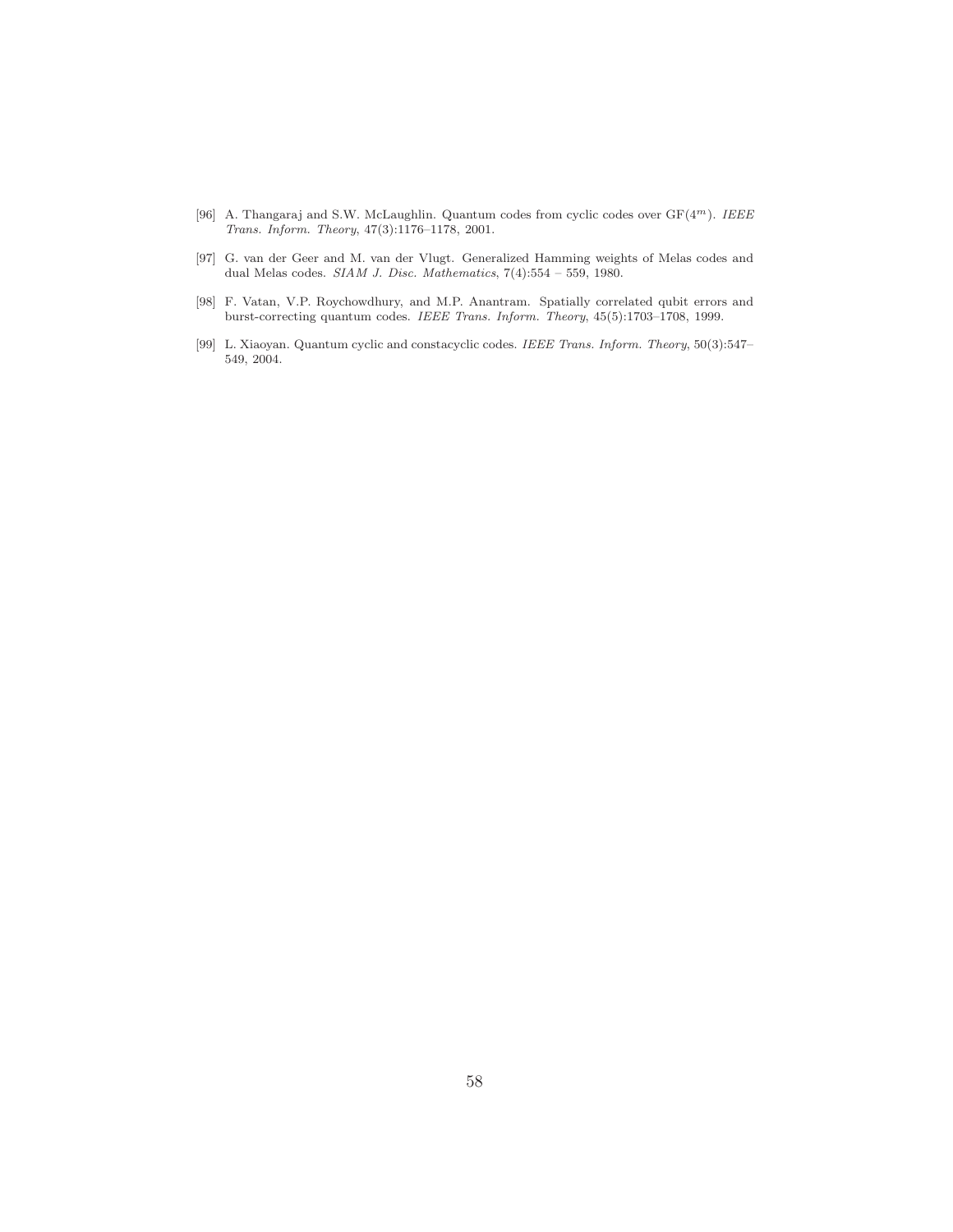[96] A. Thangaraj and S.W. McLaughlin. Quantum codes from cyclic codes over GF($4^m$). *IEEE Trans. Inform. Theory*, 47(3):1176–1178, 2001.

[97] G. van der Geer and M. van der Vlugt. Generalized Hamming weights of Melas codes and dual Melas codes. *SIAM J. Disc. Mathematics*, 7(4):554 – 559, 1980.

[98] F. Vatan, V.P. Roychowdhury, and M.P. Anantram. Spatially correlated qubit errors and burst-correcting quantum codes. *IEEE Trans. Inform. Theory*, 45(5):1703–1708, 1999.

[99] L. Xiaoyan. Quantum cyclic and constacyclic codes. *IEEE Trans. Inform. Theory*, 50(3):547–549, 2004.